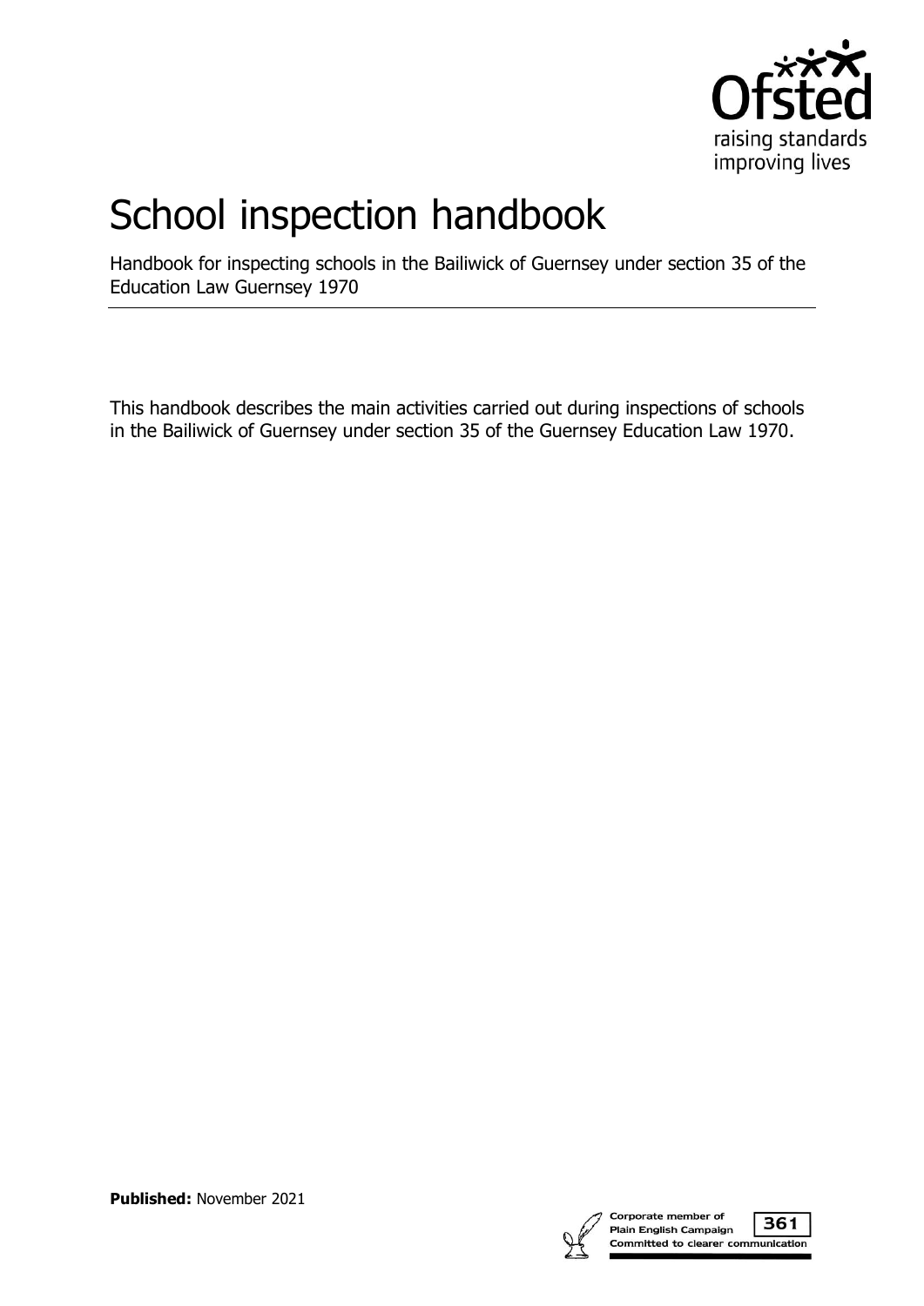# School inspection handbook

Handbook for inspecting schools in the Bailiwick of Guernsey under section 35 of the Education Law Guernsey 1970

This handbook describes the main activities carried out during inspections of schools in the Bailiwick of Guernsey under section 35 of the Guernsey Education Law 1970.

**Published:** November 2021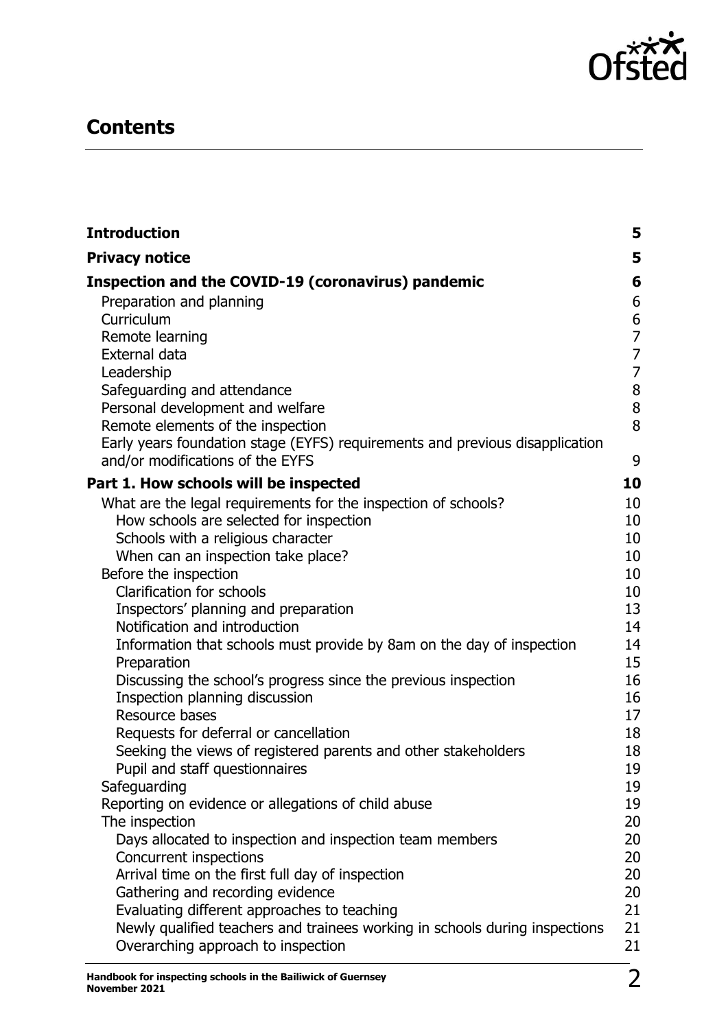## Contents

**Introduction** 5

**Privacy notice** 5

**Inspection and the COVID-19 (coronavirus) pandemic** 6

- Preparation and planning 6
- Curriculum 6
- Remote learning 7
- External data 7
- Leadership 7
- Safeguarding and attendance 8
- Personal development and welfare 8
- Remote elements of the inspection 8
- Early years foundation stage (EYFS) requirements and previous disapplication and/or modifications of the EYFS 9

**Part 1. How schools will be inspected** 10

- What are the legal requirements for the inspection of schools? 10
  - How schools are selected for inspection 10
  - Schools with a religious character 10
  - When can an inspection take place? 10
- Before the inspection 10
  - Clarification for schools 10
  - Inspectors' planning and preparation 13
  - Notification and introduction 14
  - Information that schools must provide by 8am on the day of inspection 14
  - Preparation 15
  - Discussing the school's progress since the previous inspection 16
  - Inspection planning discussion 16
  - Resource bases 17
  - Requests for deferral or cancellation 18
  - Seeking the views of registered parents and other stakeholders 18
  - Pupil and staff questionnaires 19
- Safeguarding 19
- Reporting on evidence or allegations of child abuse 19
- The inspection 20
  - Days allocated to inspection and inspection team members 20
  - Concurrent inspections 20
  - Arrival time on the first full day of inspection 20
  - Gathering and recording evidence 20
  - Evaluating different approaches to teaching 21
  - Newly qualified teachers and trainees working in schools during inspections 21
  - Overarching approach to inspection 21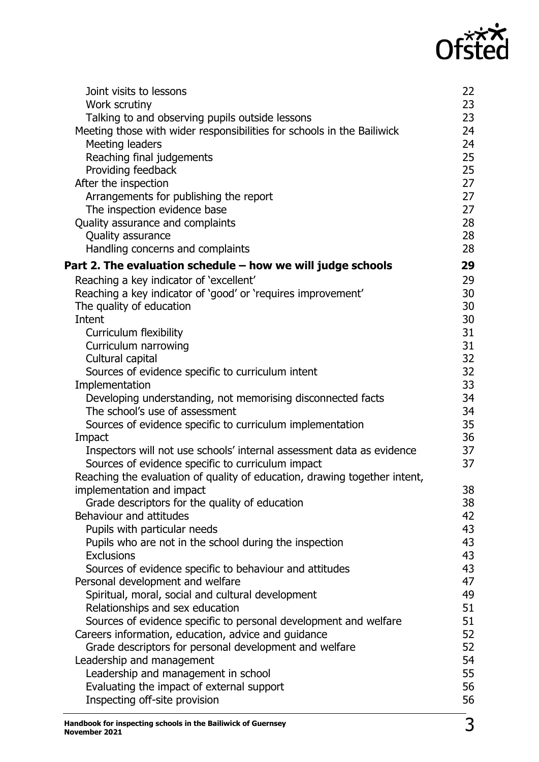Joint visits to lessons 22
Work scrutiny 23
Talking to and observing pupils outside lessons 23
Meeting those with wider responsibilities for schools in the Bailiwick 24
Meeting leaders 24
Reaching final judgements 25
Providing feedback 25
After the inspection 27
Arrangements for publishing the report 27
The inspection evidence base 27
Quality assurance and complaints 28
Quality assurance 28
Handling concerns and complaints 28

**Part 2. The evaluation schedule – how we will judge schools 29**

Reaching a key indicator of 'excellent' 29
Reaching a key indicator of 'good' or 'requires improvement' 30
The quality of education 30
Intent 30
Curriculum flexibility 31
Curriculum narrowing 31
Cultural capital 32
Sources of evidence specific to curriculum intent 32
Implementation 33
Developing understanding, not memorising disconnected facts 34
The school's use of assessment 34
Sources of evidence specific to curriculum implementation 35
Impact 36
Inspectors will not use schools' internal assessment data as evidence 37
Sources of evidence specific to curriculum impact 37
Reaching the evaluation of quality of education, drawing together intent, implementation and impact 38
Grade descriptors for the quality of education 38
Behaviour and attitudes 42
Pupils with particular needs 43
Pupils who are not in the school during the inspection 43
Exclusions 43
Sources of evidence specific to behaviour and attitudes 43
Personal development and welfare 47
Spiritual, moral, social and cultural development 49
Relationships and sex education 51
Sources of evidence specific to personal development and welfare 51
Careers information, education, advice and guidance 52
Grade descriptors for personal development and welfare 52
Leadership and management 54
Leadership and management in school 55
Evaluating the impact of external support 56
Inspecting off-site provision 56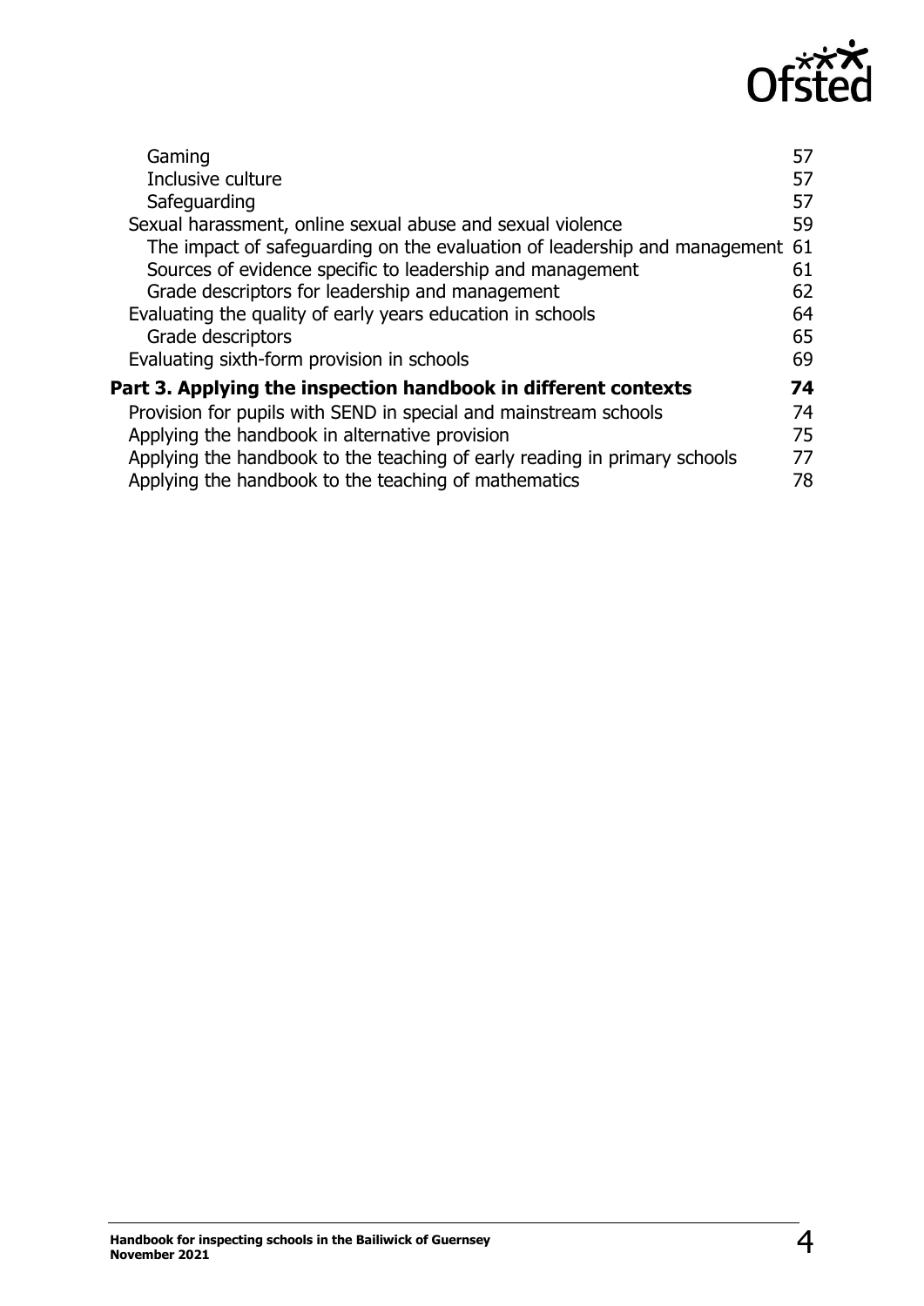Gaming 57
Inclusive culture 57
Safeguarding 57
Sexual harassment, online sexual abuse and sexual violence 59
The impact of safeguarding on the evaluation of leadership and management 61
Sources of evidence specific to leadership and management 61
Grade descriptors for leadership and management 62
Evaluating the quality of early years education in schools 64
Grade descriptors 65
Evaluating sixth-form provision in schools 69

**Part 3. Applying the inspection handbook in different contexts 74**

Provision for pupils with SEND in special and mainstream schools 74
Applying the handbook in alternative provision 75
Applying the handbook to the teaching of early reading in primary schools 77
Applying the handbook to the teaching of mathematics 78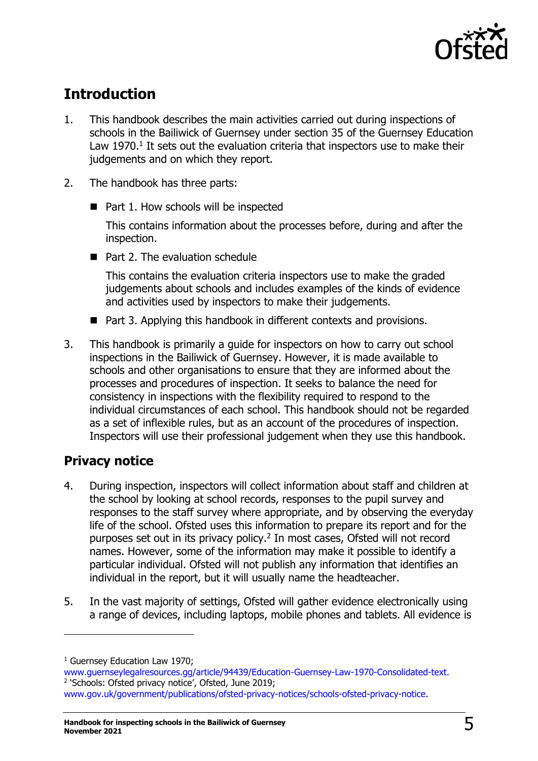## Introduction

1. This handbook describes the main activities carried out during inspections of schools in the Bailiwick of Guernsey under section 35 of the Guernsey Education Law 1970.[1] It sets out the evaluation criteria that inspectors use to make their judgements and on which they report.

2. The handbook has three parts:

   - Part 1. How schools will be inspected

     This contains information about the processes before, during and after the inspection.

   - Part 2. The evaluation schedule

     This contains the evaluation criteria inspectors use to make the graded judgements about schools and includes examples of the kinds of evidence and activities used by inspectors to make their judgements.

   - Part 3. Applying this handbook in different contexts and provisions.

3. This handbook is primarily a guide for inspectors on how to carry out school inspections in the Bailiwick of Guernsey. However, it is made available to schools and other organisations to ensure that they are informed about the processes and procedures of inspection. It seeks to balance the need for consistency in inspections with the flexibility required to respond to the individual circumstances of each school. This handbook should not be regarded as a set of inflexible rules, but as an account of the procedures of inspection. Inspectors will use their professional judgement when they use this handbook.

## Privacy notice

4. During inspection, inspectors will collect information about staff and children at the school by looking at school records, responses to the pupil survey and responses to the staff survey where appropriate, and by observing the everyday life of the school. Ofsted uses this information to prepare its report and for the purposes set out in its privacy policy.[2] In most cases, Ofsted will not record names. However, some of the information may make it possible to identify a particular individual. Ofsted will not publish any information that identifies an individual in the report, but it will usually name the headteacher.

5. In the vast majority of settings, Ofsted will gather evidence electronically using a range of devices, including laptops, mobile phones and tablets. All evidence is

---

[1] Guernsey Education Law 1970; www.guernseylegalresources.gg/article/94439/Education-Guernsey-Law-1970-Consolidated-text.

[2] 'Schools: Ofsted privacy notice', Ofsted, June 2019; www.gov.uk/government/publications/ofsted-privacy-notices/schools-ofsted-privacy-notice.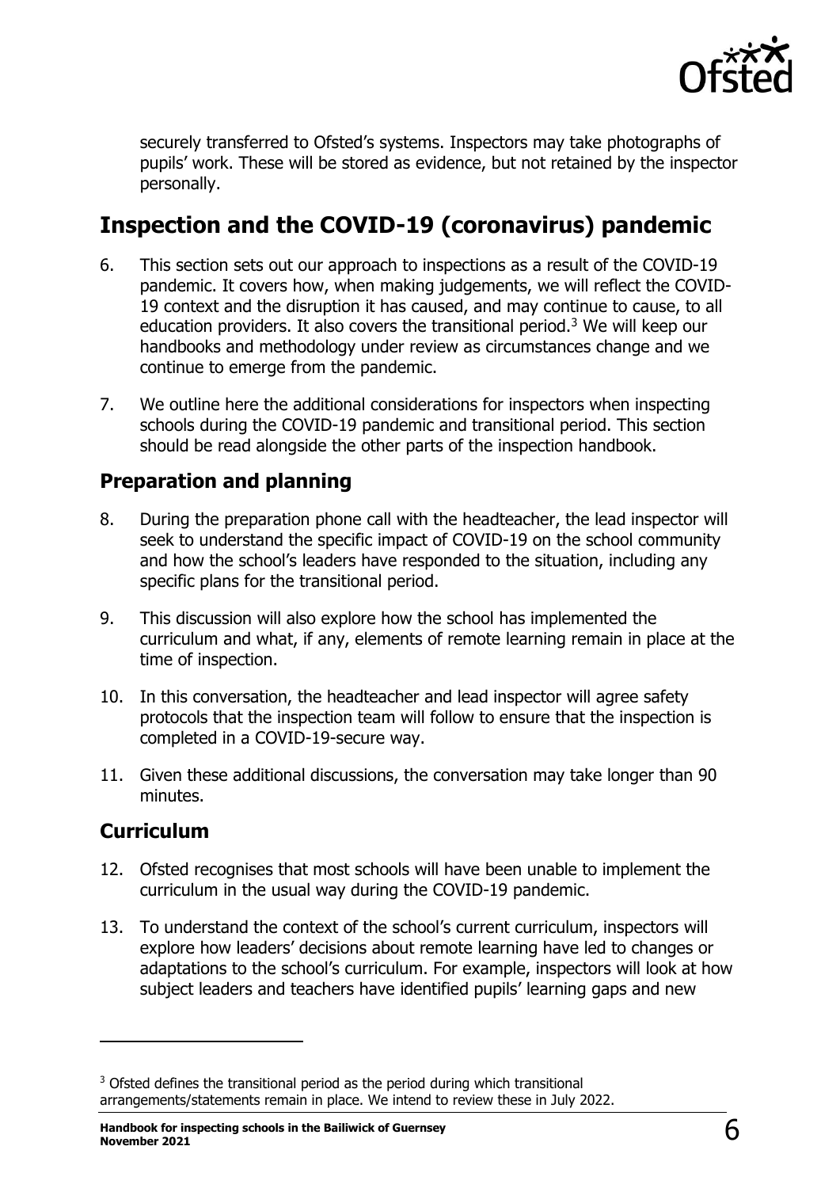securely transferred to Ofsted's systems. Inspectors may take photographs of pupils' work. These will be stored as evidence, but not retained by the inspector personally.

## Inspection and the COVID-19 (coronavirus) pandemic

6. This section sets out our approach to inspections as a result of the COVID-19 pandemic. It covers how, when making judgements, we will reflect the COVID-19 context and the disruption it has caused, and may continue to cause, to all education providers. It also covers the transitional period.[3] We will keep our handbooks and methodology under review as circumstances change and we continue to emerge from the pandemic.

7. We outline here the additional considerations for inspectors when inspecting schools during the COVID-19 pandemic and transitional period. This section should be read alongside the other parts of the inspection handbook.

### Preparation and planning

8. During the preparation phone call with the headteacher, the lead inspector will seek to understand the specific impact of COVID-19 on the school community and how the school's leaders have responded to the situation, including any specific plans for the transitional period.

9. This discussion will also explore how the school has implemented the curriculum and what, if any, elements of remote learning remain in place at the time of inspection.

10. In this conversation, the headteacher and lead inspector will agree safety protocols that the inspection team will follow to ensure that the inspection is completed in a COVID-19-secure way.

11. Given these additional discussions, the conversation may take longer than 90 minutes.

### Curriculum

12. Ofsted recognises that most schools will have been unable to implement the curriculum in the usual way during the COVID-19 pandemic.

13. To understand the context of the school's current curriculum, inspectors will explore how leaders' decisions about remote learning have led to changes or adaptations to the school's curriculum. For example, inspectors will look at how subject leaders and teachers have identified pupils' learning gaps and new

---

[3] Ofsted defines the transitional period as the period during which transitional arrangements/statements remain in place. We intend to review these in July 2022.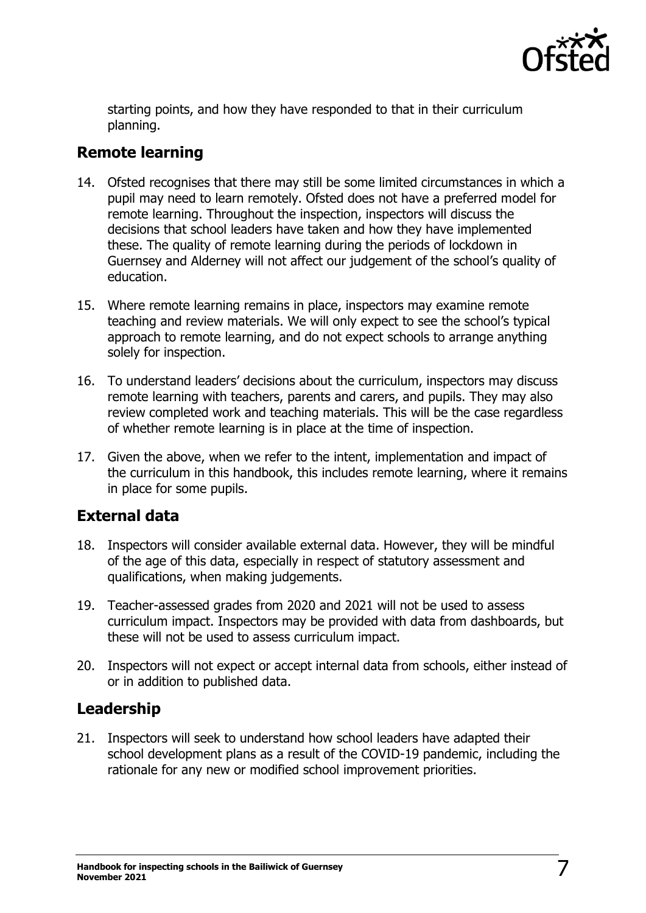starting points, and how they have responded to that in their curriculum planning.

## Remote learning

14. Ofsted recognises that there may still be some limited circumstances in which a pupil may need to learn remotely. Ofsted does not have a preferred model for remote learning. Throughout the inspection, inspectors will discuss the decisions that school leaders have taken and how they have implemented these. The quality of remote learning during the periods of lockdown in Guernsey and Alderney will not affect our judgement of the school's quality of education.

15. Where remote learning remains in place, inspectors may examine remote teaching and review materials. We will only expect to see the school's typical approach to remote learning, and do not expect schools to arrange anything solely for inspection.

16. To understand leaders' decisions about the curriculum, inspectors may discuss remote learning with teachers, parents and carers, and pupils. They may also review completed work and teaching materials. This will be the case regardless of whether remote learning is in place at the time of inspection.

17. Given the above, when we refer to the intent, implementation and impact of the curriculum in this handbook, this includes remote learning, where it remains in place for some pupils.

## External data

18. Inspectors will consider available external data. However, they will be mindful of the age of this data, especially in respect of statutory assessment and qualifications, when making judgements.

19. Teacher-assessed grades from 2020 and 2021 will not be used to assess curriculum impact. Inspectors may be provided with data from dashboards, but these will not be used to assess curriculum impact.

20. Inspectors will not expect or accept internal data from schools, either instead of or in addition to published data.

## Leadership

21. Inspectors will seek to understand how school leaders have adapted their school development plans as a result of the COVID-19 pandemic, including the rationale for any new or modified school improvement priorities.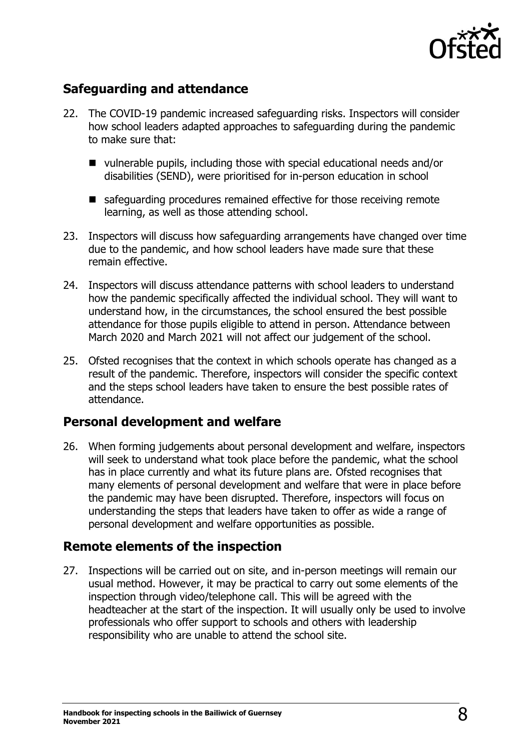## Safeguarding and attendance

22. The COVID-19 pandemic increased safeguarding risks. Inspectors will consider how school leaders adapted approaches to safeguarding during the pandemic to make sure that:

    - vulnerable pupils, including those with special educational needs and/or disabilities (SEND), were prioritised for in-person education in school
    - safeguarding procedures remained effective for those receiving remote learning, as well as those attending school.

23. Inspectors will discuss how safeguarding arrangements have changed over time due to the pandemic, and how school leaders have made sure that these remain effective.

24. Inspectors will discuss attendance patterns with school leaders to understand how the pandemic specifically affected the individual school. They will want to understand how, in the circumstances, the school ensured the best possible attendance for those pupils eligible to attend in person. Attendance between March 2020 and March 2021 will not affect our judgement of the school.

25. Ofsted recognises that the context in which schools operate has changed as a result of the pandemic. Therefore, inspectors will consider the specific context and the steps school leaders have taken to ensure the best possible rates of attendance.

## Personal development and welfare

26. When forming judgements about personal development and welfare, inspectors will seek to understand what took place before the pandemic, what the school has in place currently and what its future plans are. Ofsted recognises that many elements of personal development and welfare that were in place before the pandemic may have been disrupted. Therefore, inspectors will focus on understanding the steps that leaders have taken to offer as wide a range of personal development and welfare opportunities as possible.

## Remote elements of the inspection

27. Inspections will be carried out on site, and in-person meetings will remain our usual method. However, it may be practical to carry out some elements of the inspection through video/telephone call. This will be agreed with the headteacher at the start of the inspection. It will usually only be used to involve professionals who offer support to schools and others with leadership responsibility who are unable to attend the school site.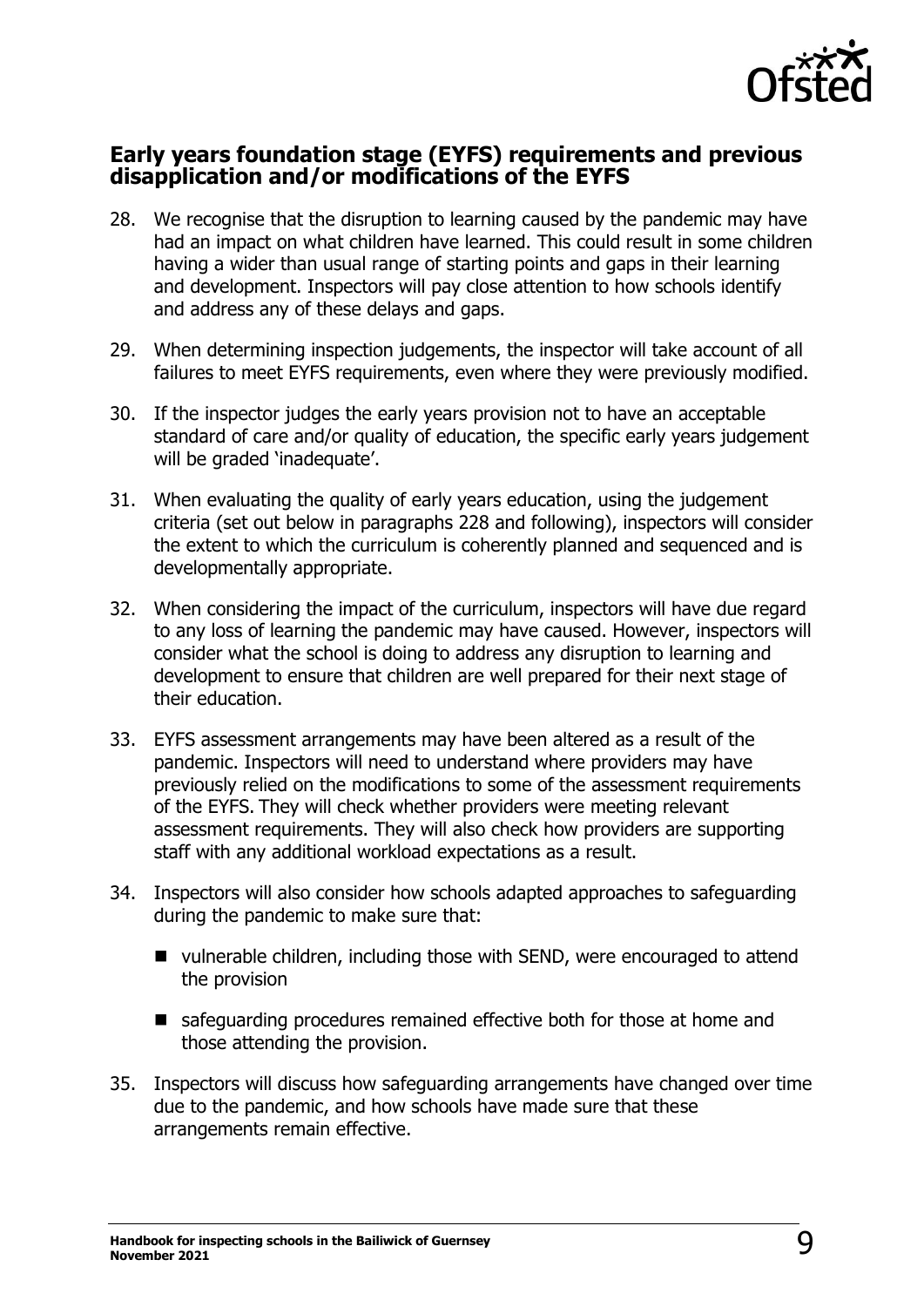## Early years foundation stage (EYFS) requirements and previous disapplication and/or modifications of the EYFS

28. We recognise that the disruption to learning caused by the pandemic may have had an impact on what children have learned. This could result in some children having a wider than usual range of starting points and gaps in their learning and development. Inspectors will pay close attention to how schools identify and address any of these delays and gaps.

29. When determining inspection judgements, the inspector will take account of all failures to meet EYFS requirements, even where they were previously modified.

30. If the inspector judges the early years provision not to have an acceptable standard of care and/or quality of education, the specific early years judgement will be graded 'inadequate'.

31. When evaluating the quality of early years education, using the judgement criteria (set out below in paragraphs 228 and following), inspectors will consider the extent to which the curriculum is coherently planned and sequenced and is developmentally appropriate.

32. When considering the impact of the curriculum, inspectors will have due regard to any loss of learning the pandemic may have caused. However, inspectors will consider what the school is doing to address any disruption to learning and development to ensure that children are well prepared for their next stage of their education.

33. EYFS assessment arrangements may have been altered as a result of the pandemic. Inspectors will need to understand where providers may have previously relied on the modifications to some of the assessment requirements of the EYFS. They will check whether providers were meeting relevant assessment requirements. They will also check how providers are supporting staff with any additional workload expectations as a result.

34. Inspectors will also consider how schools adapted approaches to safeguarding during the pandemic to make sure that:

    - vulnerable children, including those with SEND, were encouraged to attend the provision
    - safeguarding procedures remained effective both for those at home and those attending the provision.

35. Inspectors will discuss how safeguarding arrangements have changed over time due to the pandemic, and how schools have made sure that these arrangements remain effective.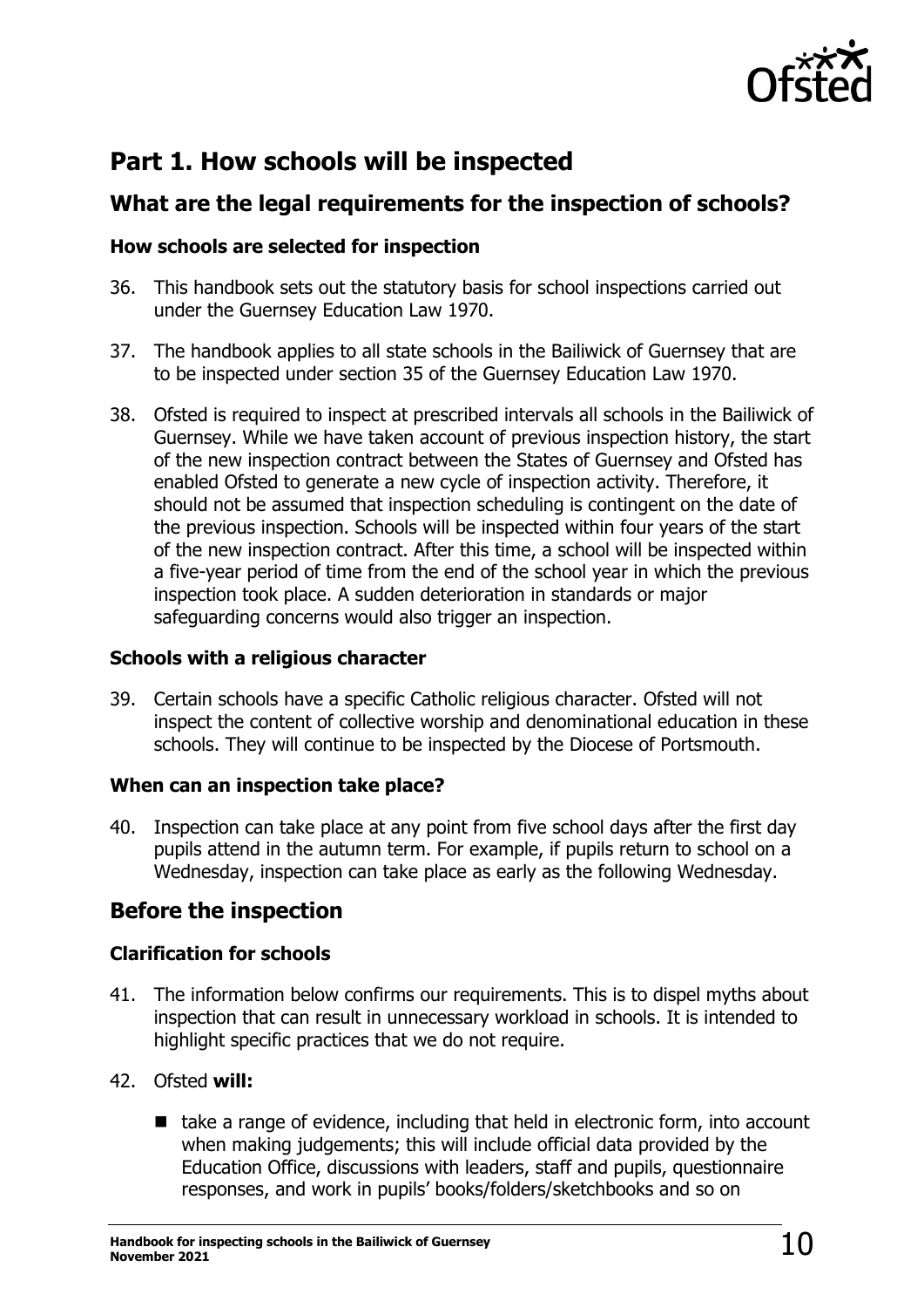# Part 1. How schools will be inspected

## What are the legal requirements for the inspection of schools?

### How schools are selected for inspection

36. This handbook sets out the statutory basis for school inspections carried out under the Guernsey Education Law 1970.

37. The handbook applies to all state schools in the Bailiwick of Guernsey that are to be inspected under section 35 of the Guernsey Education Law 1970.

38. Ofsted is required to inspect at prescribed intervals all schools in the Bailiwick of Guernsey. While we have taken account of previous inspection history, the start of the new inspection contract between the States of Guernsey and Ofsted has enabled Ofsted to generate a new cycle of inspection activity. Therefore, it should not be assumed that inspection scheduling is contingent on the date of the previous inspection. Schools will be inspected within four years of the start of the new inspection contract. After this time, a school will be inspected within a five-year period of time from the end of the school year in which the previous inspection took place. A sudden deterioration in standards or major safeguarding concerns would also trigger an inspection.

### Schools with a religious character

39. Certain schools have a specific Catholic religious character. Ofsted will not inspect the content of collective worship and denominational education in these schools. They will continue to be inspected by the Diocese of Portsmouth.

### When can an inspection take place?

40. Inspection can take place at any point from five school days after the first day pupils attend in the autumn term. For example, if pupils return to school on a Wednesday, inspection can take place as early as the following Wednesday.

## Before the inspection

### Clarification for schools

41. The information below confirms our requirements. This is to dispel myths about inspection that can result in unnecessary workload in schools. It is intended to highlight specific practices that we do not require.

42. Ofsted **will:**

   - take a range of evidence, including that held in electronic form, into account when making judgements; this will include official data provided by the Education Office, discussions with leaders, staff and pupils, questionnaire responses, and work in pupils' books/folders/sketchbooks and so on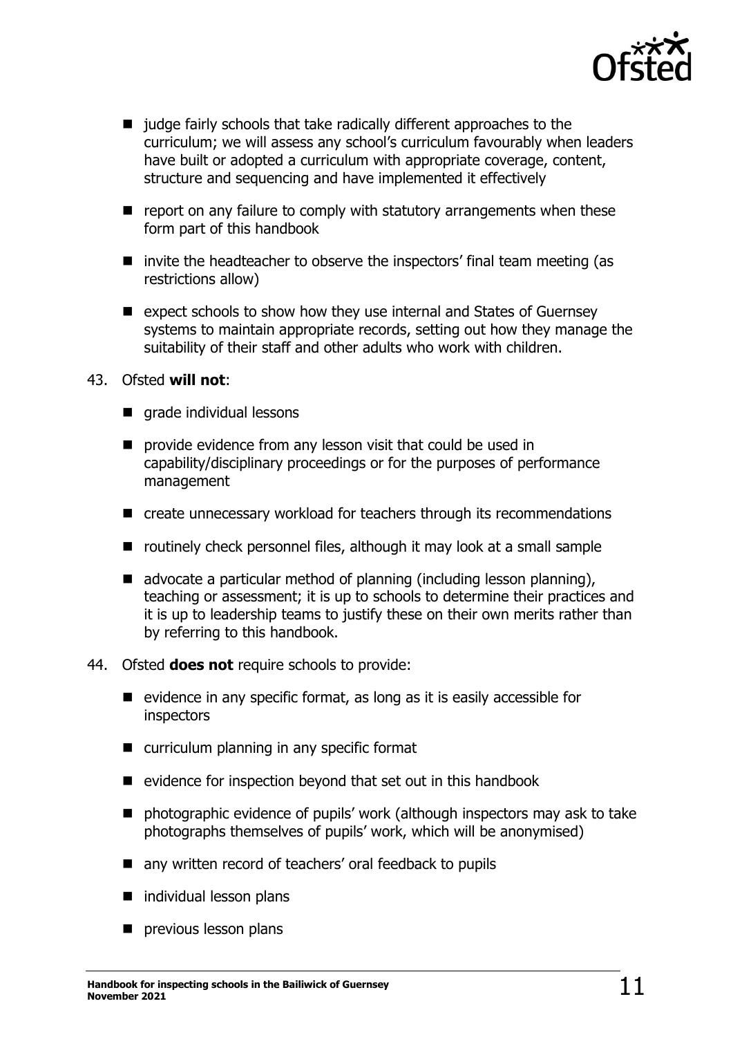- judge fairly schools that take radically different approaches to the curriculum; we will assess any school's curriculum favourably when leaders have built or adopted a curriculum with appropriate coverage, content, structure and sequencing and have implemented it effectively
- report on any failure to comply with statutory arrangements when these form part of this handbook
- invite the headteacher to observe the inspectors' final team meeting (as restrictions allow)
- expect schools to show how they use internal and States of Guernsey systems to maintain appropriate records, setting out how they manage the suitability of their staff and other adults who work with children.

43. Ofsted **will not**:

- grade individual lessons
- provide evidence from any lesson visit that could be used in capability/disciplinary proceedings or for the purposes of performance management
- create unnecessary workload for teachers through its recommendations
- routinely check personnel files, although it may look at a small sample
- advocate a particular method of planning (including lesson planning), teaching or assessment; it is up to schools to determine their practices and it is up to leadership teams to justify these on their own merits rather than by referring to this handbook.

44. Ofsted **does not** require schools to provide:

- evidence in any specific format, as long as it is easily accessible for inspectors
- curriculum planning in any specific format
- evidence for inspection beyond that set out in this handbook
- photographic evidence of pupils' work (although inspectors may ask to take photographs themselves of pupils' work, which will be anonymised)
- any written record of teachers' oral feedback to pupils
- individual lesson plans
- previous lesson plans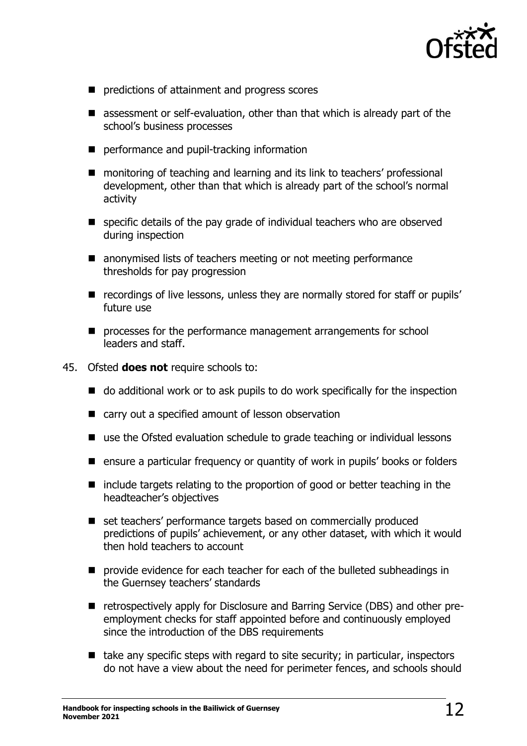- predictions of attainment and progress scores
- assessment or self-evaluation, other than that which is already part of the school's business processes
- performance and pupil-tracking information
- monitoring of teaching and learning and its link to teachers' professional development, other than that which is already part of the school's normal activity
- specific details of the pay grade of individual teachers who are observed during inspection
- anonymised lists of teachers meeting or not meeting performance thresholds for pay progression
- recordings of live lessons, unless they are normally stored for staff or pupils' future use
- processes for the performance management arrangements for school leaders and staff.

45. Ofsted **does not** require schools to:

   - do additional work or to ask pupils to do work specifically for the inspection
   - carry out a specified amount of lesson observation
   - use the Ofsted evaluation schedule to grade teaching or individual lessons
   - ensure a particular frequency or quantity of work in pupils' books or folders
   - include targets relating to the proportion of good or better teaching in the headteacher's objectives
   - set teachers' performance targets based on commercially produced predictions of pupils' achievement, or any other dataset, with which it would then hold teachers to account
   - provide evidence for each teacher for each of the bulleted subheadings in the Guernsey teachers' standards
   - retrospectively apply for Disclosure and Barring Service (DBS) and other pre-employment checks for staff appointed before and continuously employed since the introduction of the DBS requirements
   - take any specific steps with regard to site security; in particular, inspectors do not have a view about the need for perimeter fences, and schools should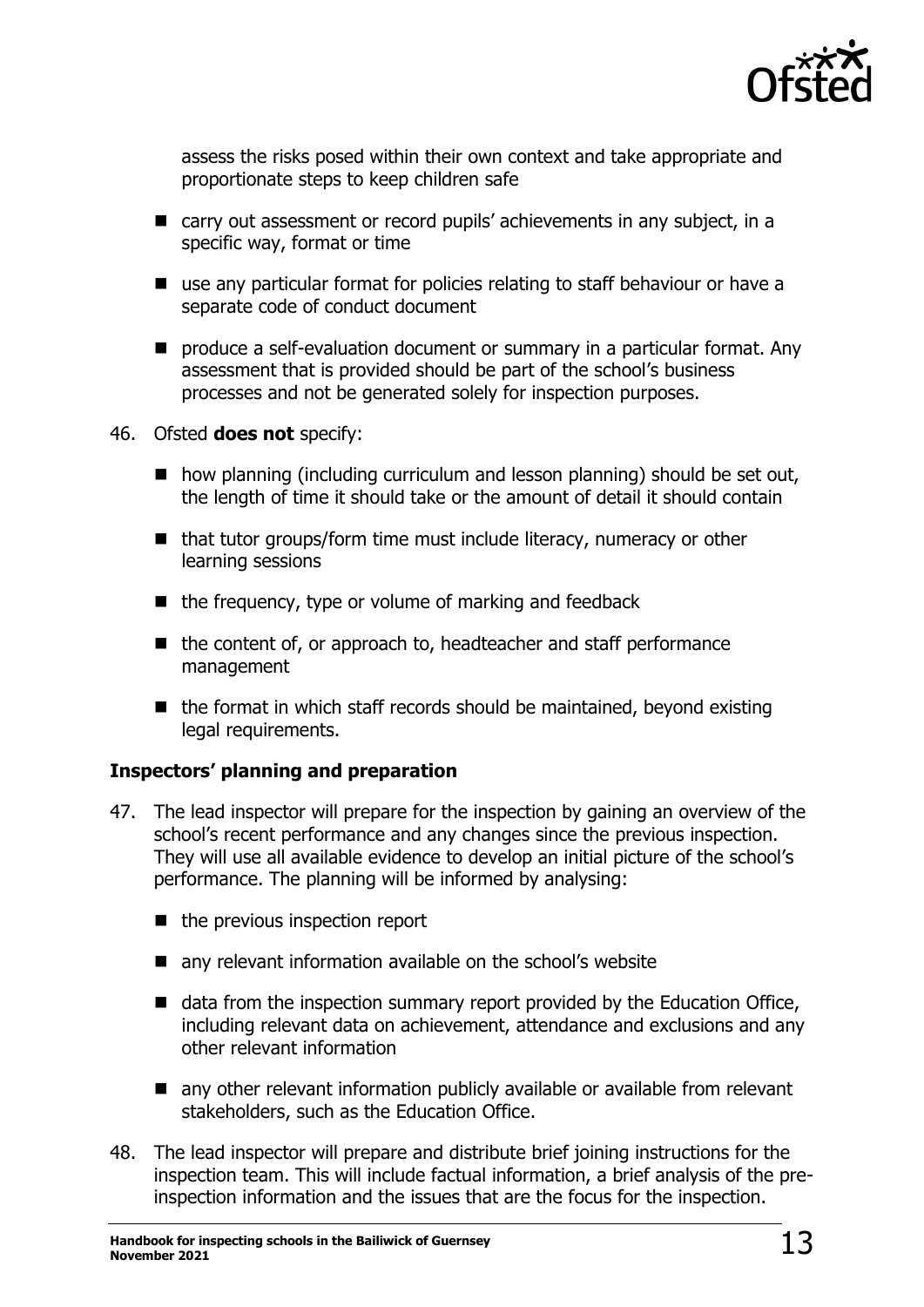assess the risks posed within their own context and take appropriate and proportionate steps to keep children safe

- carry out assessment or record pupils' achievements in any subject, in a specific way, format or time
- use any particular format for policies relating to staff behaviour or have a separate code of conduct document
- produce a self-evaluation document or summary in a particular format. Any assessment that is provided should be part of the school's business processes and not be generated solely for inspection purposes.

46. Ofsted **does not** specify:
    - how planning (including curriculum and lesson planning) should be set out, the length of time it should take or the amount of detail it should contain
    - that tutor groups/form time must include literacy, numeracy or other learning sessions
    - the frequency, type or volume of marking and feedback
    - the content of, or approach to, headteacher and staff performance management
    - the format in which staff records should be maintained, beyond existing legal requirements.

### Inspectors' planning and preparation

47. The lead inspector will prepare for the inspection by gaining an overview of the school's recent performance and any changes since the previous inspection. They will use all available evidence to develop an initial picture of the school's performance. The planning will be informed by analysing:
    - the previous inspection report
    - any relevant information available on the school's website
    - data from the inspection summary report provided by the Education Office, including relevant data on achievement, attendance and exclusions and any other relevant information
    - any other relevant information publicly available or available from relevant stakeholders, such as the Education Office.

48. The lead inspector will prepare and distribute brief joining instructions for the inspection team. This will include factual information, a brief analysis of the pre-inspection information and the issues that are the focus for the inspection.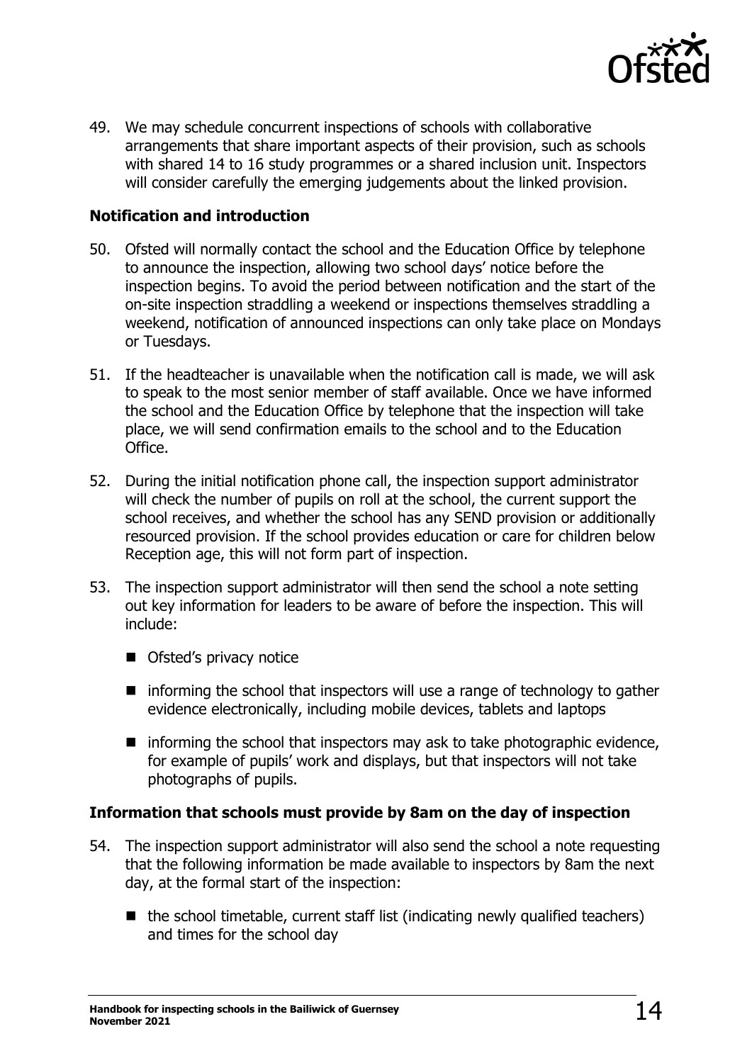49. We may schedule concurrent inspections of schools with collaborative arrangements that share important aspects of their provision, such as schools with shared 14 to 16 study programmes or a shared inclusion unit. Inspectors will consider carefully the emerging judgements about the linked provision.

### Notification and introduction

50. Ofsted will normally contact the school and the Education Office by telephone to announce the inspection, allowing two school days' notice before the inspection begins. To avoid the period between notification and the start of the on-site inspection straddling a weekend or inspections themselves straddling a weekend, notification of announced inspections can only take place on Mondays or Tuesdays.

51. If the headteacher is unavailable when the notification call is made, we will ask to speak to the most senior member of staff available. Once we have informed the school and the Education Office by telephone that the inspection will take place, we will send confirmation emails to the school and to the Education Office.

52. During the initial notification phone call, the inspection support administrator will check the number of pupils on roll at the school, the current support the school receives, and whether the school has any SEND provision or additionally resourced provision. If the school provides education or care for children below Reception age, this will not form part of inspection.

53. The inspection support administrator will then send the school a note setting out key information for leaders to be aware of before the inspection. This will include:

    - Ofsted's privacy notice
    - informing the school that inspectors will use a range of technology to gather evidence electronically, including mobile devices, tablets and laptops
    - informing the school that inspectors may ask to take photographic evidence, for example of pupils' work and displays, but that inspectors will not take photographs of pupils.

### Information that schools must provide by 8am on the day of inspection

54. The inspection support administrator will also send the school a note requesting that the following information be made available to inspectors by 8am the next day, at the formal start of the inspection:

    - the school timetable, current staff list (indicating newly qualified teachers) and times for the school day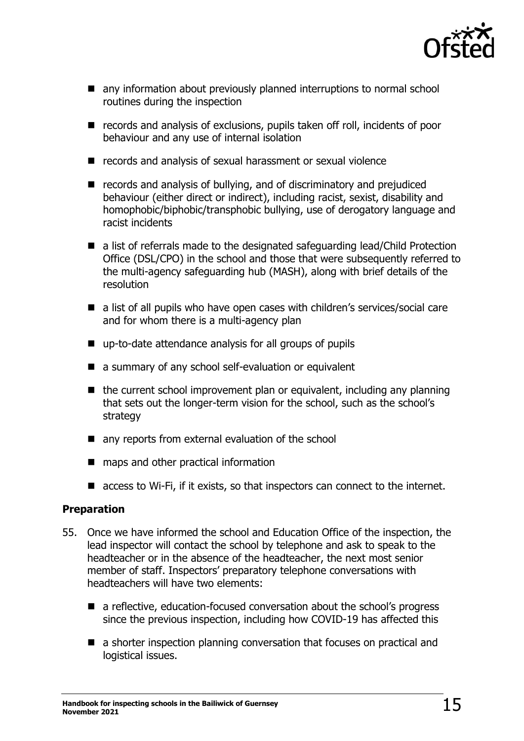- any information about previously planned interruptions to normal school routines during the inspection
- records and analysis of exclusions, pupils taken off roll, incidents of poor behaviour and any use of internal isolation
- records and analysis of sexual harassment or sexual violence
- records and analysis of bullying, and of discriminatory and prejudiced behaviour (either direct or indirect), including racist, sexist, disability and homophobic/biphobic/transphobic bullying, use of derogatory language and racist incidents
- a list of referrals made to the designated safeguarding lead/Child Protection Office (DSL/CPO) in the school and those that were subsequently referred to the multi-agency safeguarding hub (MASH), along with brief details of the resolution
- a list of all pupils who have open cases with children's services/social care and for whom there is a multi-agency plan
- up-to-date attendance analysis for all groups of pupils
- a summary of any school self-evaluation or equivalent
- the current school improvement plan or equivalent, including any planning that sets out the longer-term vision for the school, such as the school's strategy
- any reports from external evaluation of the school
- maps and other practical information
- access to Wi-Fi, if it exists, so that inspectors can connect to the internet.

**Preparation**

55. Once we have informed the school and Education Office of the inspection, the lead inspector will contact the school by telephone and ask to speak to the headteacher or in the absence of the headteacher, the next most senior member of staff. Inspectors' preparatory telephone conversations with headteachers will have two elements:

    - a reflective, education-focused conversation about the school's progress since the previous inspection, including how COVID-19 has affected this
    - a shorter inspection planning conversation that focuses on practical and logistical issues.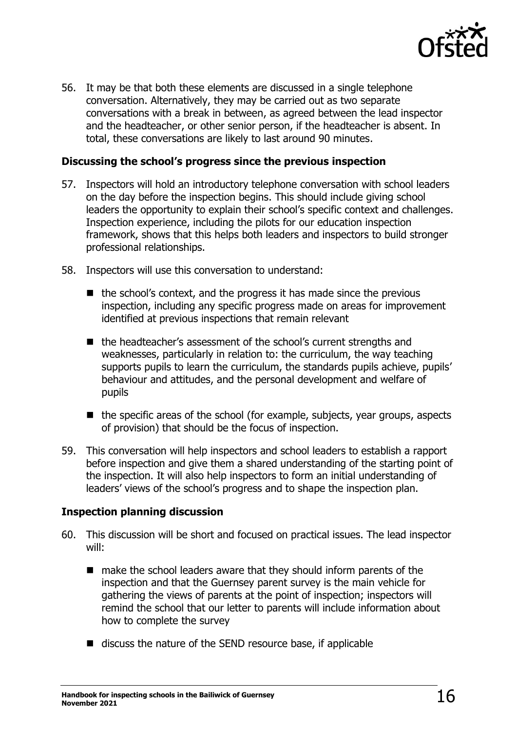56. It may be that both these elements are discussed in a single telephone conversation. Alternatively, they may be carried out as two separate conversations with a break in between, as agreed between the lead inspector and the headteacher, or other senior person, if the headteacher is absent. In total, these conversations are likely to last around 90 minutes.

### Discussing the school's progress since the previous inspection

57. Inspectors will hold an introductory telephone conversation with school leaders on the day before the inspection begins. This should include giving school leaders the opportunity to explain their school's specific context and challenges. Inspection experience, including the pilots for our education inspection framework, shows that this helps both leaders and inspectors to build stronger professional relationships.

58. Inspectors will use this conversation to understand:

    - the school's context, and the progress it has made since the previous inspection, including any specific progress made on areas for improvement identified at previous inspections that remain relevant
    - the headteacher's assessment of the school's current strengths and weaknesses, particularly in relation to: the curriculum, the way teaching supports pupils to learn the curriculum, the standards pupils achieve, pupils' behaviour and attitudes, and the personal development and welfare of pupils
    - the specific areas of the school (for example, subjects, year groups, aspects of provision) that should be the focus of inspection.

59. This conversation will help inspectors and school leaders to establish a rapport before inspection and give them a shared understanding of the starting point of the inspection. It will also help inspectors to form an initial understanding of leaders' views of the school's progress and to shape the inspection plan.

### Inspection planning discussion

60. This discussion will be short and focused on practical issues. The lead inspector will:

    - make the school leaders aware that they should inform parents of the inspection and that the Guernsey parent survey is the main vehicle for gathering the views of parents at the point of inspection; inspectors will remind the school that our letter to parents will include information about how to complete the survey
    - discuss the nature of the SEND resource base, if applicable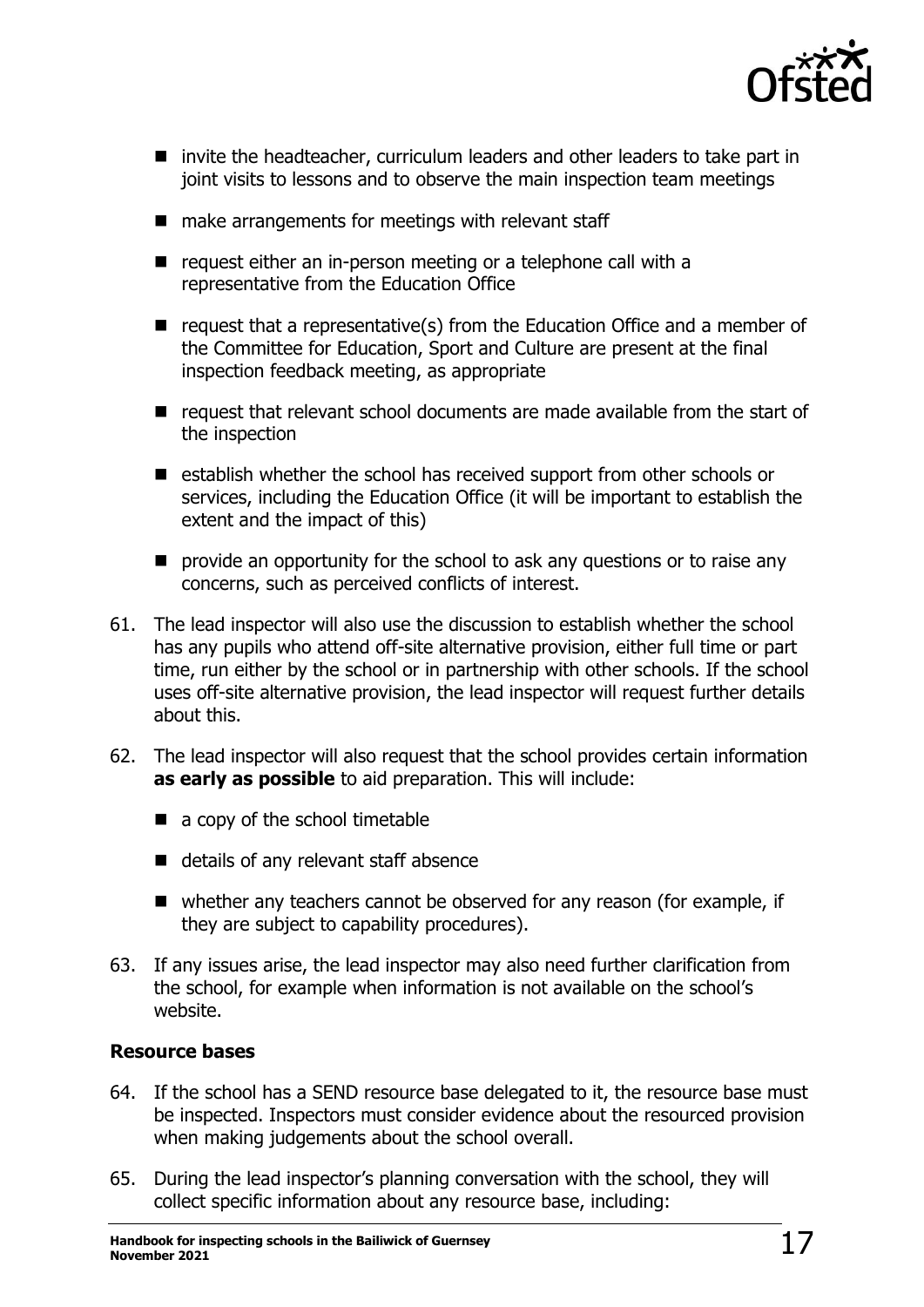- invite the headteacher, curriculum leaders and other leaders to take part in joint visits to lessons and to observe the main inspection team meetings
- make arrangements for meetings with relevant staff
- request either an in-person meeting or a telephone call with a representative from the Education Office
- request that a representative(s) from the Education Office and a member of the Committee for Education, Sport and Culture are present at the final inspection feedback meeting, as appropriate
- request that relevant school documents are made available from the start of the inspection
- establish whether the school has received support from other schools or services, including the Education Office (it will be important to establish the extent and the impact of this)
- provide an opportunity for the school to ask any questions or to raise any concerns, such as perceived conflicts of interest.

61. The lead inspector will also use the discussion to establish whether the school has any pupils who attend off-site alternative provision, either full time or part time, run either by the school or in partnership with other schools. If the school uses off-site alternative provision, the lead inspector will request further details about this.

62. The lead inspector will also request that the school provides certain information **as early as possible** to aid preparation. This will include:
    - a copy of the school timetable
    - details of any relevant staff absence
    - whether any teachers cannot be observed for any reason (for example, if they are subject to capability procedures).

63. If any issues arise, the lead inspector may also need further clarification from the school, for example when information is not available on the school's website.

### Resource bases

64. If the school has a SEND resource base delegated to it, the resource base must be inspected. Inspectors must consider evidence about the resourced provision when making judgements about the school overall.

65. During the lead inspector's planning conversation with the school, they will collect specific information about any resource base, including: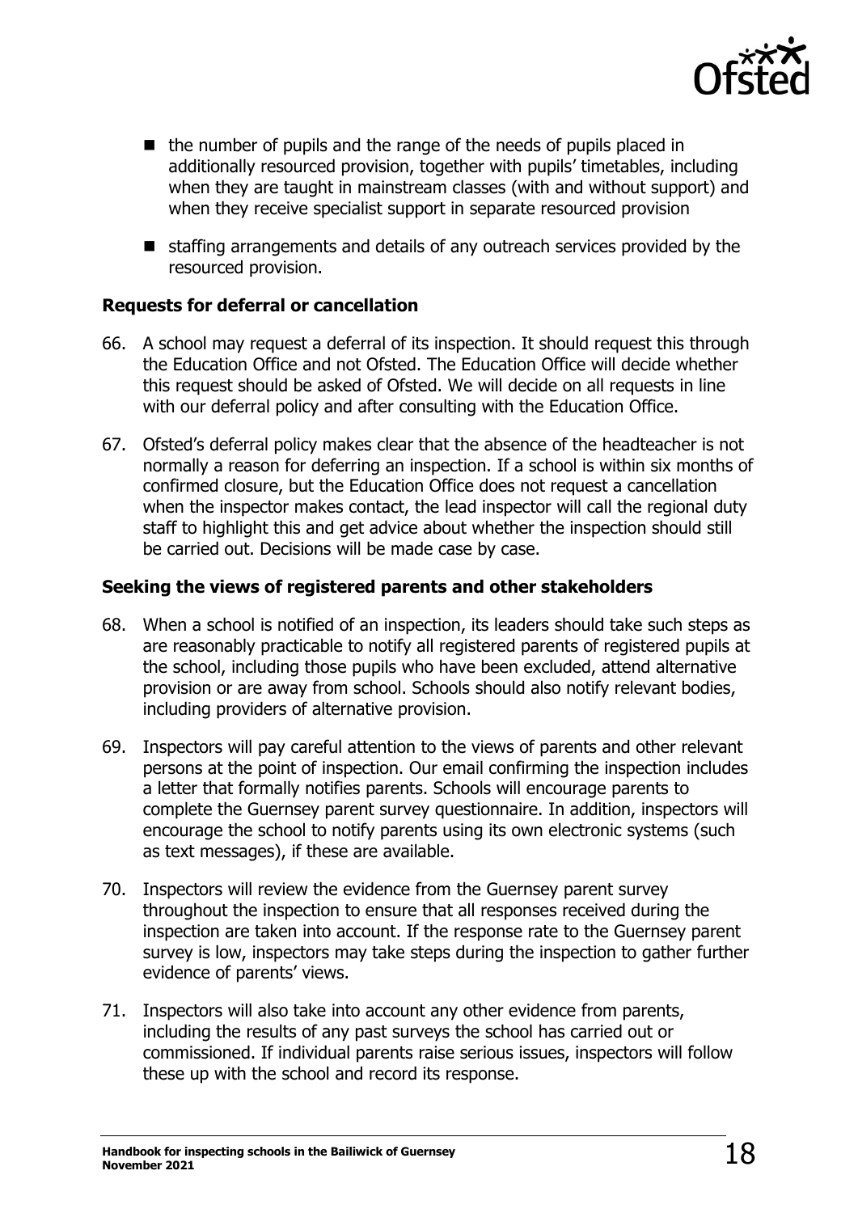- the number of pupils and the range of the needs of pupils placed in additionally resourced provision, together with pupils' timetables, including when they are taught in mainstream classes (with and without support) and when they receive specialist support in separate resourced provision
- staffing arrangements and details of any outreach services provided by the resourced provision.

### Requests for deferral or cancellation

66. A school may request a deferral of its inspection. It should request this through the Education Office and not Ofsted. The Education Office will decide whether this request should be asked of Ofsted. We will decide on all requests in line with our deferral policy and after consulting with the Education Office.

67. Ofsted's deferral policy makes clear that the absence of the headteacher is not normally a reason for deferring an inspection. If a school is within six months of confirmed closure, but the Education Office does not request a cancellation when the inspector makes contact, the lead inspector will call the regional duty staff to highlight this and get advice about whether the inspection should still be carried out. Decisions will be made case by case.

### Seeking the views of registered parents and other stakeholders

68. When a school is notified of an inspection, its leaders should take such steps as are reasonably practicable to notify all registered parents of registered pupils at the school, including those pupils who have been excluded, attend alternative provision or are away from school. Schools should also notify relevant bodies, including providers of alternative provision.

69. Inspectors will pay careful attention to the views of parents and other relevant persons at the point of inspection. Our email confirming the inspection includes a letter that formally notifies parents. Schools will encourage parents to complete the Guernsey parent survey questionnaire. In addition, inspectors will encourage the school to notify parents using its own electronic systems (such as text messages), if these are available.

70. Inspectors will review the evidence from the Guernsey parent survey throughout the inspection to ensure that all responses received during the inspection are taken into account. If the response rate to the Guernsey parent survey is low, inspectors may take steps during the inspection to gather further evidence of parents' views.

71. Inspectors will also take into account any other evidence from parents, including the results of any past surveys the school has carried out or commissioned. If individual parents raise serious issues, inspectors will follow these up with the school and record its response.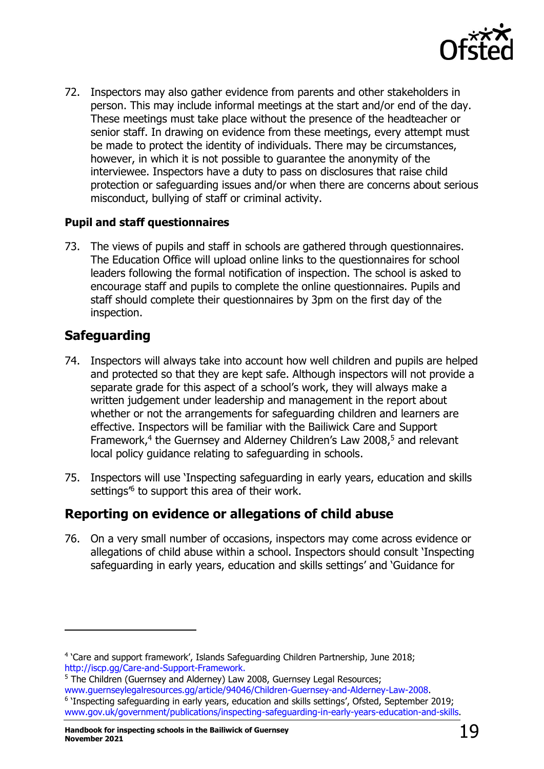72. Inspectors may also gather evidence from parents and other stakeholders in person. This may include informal meetings at the start and/or end of the day. These meetings must take place without the presence of the headteacher or senior staff. In drawing on evidence from these meetings, every attempt must be made to protect the identity of individuals. There may be circumstances, however, in which it is not possible to guarantee the anonymity of the interviewee. Inspectors have a duty to pass on disclosures that raise child protection or safeguarding issues and/or when there are concerns about serious misconduct, bullying of staff or criminal activity.

### Pupil and staff questionnaires

73. The views of pupils and staff in schools are gathered through questionnaires. The Education Office will upload online links to the questionnaires for school leaders following the formal notification of inspection. The school is asked to encourage staff and pupils to complete the online questionnaires. Pupils and staff should complete their questionnaires by 3pm on the first day of the inspection.

## Safeguarding

74. Inspectors will always take into account how well children and pupils are helped and protected so that they are kept safe. Although inspectors will not provide a separate grade for this aspect of a school's work, they will always make a written judgement under leadership and management in the report about whether or not the arrangements for safeguarding children and learners are effective. Inspectors will be familiar with the Bailiwick Care and Support Framework,[4] the Guernsey and Alderney Children's Law 2008,[5] and relevant local policy guidance relating to safeguarding in schools.

75. Inspectors will use 'Inspecting safeguarding in early years, education and skills settings'[6] to support this area of their work.

## Reporting on evidence or allegations of child abuse

76. On a very small number of occasions, inspectors may come across evidence or allegations of child abuse within a school. Inspectors should consult 'Inspecting safeguarding in early years, education and skills settings' and 'Guidance for

---

[4] 'Care and support framework', Islands Safeguarding Children Partnership, June 2018; http://iscp.gg/Care-and-Support-Framework.

[5] The Children (Guernsey and Alderney) Law 2008, Guernsey Legal Resources; www.guernseylegalresources.gg/article/94046/Children-Guernsey-and-Alderney-Law-2008.

[6] 'Inspecting safeguarding in early years, education and skills settings', Ofsted, September 2019; www.gov.uk/government/publications/inspecting-safeguarding-in-early-years-education-and-skills.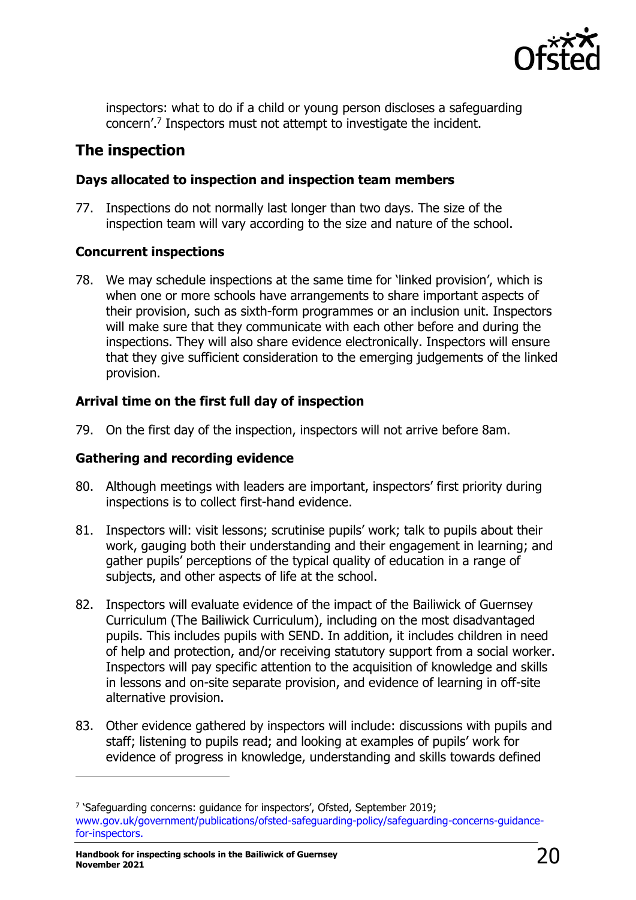inspectors: what to do if a child or young person discloses a safeguarding concern'.[7] Inspectors must not attempt to investigate the incident.

## The inspection

### Days allocated to inspection and inspection team members

77. Inspections do not normally last longer than two days. The size of the inspection team will vary according to the size and nature of the school.

### Concurrent inspections

78. We may schedule inspections at the same time for 'linked provision', which is when one or more schools have arrangements to share important aspects of their provision, such as sixth-form programmes or an inclusion unit. Inspectors will make sure that they communicate with each other before and during the inspections. They will also share evidence electronically. Inspectors will ensure that they give sufficient consideration to the emerging judgements of the linked provision.

### Arrival time on the first full day of inspection

79. On the first day of the inspection, inspectors will not arrive before 8am.

### Gathering and recording evidence

80. Although meetings with leaders are important, inspectors' first priority during inspections is to collect first-hand evidence.

81. Inspectors will: visit lessons; scrutinise pupils' work; talk to pupils about their work, gauging both their understanding and their engagement in learning; and gather pupils' perceptions of the typical quality of education in a range of subjects, and other aspects of life at the school.

82. Inspectors will evaluate evidence of the impact of the Bailiwick of Guernsey Curriculum (The Bailiwick Curriculum), including on the most disadvantaged pupils. This includes pupils with SEND. In addition, it includes children in need of help and protection, and/or receiving statutory support from a social worker. Inspectors will pay specific attention to the acquisition of knowledge and skills in lessons and on-site separate provision, and evidence of learning in off-site alternative provision.

83. Other evidence gathered by inspectors will include: discussions with pupils and staff; listening to pupils read; and looking at examples of pupils' work for evidence of progress in knowledge, understanding and skills towards defined

---

[7] 'Safeguarding concerns: guidance for inspectors', Ofsted, September 2019; www.gov.uk/government/publications/ofsted-safeguarding-policy/safeguarding-concerns-guidance-for-inspectors.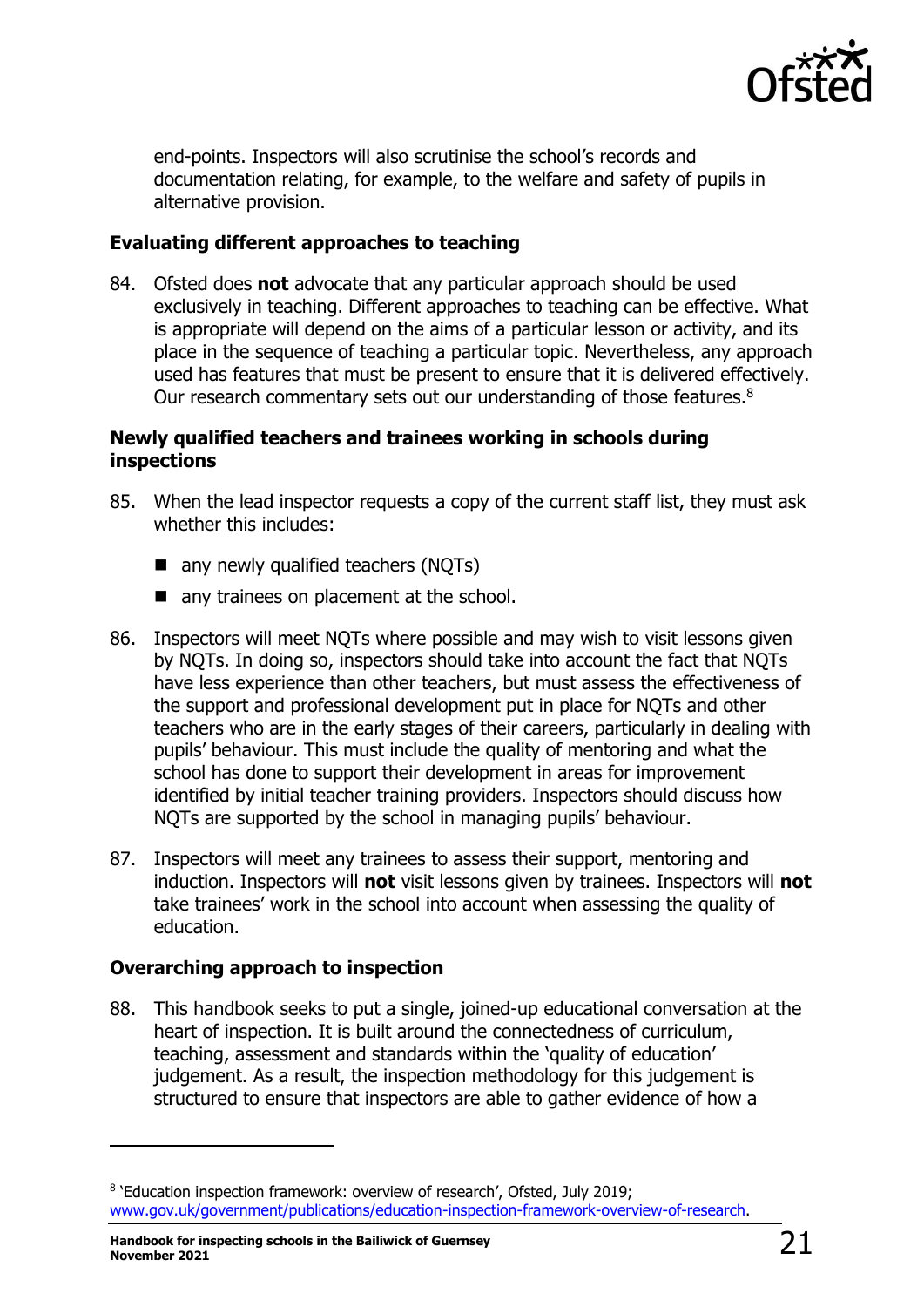end-points. Inspectors will also scrutinise the school's records and documentation relating, for example, to the welfare and safety of pupils in alternative provision.

### Evaluating different approaches to teaching

84. Ofsted does **not** advocate that any particular approach should be used exclusively in teaching. Different approaches to teaching can be effective. What is appropriate will depend on the aims of a particular lesson or activity, and its place in the sequence of teaching a particular topic. Nevertheless, any approach used has features that must be present to ensure that it is delivered effectively. Our research commentary sets out our understanding of those features.[8]

### Newly qualified teachers and trainees working in schools during inspections

85. When the lead inspector requests a copy of the current staff list, they must ask whether this includes:
    - any newly qualified teachers (NQTs)
    - any trainees on placement at the school.

86. Inspectors will meet NQTs where possible and may wish to visit lessons given by NQTs. In doing so, inspectors should take into account the fact that NQTs have less experience than other teachers, but must assess the effectiveness of the support and professional development put in place for NQTs and other teachers who are in the early stages of their careers, particularly in dealing with pupils' behaviour. This must include the quality of mentoring and what the school has done to support their development in areas for improvement identified by initial teacher training providers. Inspectors should discuss how NQTs are supported by the school in managing pupils' behaviour.

87. Inspectors will meet any trainees to assess their support, mentoring and induction. Inspectors will **not** visit lessons given by trainees. Inspectors will **not** take trainees' work in the school into account when assessing the quality of education.

### Overarching approach to inspection

88. This handbook seeks to put a single, joined-up educational conversation at the heart of inspection. It is built around the connectedness of curriculum, teaching, assessment and standards within the 'quality of education' judgement. As a result, the inspection methodology for this judgement is structured to ensure that inspectors are able to gather evidence of how a

---

[8] 'Education inspection framework: overview of research', Ofsted, July 2019; www.gov.uk/government/publications/education-inspection-framework-overview-of-research.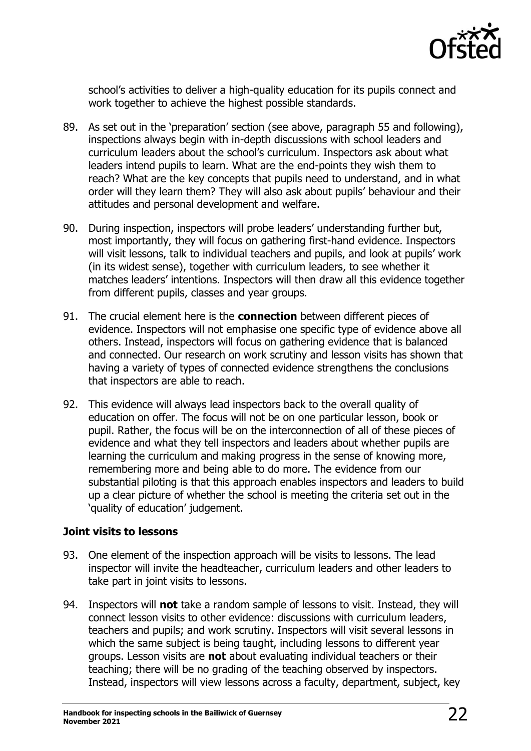school's activities to deliver a high-quality education for its pupils connect and work together to achieve the highest possible standards.

89. As set out in the 'preparation' section (see above, paragraph 55 and following), inspections always begin with in-depth discussions with school leaders and curriculum leaders about the school's curriculum. Inspectors ask about what leaders intend pupils to learn. What are the end-points they wish them to reach? What are the key concepts that pupils need to understand, and in what order will they learn them? They will also ask about pupils' behaviour and their attitudes and personal development and welfare.

90. During inspection, inspectors will probe leaders' understanding further but, most importantly, they will focus on gathering first-hand evidence. Inspectors will visit lessons, talk to individual teachers and pupils, and look at pupils' work (in its widest sense), together with curriculum leaders, to see whether it matches leaders' intentions. Inspectors will then draw all this evidence together from different pupils, classes and year groups.

91. The crucial element here is the **connection** between different pieces of evidence. Inspectors will not emphasise one specific type of evidence above all others. Instead, inspectors will focus on gathering evidence that is balanced and connected. Our research on work scrutiny and lesson visits has shown that having a variety of types of connected evidence strengthens the conclusions that inspectors are able to reach.

92. This evidence will always lead inspectors back to the overall quality of education on offer. The focus will not be on one particular lesson, book or pupil. Rather, the focus will be on the interconnection of all of these pieces of evidence and what they tell inspectors and leaders about whether pupils are learning the curriculum and making progress in the sense of knowing more, remembering more and being able to do more. The evidence from our substantial piloting is that this approach enables inspectors and leaders to build up a clear picture of whether the school is meeting the criteria set out in the 'quality of education' judgement.

### Joint visits to lessons

93. One element of the inspection approach will be visits to lessons. The lead inspector will invite the headteacher, curriculum leaders and other leaders to take part in joint visits to lessons.

94. Inspectors will **not** take a random sample of lessons to visit. Instead, they will connect lesson visits to other evidence: discussions with curriculum leaders, teachers and pupils; and work scrutiny. Inspectors will visit several lessons in which the same subject is being taught, including lessons to different year groups. Lesson visits are **not** about evaluating individual teachers or their teaching; there will be no grading of the teaching observed by inspectors. Instead, inspectors will view lessons across a faculty, department, subject, key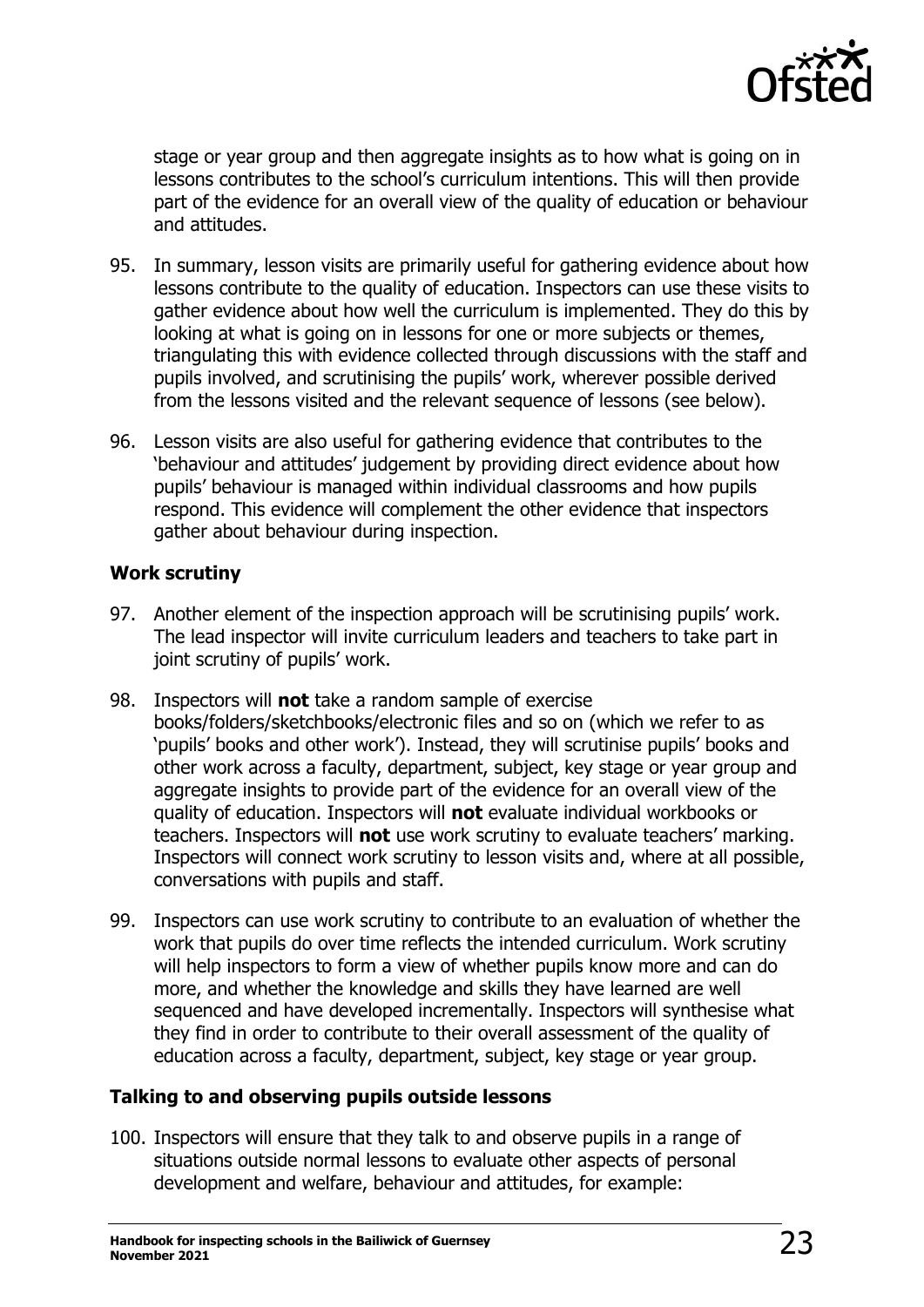stage or year group and then aggregate insights as to how what is going on in lessons contributes to the school's curriculum intentions. This will then provide part of the evidence for an overall view of the quality of education or behaviour and attitudes.

95. In summary, lesson visits are primarily useful for gathering evidence about how lessons contribute to the quality of education. Inspectors can use these visits to gather evidence about how well the curriculum is implemented. They do this by looking at what is going on in lessons for one or more subjects or themes, triangulating this with evidence collected through discussions with the staff and pupils involved, and scrutinising the pupils' work, wherever possible derived from the lessons visited and the relevant sequence of lessons (see below).

96. Lesson visits are also useful for gathering evidence that contributes to the 'behaviour and attitudes' judgement by providing direct evidence about how pupils' behaviour is managed within individual classrooms and how pupils respond. This evidence will complement the other evidence that inspectors gather about behaviour during inspection.

**Work scrutiny**

97. Another element of the inspection approach will be scrutinising pupils' work. The lead inspector will invite curriculum leaders and teachers to take part in joint scrutiny of pupils' work.

98. Inspectors will **not** take a random sample of exercise books/folders/sketchbooks/electronic files and so on (which we refer to as 'pupils' books and other work'). Instead, they will scrutinise pupils' books and other work across a faculty, department, subject, key stage or year group and aggregate insights to provide part of the evidence for an overall view of the quality of education. Inspectors will **not** evaluate individual workbooks or teachers. Inspectors will **not** use work scrutiny to evaluate teachers' marking. Inspectors will connect work scrutiny to lesson visits and, where at all possible, conversations with pupils and staff.

99. Inspectors can use work scrutiny to contribute to an evaluation of whether the work that pupils do over time reflects the intended curriculum. Work scrutiny will help inspectors to form a view of whether pupils know more and can do more, and whether the knowledge and skills they have learned are well sequenced and have developed incrementally. Inspectors will synthesise what they find in order to contribute to their overall assessment of the quality of education across a faculty, department, subject, key stage or year group.

**Talking to and observing pupils outside lessons**

100. Inspectors will ensure that they talk to and observe pupils in a range of situations outside normal lessons to evaluate other aspects of personal development and welfare, behaviour and attitudes, for example: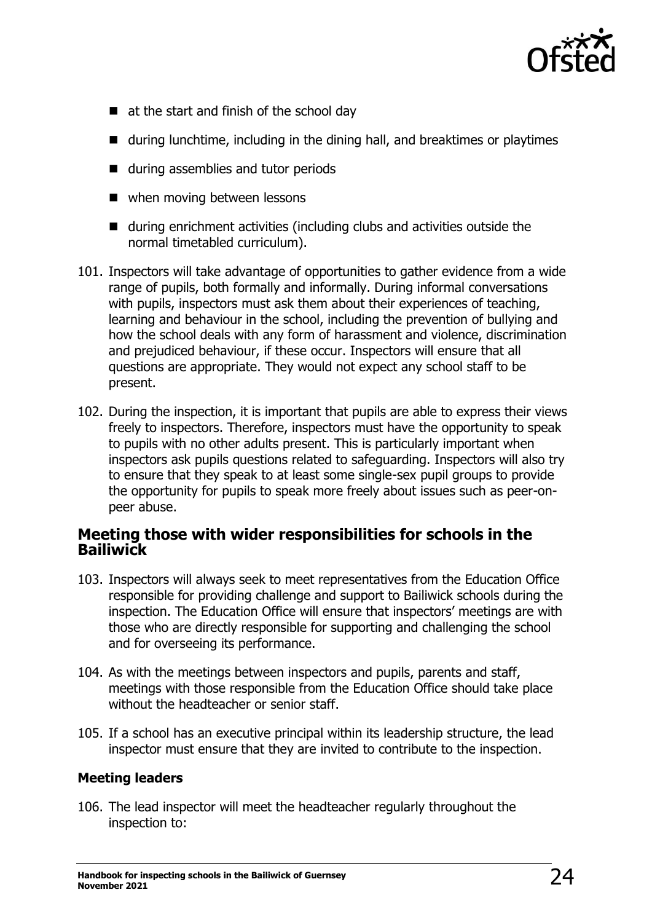- at the start and finish of the school day
- during lunchtime, including in the dining hall, and breaktimes or playtimes
- during assemblies and tutor periods
- when moving between lessons
- during enrichment activities (including clubs and activities outside the normal timetabled curriculum).

101. Inspectors will take advantage of opportunities to gather evidence from a wide range of pupils, both formally and informally. During informal conversations with pupils, inspectors must ask them about their experiences of teaching, learning and behaviour in the school, including the prevention of bullying and how the school deals with any form of harassment and violence, discrimination and prejudiced behaviour, if these occur. Inspectors will ensure that all questions are appropriate. They would not expect any school staff to be present.

102. During the inspection, it is important that pupils are able to express their views freely to inspectors. Therefore, inspectors must have the opportunity to speak to pupils with no other adults present. This is particularly important when inspectors ask pupils questions related to safeguarding. Inspectors will also try to ensure that they speak to at least some single-sex pupil groups to provide the opportunity for pupils to speak more freely about issues such as peer-on-peer abuse.

## Meeting those with wider responsibilities for schools in the Bailiwick

103. Inspectors will always seek to meet representatives from the Education Office responsible for providing challenge and support to Bailiwick schools during the inspection. The Education Office will ensure that inspectors' meetings are with those who are directly responsible for supporting and challenging the school and for overseeing its performance.

104. As with the meetings between inspectors and pupils, parents and staff, meetings with those responsible from the Education Office should take place without the headteacher or senior staff.

105. If a school has an executive principal within its leadership structure, the lead inspector must ensure that they are invited to contribute to the inspection.

### Meeting leaders

106. The lead inspector will meet the headteacher regularly throughout the inspection to: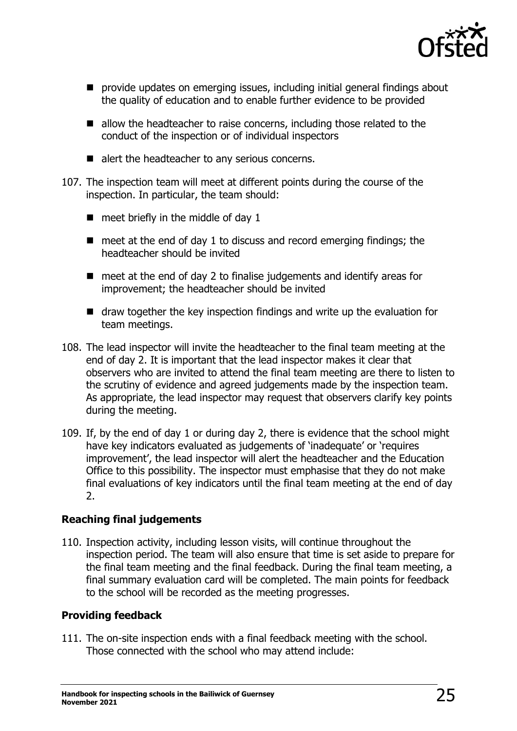- provide updates on emerging issues, including initial general findings about the quality of education and to enable further evidence to be provided
- allow the headteacher to raise concerns, including those related to the conduct of the inspection or of individual inspectors
- alert the headteacher to any serious concerns.

107. The inspection team will meet at different points during the course of the inspection. In particular, the team should:
   - meet briefly in the middle of day 1
   - meet at the end of day 1 to discuss and record emerging findings; the headteacher should be invited
   - meet at the end of day 2 to finalise judgements and identify areas for improvement; the headteacher should be invited
   - draw together the key inspection findings and write up the evaluation for team meetings.

108. The lead inspector will invite the headteacher to the final team meeting at the end of day 2. It is important that the lead inspector makes it clear that observers who are invited to attend the final team meeting are there to listen to the scrutiny of evidence and agreed judgements made by the inspection team. As appropriate, the lead inspector may request that observers clarify key points during the meeting.

109. If, by the end of day 1 or during day 2, there is evidence that the school might have key indicators evaluated as judgements of 'inadequate' or 'requires improvement', the lead inspector will alert the headteacher and the Education Office to this possibility. The inspector must emphasise that they do not make final evaluations of key indicators until the final team meeting at the end of day 2.

**Reaching final judgements**

110. Inspection activity, including lesson visits, will continue throughout the inspection period. The team will also ensure that time is set aside to prepare for the final team meeting and the final feedback. During the final team meeting, a final summary evaluation card will be completed. The main points for feedback to the school will be recorded as the meeting progresses.

**Providing feedback**

111. The on-site inspection ends with a final feedback meeting with the school. Those connected with the school who may attend include: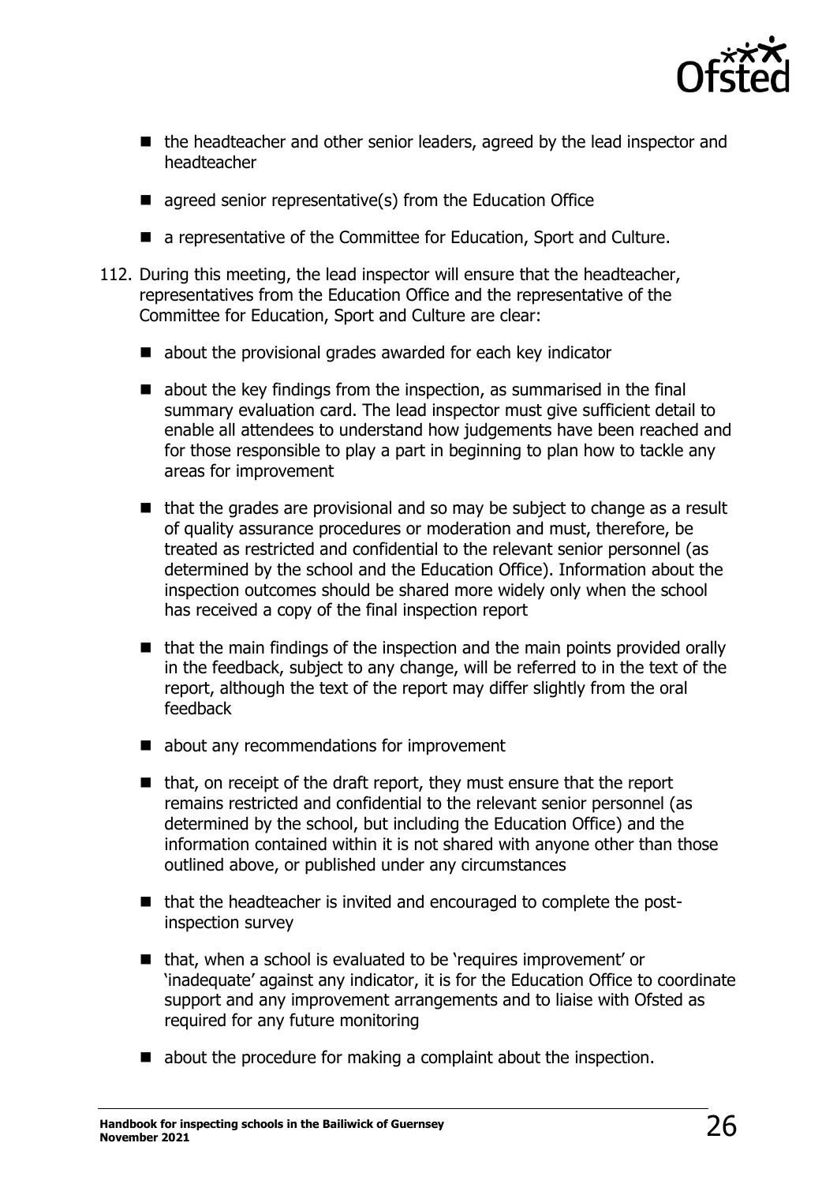- the headteacher and other senior leaders, agreed by the lead inspector and headteacher
- agreed senior representative(s) from the Education Office
- a representative of the Committee for Education, Sport and Culture.

112. During this meeting, the lead inspector will ensure that the headteacher, representatives from the Education Office and the representative of the Committee for Education, Sport and Culture are clear:

- about the provisional grades awarded for each key indicator
- about the key findings from the inspection, as summarised in the final summary evaluation card. The lead inspector must give sufficient detail to enable all attendees to understand how judgements have been reached and for those responsible to play a part in beginning to plan how to tackle any areas for improvement
- that the grades are provisional and so may be subject to change as a result of quality assurance procedures or moderation and must, therefore, be treated as restricted and confidential to the relevant senior personnel (as determined by the school and the Education Office). Information about the inspection outcomes should be shared more widely only when the school has received a copy of the final inspection report
- that the main findings of the inspection and the main points provided orally in the feedback, subject to any change, will be referred to in the text of the report, although the text of the report may differ slightly from the oral feedback
- about any recommendations for improvement
- that, on receipt of the draft report, they must ensure that the report remains restricted and confidential to the relevant senior personnel (as determined by the school, but including the Education Office) and the information contained within it is not shared with anyone other than those outlined above, or published under any circumstances
- that the headteacher is invited and encouraged to complete the post-inspection survey
- that, when a school is evaluated to be 'requires improvement' or 'inadequate' against any indicator, it is for the Education Office to coordinate support and any improvement arrangements and to liaise with Ofsted as required for any future monitoring
- about the procedure for making a complaint about the inspection.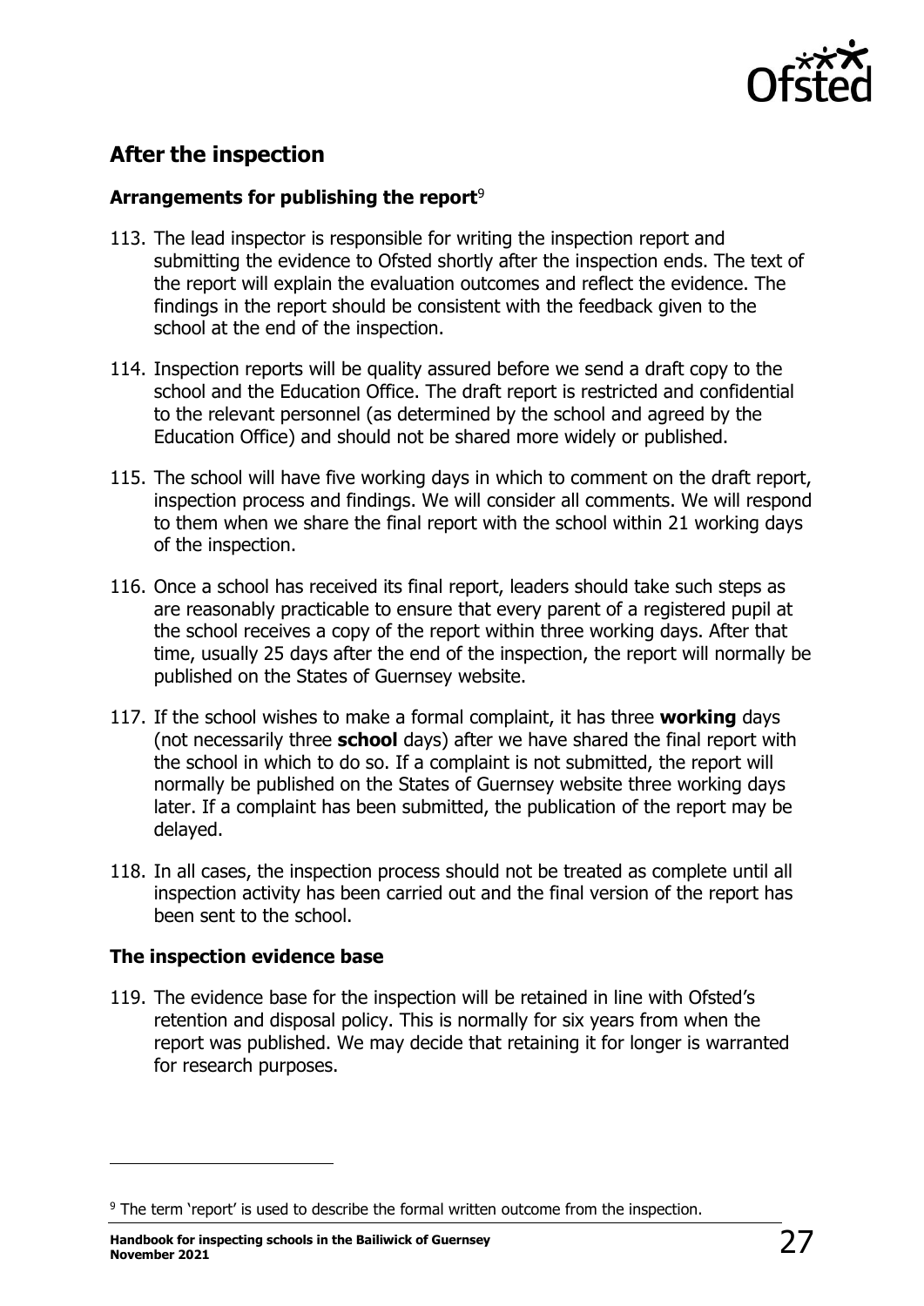## After the inspection

### Arrangements for publishing the report[9]

113. The lead inspector is responsible for writing the inspection report and submitting the evidence to Ofsted shortly after the inspection ends. The text of the report will explain the evaluation outcomes and reflect the evidence. The findings in the report should be consistent with the feedback given to the school at the end of the inspection.

114. Inspection reports will be quality assured before we send a draft copy to the school and the Education Office. The draft report is restricted and confidential to the relevant personnel (as determined by the school and agreed by the Education Office) and should not be shared more widely or published.

115. The school will have five working days in which to comment on the draft report, inspection process and findings. We will consider all comments. We will respond to them when we share the final report with the school within 21 working days of the inspection.

116. Once a school has received its final report, leaders should take such steps as are reasonably practicable to ensure that every parent of a registered pupil at the school receives a copy of the report within three working days. After that time, usually 25 days after the end of the inspection, the report will normally be published on the States of Guernsey website.

117. If the school wishes to make a formal complaint, it has three **working** days (not necessarily three **school** days) after we have shared the final report with the school in which to do so. If a complaint is not submitted, the report will normally be published on the States of Guernsey website three working days later. If a complaint has been submitted, the publication of the report may be delayed.

118. In all cases, the inspection process should not be treated as complete until all inspection activity has been carried out and the final version of the report has been sent to the school.

### The inspection evidence base

119. The evidence base for the inspection will be retained in line with Ofsted's retention and disposal policy. This is normally for six years from when the report was published. We may decide that retaining it for longer is warranted for research purposes.

[9] The term 'report' is used to describe the formal written outcome from the inspection.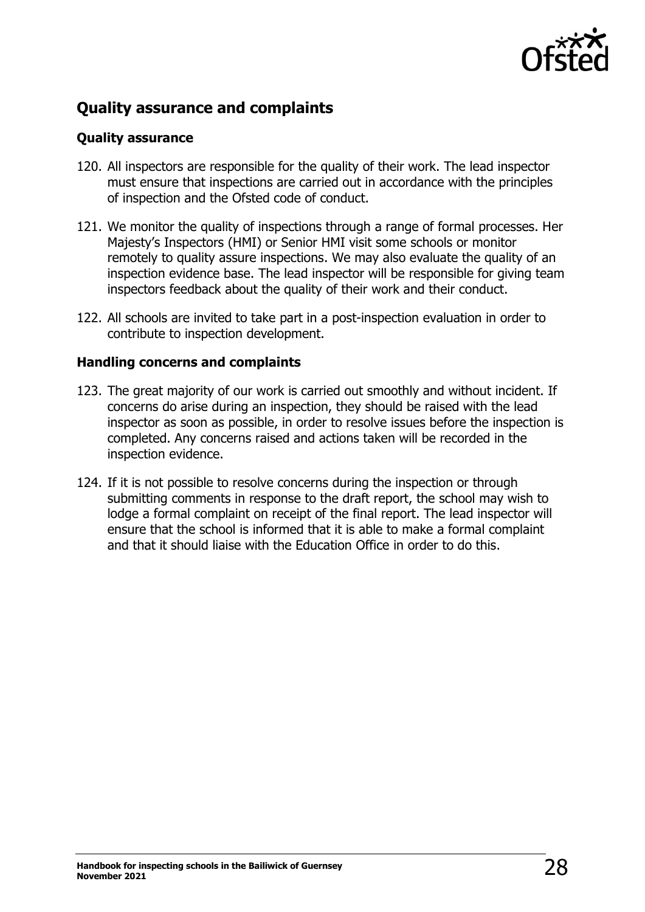## Quality assurance and complaints

### Quality assurance

120. All inspectors are responsible for the quality of their work. The lead inspector must ensure that inspections are carried out in accordance with the principles of inspection and the Ofsted code of conduct.

121. We monitor the quality of inspections through a range of formal processes. Her Majesty's Inspectors (HMI) or Senior HMI visit some schools or monitor remotely to quality assure inspections. We may also evaluate the quality of an inspection evidence base. The lead inspector will be responsible for giving team inspectors feedback about the quality of their work and their conduct.

122. All schools are invited to take part in a post-inspection evaluation in order to contribute to inspection development.

### Handling concerns and complaints

123. The great majority of our work is carried out smoothly and without incident. If concerns do arise during an inspection, they should be raised with the lead inspector as soon as possible, in order to resolve issues before the inspection is completed. Any concerns raised and actions taken will be recorded in the inspection evidence.

124. If it is not possible to resolve concerns during the inspection or through submitting comments in response to the draft report, the school may wish to lodge a formal complaint on receipt of the final report. The lead inspector will ensure that the school is informed that it is able to make a formal complaint and that it should liaise with the Education Office in order to do this.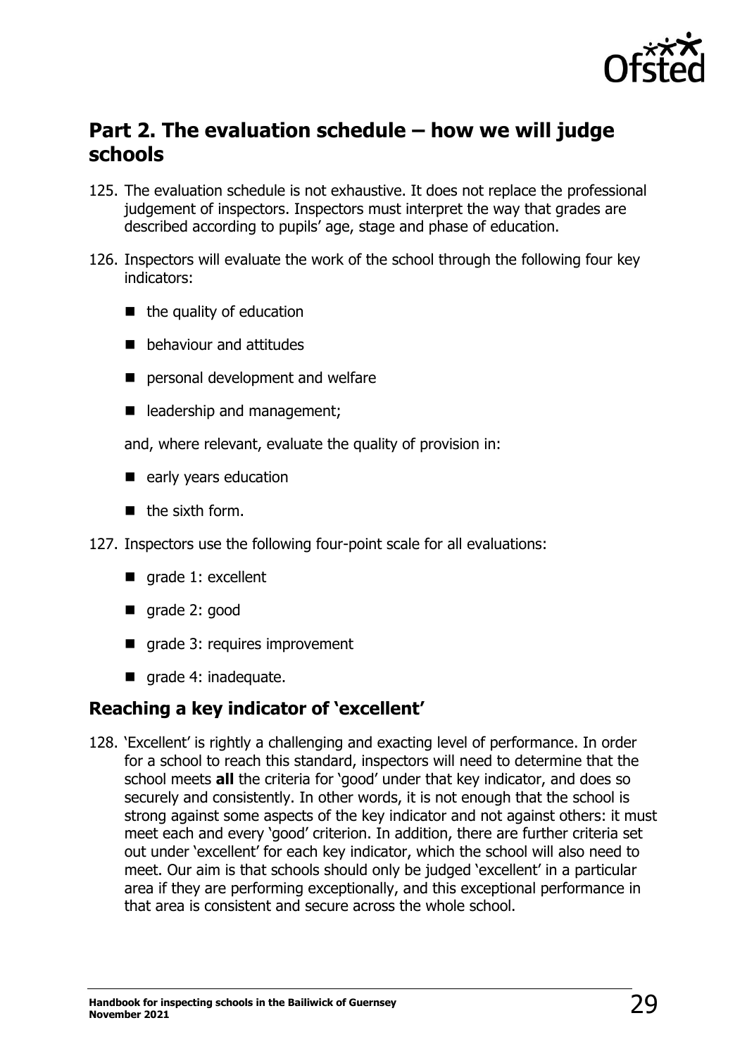## Part 2. The evaluation schedule – how we will judge schools

125. The evaluation schedule is not exhaustive. It does not replace the professional judgement of inspectors. Inspectors must interpret the way that grades are described according to pupils' age, stage and phase of education.

126. Inspectors will evaluate the work of the school through the following four key indicators:

    - the quality of education
    - behaviour and attitudes
    - personal development and welfare
    - leadership and management;

    and, where relevant, evaluate the quality of provision in:

    - early years education
    - the sixth form.

127. Inspectors use the following four-point scale for all evaluations:

    - grade 1: excellent
    - grade 2: good
    - grade 3: requires improvement
    - grade 4: inadequate.

### Reaching a key indicator of 'excellent'

128. 'Excellent' is rightly a challenging and exacting level of performance. In order for a school to reach this standard, inspectors will need to determine that the school meets **all** the criteria for 'good' under that key indicator, and does so securely and consistently. In other words, it is not enough that the school is strong against some aspects of the key indicator and not against others: it must meet each and every 'good' criterion. In addition, there are further criteria set out under 'excellent' for each key indicator, which the school will also need to meet. Our aim is that schools should only be judged 'excellent' in a particular area if they are performing exceptionally, and this exceptional performance in that area is consistent and secure across the whole school.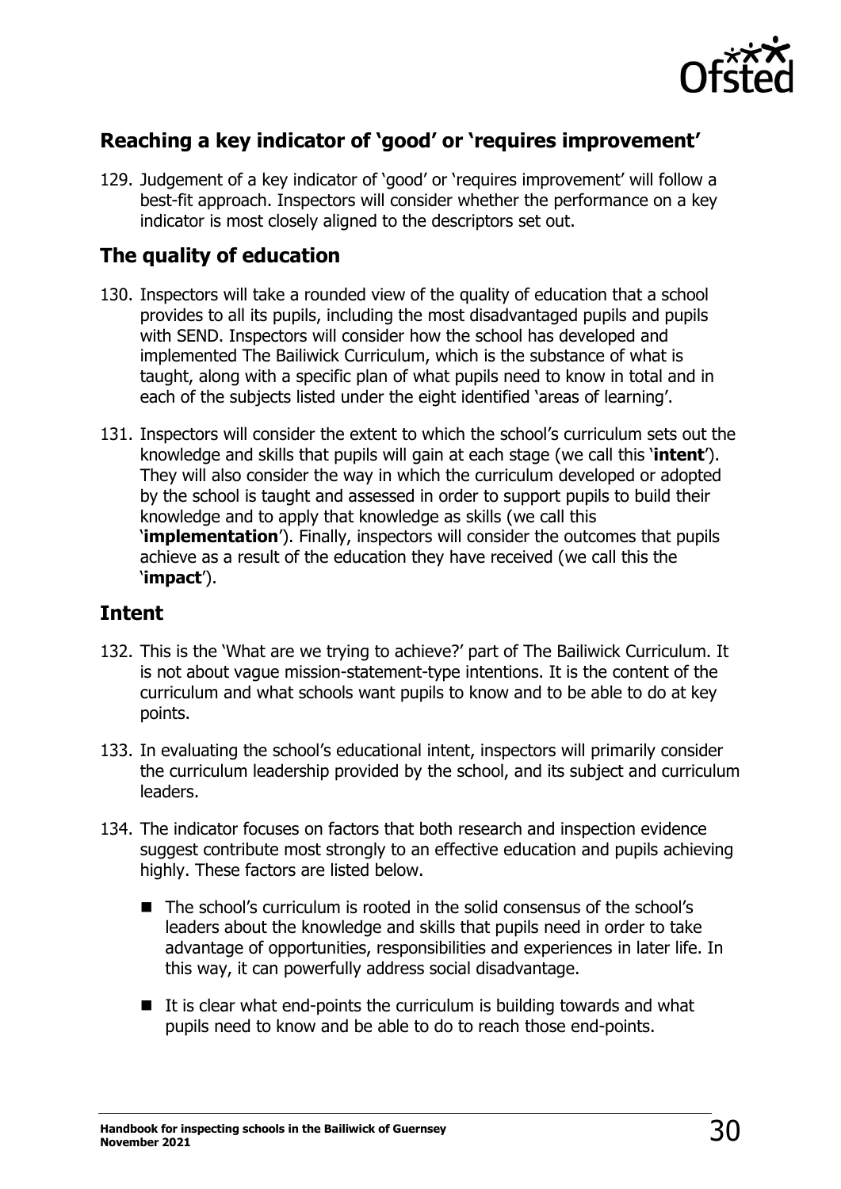## Reaching a key indicator of 'good' or 'requires improvement'

129. Judgement of a key indicator of 'good' or 'requires improvement' will follow a best-fit approach. Inspectors will consider whether the performance on a key indicator is most closely aligned to the descriptors set out.

## The quality of education

130. Inspectors will take a rounded view of the quality of education that a school provides to all its pupils, including the most disadvantaged pupils and pupils with SEND. Inspectors will consider how the school has developed and implemented The Bailiwick Curriculum, which is the substance of what is taught, along with a specific plan of what pupils need to know in total and in each of the subjects listed under the eight identified 'areas of learning'.

131. Inspectors will consider the extent to which the school's curriculum sets out the knowledge and skills that pupils will gain at each stage (we call this '**intent**'). They will also consider the way in which the curriculum developed or adopted by the school is taught and assessed in order to support pupils to build their knowledge and to apply that knowledge as skills (we call this '**implementation**'). Finally, inspectors will consider the outcomes that pupils achieve as a result of the education they have received (we call this the '**impact**').

## Intent

132. This is the 'What are we trying to achieve?' part of The Bailiwick Curriculum. It is not about vague mission-statement-type intentions. It is the content of the curriculum and what schools want pupils to know and to be able to do at key points.

133. In evaluating the school's educational intent, inspectors will primarily consider the curriculum leadership provided by the school, and its subject and curriculum leaders.

134. The indicator focuses on factors that both research and inspection evidence suggest contribute most strongly to an effective education and pupils achieving highly. These factors are listed below.

   - The school's curriculum is rooted in the solid consensus of the school's leaders about the knowledge and skills that pupils need in order to take advantage of opportunities, responsibilities and experiences in later life. In this way, it can powerfully address social disadvantage.
   - It is clear what end-points the curriculum is building towards and what pupils need to know and be able to do to reach those end-points.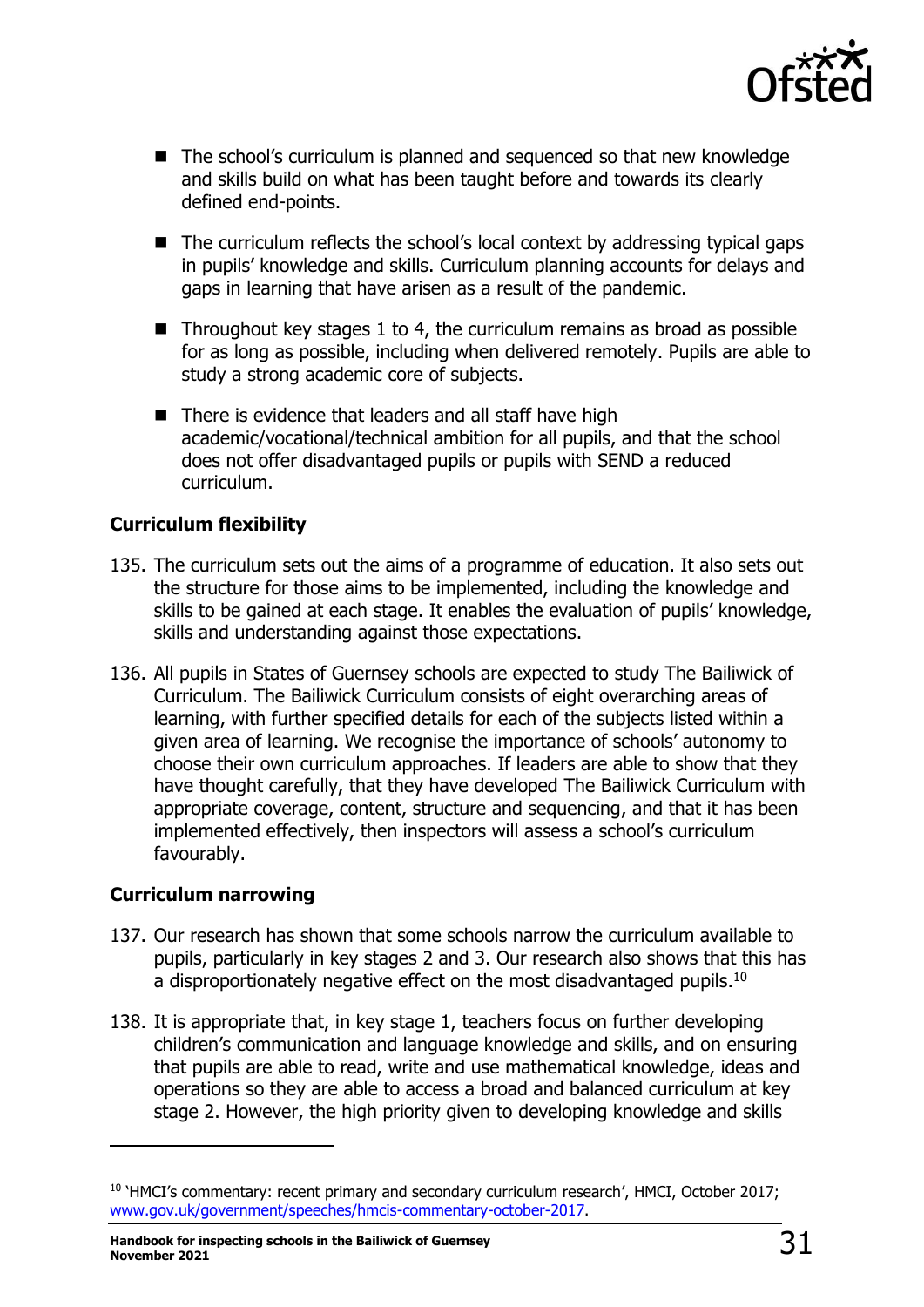- The school's curriculum is planned and sequenced so that new knowledge and skills build on what has been taught before and towards its clearly defined end-points.
- The curriculum reflects the school's local context by addressing typical gaps in pupils' knowledge and skills. Curriculum planning accounts for delays and gaps in learning that have arisen as a result of the pandemic.
- Throughout key stages 1 to 4, the curriculum remains as broad as possible for as long as possible, including when delivered remotely. Pupils are able to study a strong academic core of subjects.
- There is evidence that leaders and all staff have high academic/vocational/technical ambition for all pupils, and that the school does not offer disadvantaged pupils or pupils with SEND a reduced curriculum.

### Curriculum flexibility

135. The curriculum sets out the aims of a programme of education. It also sets out the structure for those aims to be implemented, including the knowledge and skills to be gained at each stage. It enables the evaluation of pupils' knowledge, skills and understanding against those expectations.

136. All pupils in States of Guernsey schools are expected to study The Bailiwick of Curriculum. The Bailiwick Curriculum consists of eight overarching areas of learning, with further specified details for each of the subjects listed within a given area of learning. We recognise the importance of schools' autonomy to choose their own curriculum approaches. If leaders are able to show that they have thought carefully, that they have developed The Bailiwick Curriculum with appropriate coverage, content, structure and sequencing, and that it has been implemented effectively, then inspectors will assess a school's curriculum favourably.

### Curriculum narrowing

137. Our research has shown that some schools narrow the curriculum available to pupils, particularly in key stages 2 and 3. Our research also shows that this has a disproportionately negative effect on the most disadvantaged pupils.[10]

138. It is appropriate that, in key stage 1, teachers focus on further developing children's communication and language knowledge and skills, and on ensuring that pupils are able to read, write and use mathematical knowledge, ideas and operations so they are able to access a broad and balanced curriculum at key stage 2. However, the high priority given to developing knowledge and skills

---

[10] 'HMCI's commentary: recent primary and secondary curriculum research', HMCI, October 2017; www.gov.uk/government/speeches/hmcis-commentary-october-2017.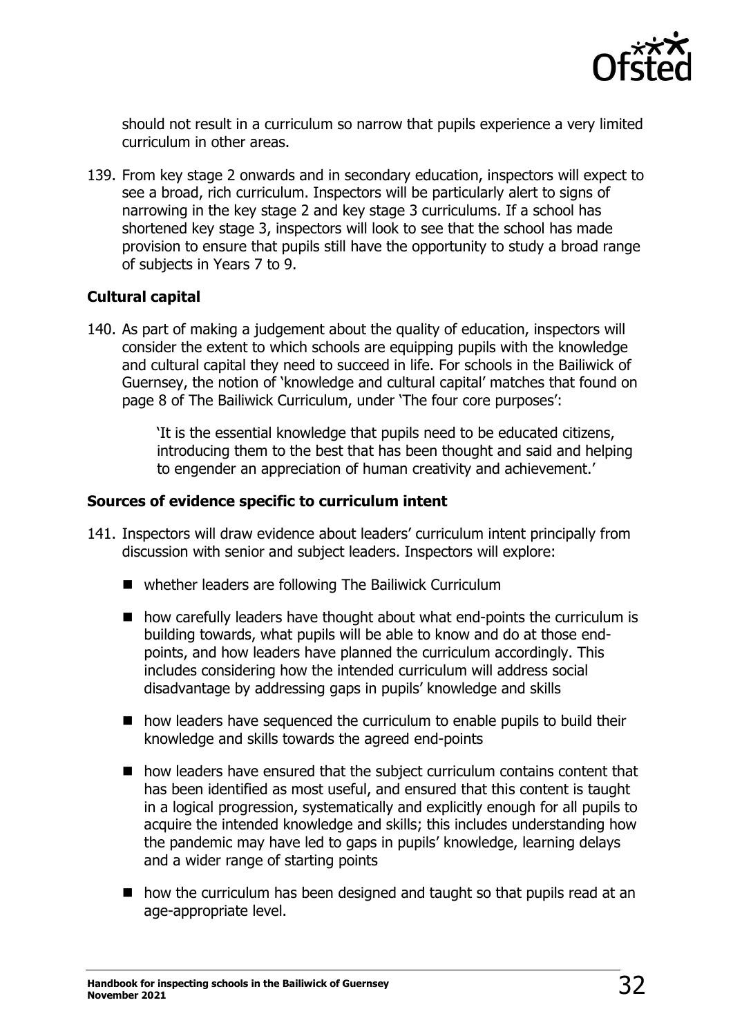should not result in a curriculum so narrow that pupils experience a very limited curriculum in other areas.

139. From key stage 2 onwards and in secondary education, inspectors will expect to see a broad, rich curriculum. Inspectors will be particularly alert to signs of narrowing in the key stage 2 and key stage 3 curriculums. If a school has shortened key stage 3, inspectors will look to see that the school has made provision to ensure that pupils still have the opportunity to study a broad range of subjects in Years 7 to 9.

### Cultural capital

140. As part of making a judgement about the quality of education, inspectors will consider the extent to which schools are equipping pupils with the knowledge and cultural capital they need to succeed in life. For schools in the Bailiwick of Guernsey, the notion of 'knowledge and cultural capital' matches that found on page 8 of The Bailiwick Curriculum, under 'The four core purposes':

> 'It is the essential knowledge that pupils need to be educated citizens, introducing them to the best that has been thought and said and helping to engender an appreciation of human creativity and achievement.'

### Sources of evidence specific to curriculum intent

141. Inspectors will draw evidence about leaders' curriculum intent principally from discussion with senior and subject leaders. Inspectors will explore:

- whether leaders are following The Bailiwick Curriculum
- how carefully leaders have thought about what end-points the curriculum is building towards, what pupils will be able to know and do at those end-points, and how leaders have planned the curriculum accordingly. This includes considering how the intended curriculum will address social disadvantage by addressing gaps in pupils' knowledge and skills
- how leaders have sequenced the curriculum to enable pupils to build their knowledge and skills towards the agreed end-points
- how leaders have ensured that the subject curriculum contains content that has been identified as most useful, and ensured that this content is taught in a logical progression, systematically and explicitly enough for all pupils to acquire the intended knowledge and skills; this includes understanding how the pandemic may have led to gaps in pupils' knowledge, learning delays and a wider range of starting points
- how the curriculum has been designed and taught so that pupils read at an age-appropriate level.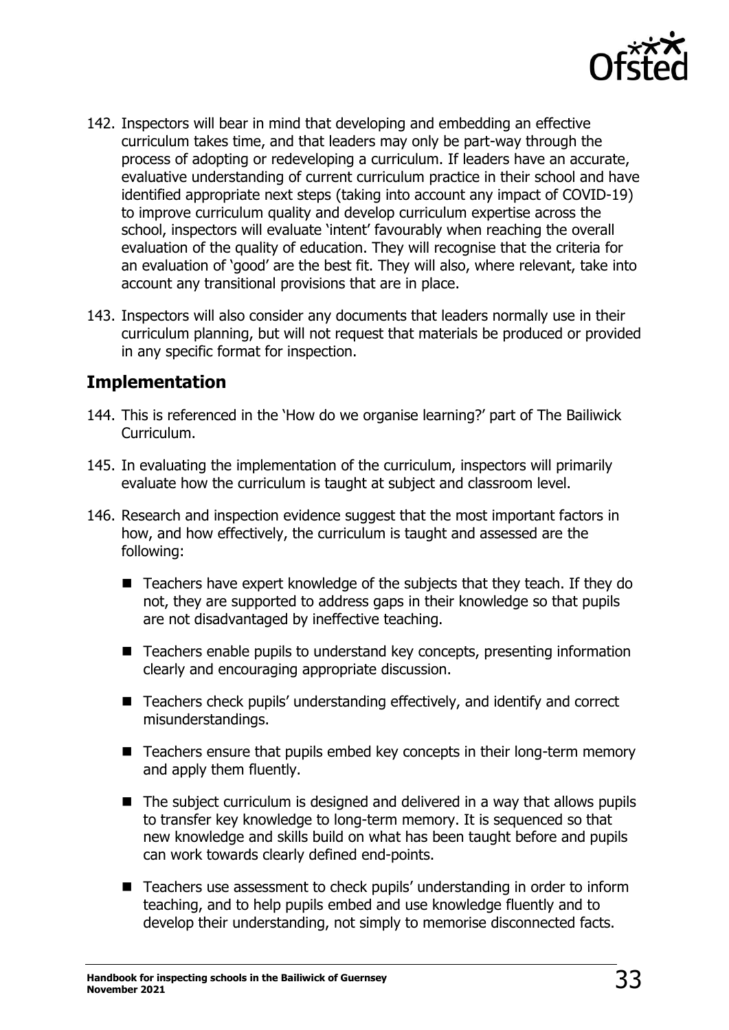142. Inspectors will bear in mind that developing and embedding an effective curriculum takes time, and that leaders may only be part-way through the process of adopting or redeveloping a curriculum. If leaders have an accurate, evaluative understanding of current curriculum practice in their school and have identified appropriate next steps (taking into account any impact of COVID-19) to improve curriculum quality and develop curriculum expertise across the school, inspectors will evaluate 'intent' favourably when reaching the overall evaluation of the quality of education. They will recognise that the criteria for an evaluation of 'good' are the best fit. They will also, where relevant, take into account any transitional provisions that are in place.

143. Inspectors will also consider any documents that leaders normally use in their curriculum planning, but will not request that materials be produced or provided in any specific format for inspection.

## Implementation

144. This is referenced in the 'How do we organise learning?' part of The Bailiwick Curriculum.

145. In evaluating the implementation of the curriculum, inspectors will primarily evaluate how the curriculum is taught at subject and classroom level.

146. Research and inspection evidence suggest that the most important factors in how, and how effectively, the curriculum is taught and assessed are the following:

- Teachers have expert knowledge of the subjects that they teach. If they do not, they are supported to address gaps in their knowledge so that pupils are not disadvantaged by ineffective teaching.
- Teachers enable pupils to understand key concepts, presenting information clearly and encouraging appropriate discussion.
- Teachers check pupils' understanding effectively, and identify and correct misunderstandings.
- Teachers ensure that pupils embed key concepts in their long-term memory and apply them fluently.
- The subject curriculum is designed and delivered in a way that allows pupils to transfer key knowledge to long-term memory. It is sequenced so that new knowledge and skills build on what has been taught before and pupils can work towards clearly defined end-points.
- Teachers use assessment to check pupils' understanding in order to inform teaching, and to help pupils embed and use knowledge fluently and to develop their understanding, not simply to memorise disconnected facts.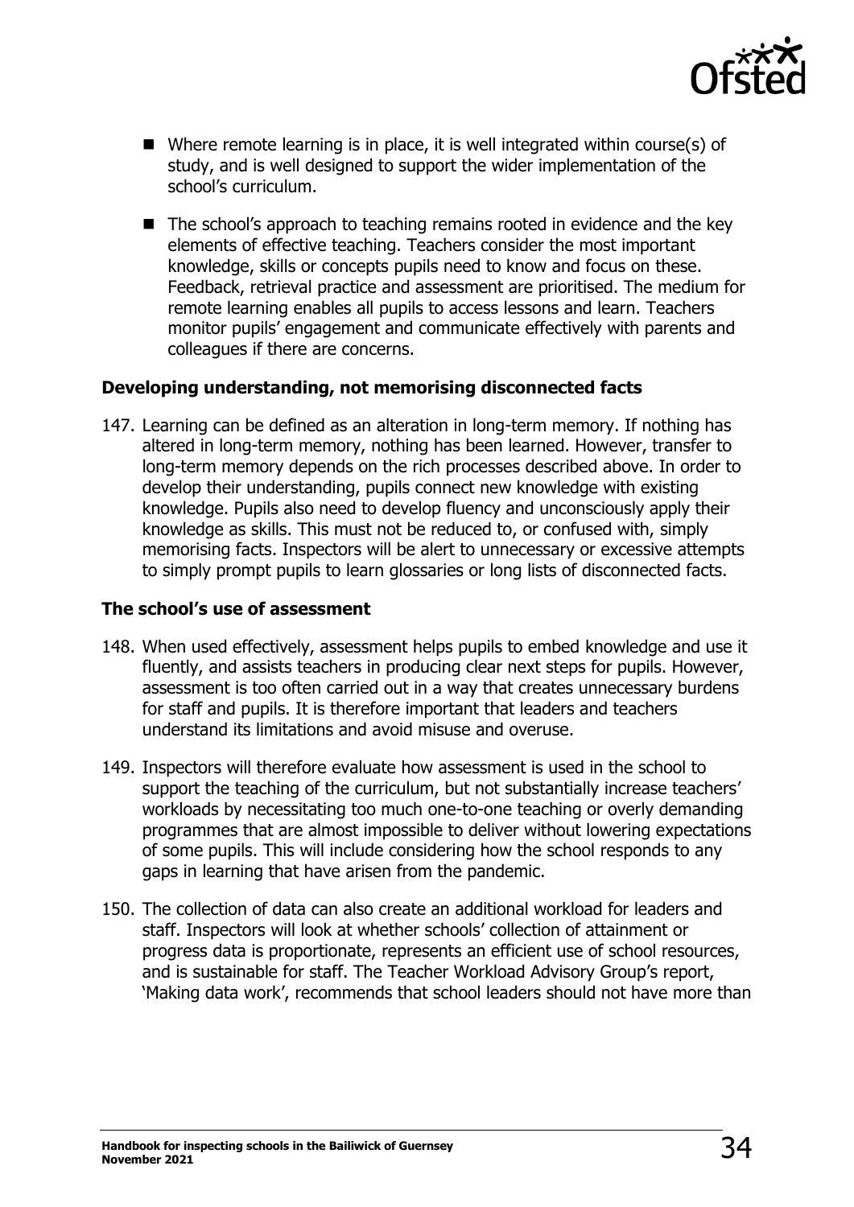- Where remote learning is in place, it is well integrated within course(s) of study, and is well designed to support the wider implementation of the school's curriculum.

- The school's approach to teaching remains rooted in evidence and the key elements of effective teaching. Teachers consider the most important knowledge, skills or concepts pupils need to know and focus on these. Feedback, retrieval practice and assessment are prioritised. The medium for remote learning enables all pupils to access lessons and learn. Teachers monitor pupils' engagement and communicate effectively with parents and colleagues if there are concerns.

### Developing understanding, not memorising disconnected facts

147. Learning can be defined as an alteration in long-term memory. If nothing has altered in long-term memory, nothing has been learned. However, transfer to long-term memory depends on the rich processes described above. In order to develop their understanding, pupils connect new knowledge with existing knowledge. Pupils also need to develop fluency and unconsciously apply their knowledge as skills. This must not be reduced to, or confused with, simply memorising facts. Inspectors will be alert to unnecessary or excessive attempts to simply prompt pupils to learn glossaries or long lists of disconnected facts.

### The school's use of assessment

148. When used effectively, assessment helps pupils to embed knowledge and use it fluently, and assists teachers in producing clear next steps for pupils. However, assessment is too often carried out in a way that creates unnecessary burdens for staff and pupils. It is therefore important that leaders and teachers understand its limitations and avoid misuse and overuse.

149. Inspectors will therefore evaluate how assessment is used in the school to support the teaching of the curriculum, but not substantially increase teachers' workloads by necessitating too much one-to-one teaching or overly demanding programmes that are almost impossible to deliver without lowering expectations of some pupils. This will include considering how the school responds to any gaps in learning that have arisen from the pandemic.

150. The collection of data can also create an additional workload for leaders and staff. Inspectors will look at whether schools' collection of attainment or progress data is proportionate, represents an efficient use of school resources, and is sustainable for staff. The Teacher Workload Advisory Group's report, 'Making data work', recommends that school leaders should not have more than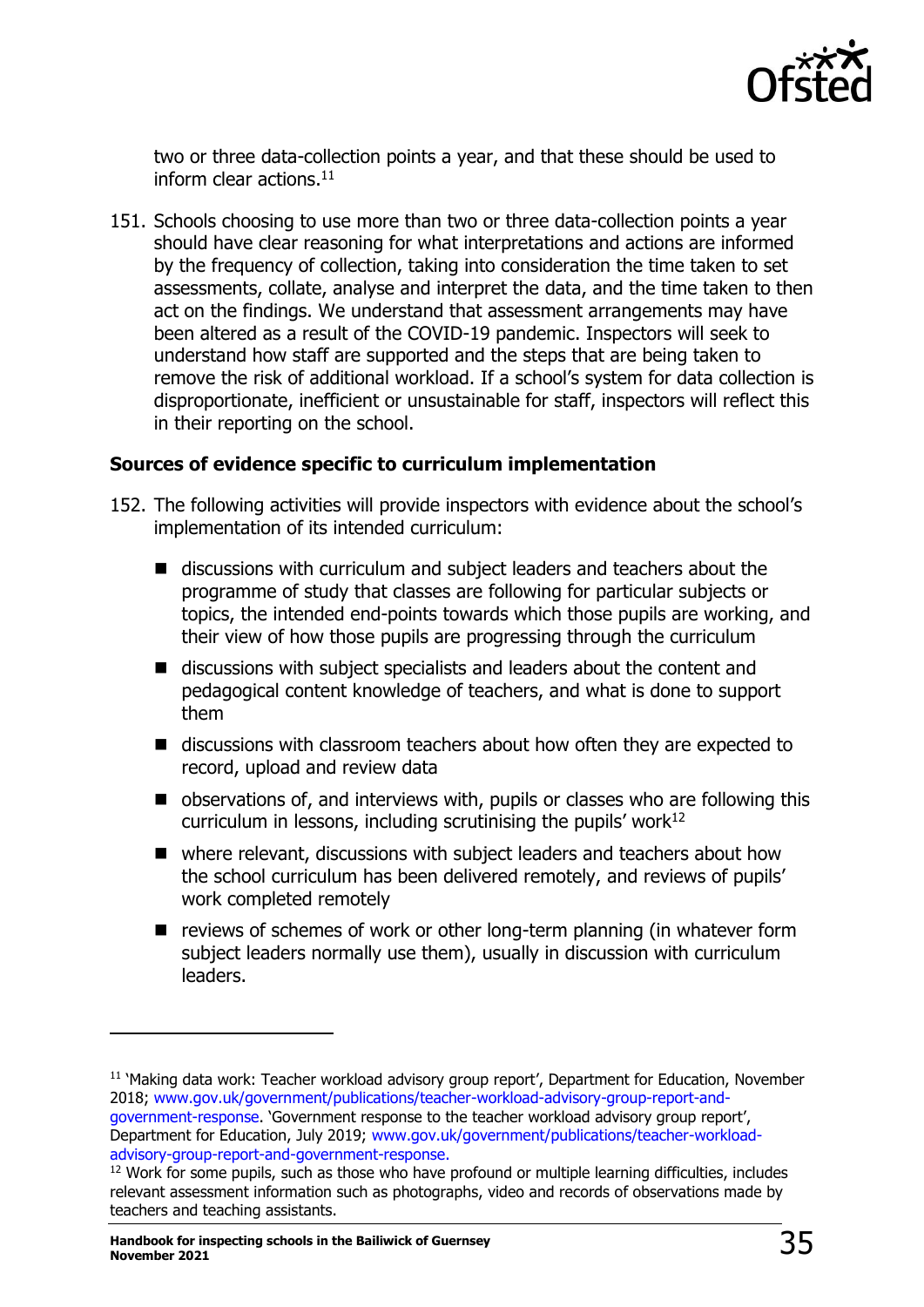two or three data-collection points a year, and that these should be used to inform clear actions.[11]

151. Schools choosing to use more than two or three data-collection points a year should have clear reasoning for what interpretations and actions are informed by the frequency of collection, taking into consideration the time taken to set assessments, collate, analyse and interpret the data, and the time taken to then act on the findings. We understand that assessment arrangements may have been altered as a result of the COVID-19 pandemic. Inspectors will seek to understand how staff are supported and the steps that are being taken to remove the risk of additional workload. If a school's system for data collection is disproportionate, inefficient or unsustainable for staff, inspectors will reflect this in their reporting on the school.

**Sources of evidence specific to curriculum implementation**

152. The following activities will provide inspectors with evidence about the school's implementation of its intended curriculum:

   - discussions with curriculum and subject leaders and teachers about the programme of study that classes are following for particular subjects or topics, the intended end-points towards which those pupils are working, and their view of how those pupils are progressing through the curriculum
   - discussions with subject specialists and leaders about the content and pedagogical content knowledge of teachers, and what is done to support them
   - discussions with classroom teachers about how often they are expected to record, upload and review data
   - observations of, and interviews with, pupils or classes who are following this curriculum in lessons, including scrutinising the pupils' work[12]
   - where relevant, discussions with subject leaders and teachers about how the school curriculum has been delivered remotely, and reviews of pupils' work completed remotely
   - reviews of schemes of work or other long-term planning (in whatever form subject leaders normally use them), usually in discussion with curriculum leaders.

---

[11] 'Making data work: Teacher workload advisory group report', Department for Education, November 2018; www.gov.uk/government/publications/teacher-workload-advisory-group-report-and-government-response. 'Government response to the teacher workload advisory group report', Department for Education, July 2019; www.gov.uk/government/publications/teacher-workload-advisory-group-report-and-government-response.

[12] Work for some pupils, such as those who have profound or multiple learning difficulties, includes relevant assessment information such as photographs, video and records of observations made by teachers and teaching assistants.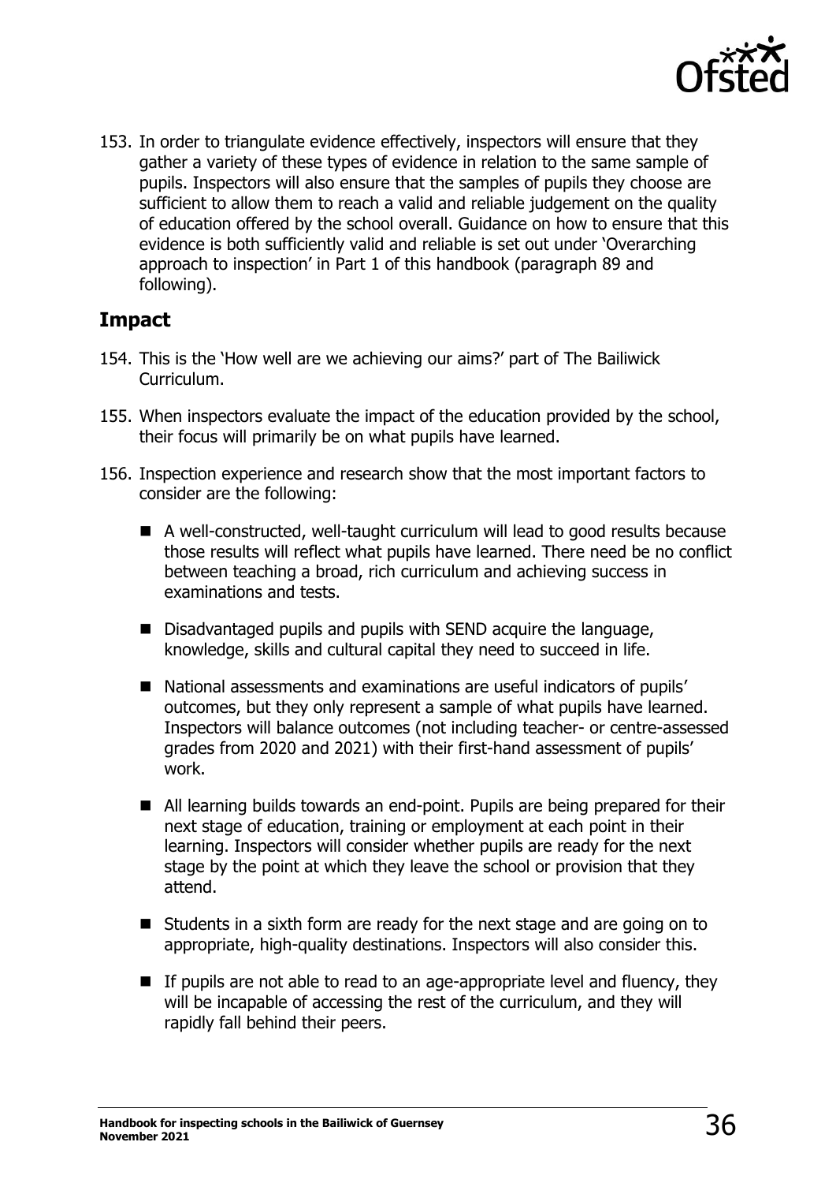153. In order to triangulate evidence effectively, inspectors will ensure that they gather a variety of these types of evidence in relation to the same sample of pupils. Inspectors will also ensure that the samples of pupils they choose are sufficient to allow them to reach a valid and reliable judgement on the quality of education offered by the school overall. Guidance on how to ensure that this evidence is both sufficiently valid and reliable is set out under 'Overarching approach to inspection' in Part 1 of this handbook (paragraph 89 and following).

## Impact

154. This is the 'How well are we achieving our aims?' part of The Bailiwick Curriculum.

155. When inspectors evaluate the impact of the education provided by the school, their focus will primarily be on what pupils have learned.

156. Inspection experience and research show that the most important factors to consider are the following:

- A well-constructed, well-taught curriculum will lead to good results because those results will reflect what pupils have learned. There need be no conflict between teaching a broad, rich curriculum and achieving success in examinations and tests.
- Disadvantaged pupils and pupils with SEND acquire the language, knowledge, skills and cultural capital they need to succeed in life.
- National assessments and examinations are useful indicators of pupils' outcomes, but they only represent a sample of what pupils have learned. Inspectors will balance outcomes (not including teacher- or centre-assessed grades from 2020 and 2021) with their first-hand assessment of pupils' work.
- All learning builds towards an end-point. Pupils are being prepared for their next stage of education, training or employment at each point in their learning. Inspectors will consider whether pupils are ready for the next stage by the point at which they leave the school or provision that they attend.
- Students in a sixth form are ready for the next stage and are going on to appropriate, high-quality destinations. Inspectors will also consider this.
- If pupils are not able to read to an age-appropriate level and fluency, they will be incapable of accessing the rest of the curriculum, and they will rapidly fall behind their peers.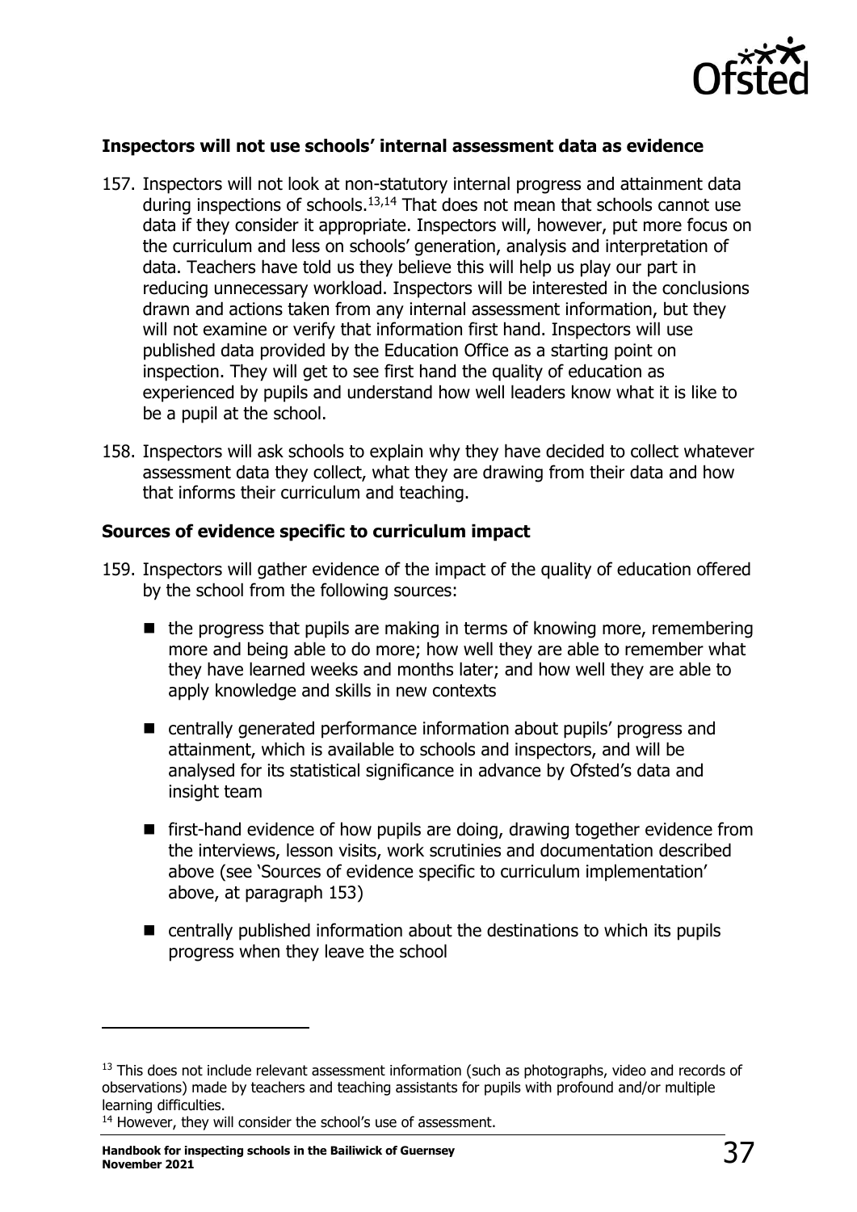### Inspectors will not use schools' internal assessment data as evidence

157. Inspectors will not look at non-statutory internal progress and attainment data during inspections of schools.[13,14] That does not mean that schools cannot use data if they consider it appropriate. Inspectors will, however, put more focus on the curriculum and less on schools' generation, analysis and interpretation of data. Teachers have told us they believe this will help us play our part in reducing unnecessary workload. Inspectors will be interested in the conclusions drawn and actions taken from any internal assessment information, but they will not examine or verify that information first hand. Inspectors will use published data provided by the Education Office as a starting point on inspection. They will get to see first hand the quality of education as experienced by pupils and understand how well leaders know what it is like to be a pupil at the school.

158. Inspectors will ask schools to explain why they have decided to collect whatever assessment data they collect, what they are drawing from their data and how that informs their curriculum and teaching.

### Sources of evidence specific to curriculum impact

159. Inspectors will gather evidence of the impact of the quality of education offered by the school from the following sources:

- the progress that pupils are making in terms of knowing more, remembering more and being able to do more; how well they are able to remember what they have learned weeks and months later; and how well they are able to apply knowledge and skills in new contexts
- centrally generated performance information about pupils' progress and attainment, which is available to schools and inspectors, and will be analysed for its statistical significance in advance by Ofsted's data and insight team
- first-hand evidence of how pupils are doing, drawing together evidence from the interviews, lesson visits, work scrutinies and documentation described above (see 'Sources of evidence specific to curriculum implementation' above, at paragraph 153)
- centrally published information about the destinations to which its pupils progress when they leave the school

---

[13] This does not include relevant assessment information (such as photographs, video and records of observations) made by teachers and teaching assistants for pupils with profound and/or multiple learning difficulties.

[14] However, they will consider the school's use of assessment.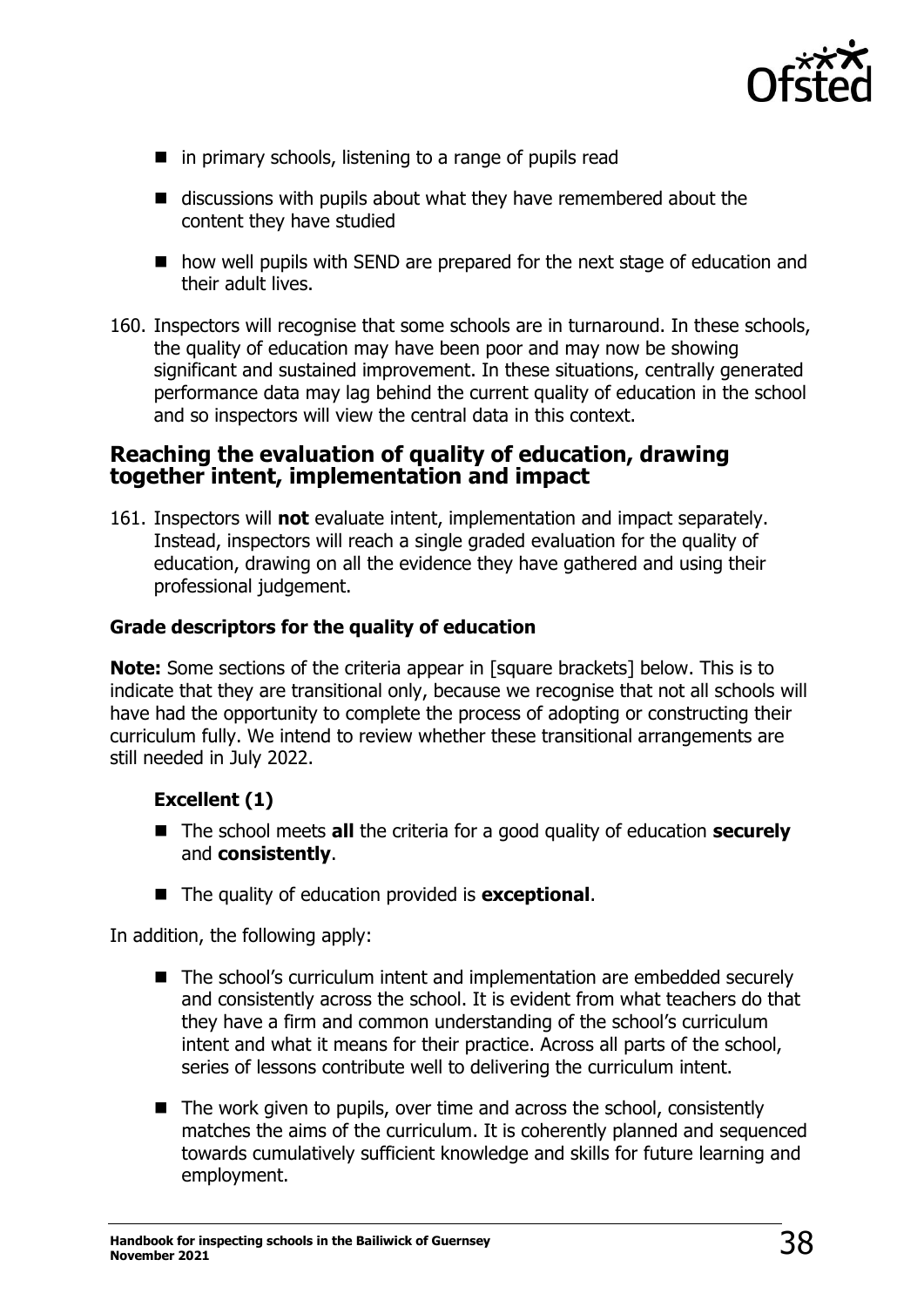- in primary schools, listening to a range of pupils read
- discussions with pupils about what they have remembered about the content they have studied
- how well pupils with SEND are prepared for the next stage of education and their adult lives.

160. Inspectors will recognise that some schools are in turnaround. In these schools, the quality of education may have been poor and may now be showing significant and sustained improvement. In these situations, centrally generated performance data may lag behind the current quality of education in the school and so inspectors will view the central data in this context.

## Reaching the evaluation of quality of education, drawing together intent, implementation and impact

161. Inspectors will **not** evaluate intent, implementation and impact separately. Instead, inspectors will reach a single graded evaluation for the quality of education, drawing on all the evidence they have gathered and using their professional judgement.

### Grade descriptors for the quality of education

**Note:** Some sections of the criteria appear in [square brackets] below. This is to indicate that they are transitional only, because we recognise that not all schools will have had the opportunity to complete the process of adopting or constructing their curriculum fully. We intend to review whether these transitional arrangements are still needed in July 2022.

#### Excellent (1)

- The school meets **all** the criteria for a good quality of education **securely** and **consistently**.
- The quality of education provided is **exceptional**.

In addition, the following apply:

- The school's curriculum intent and implementation are embedded securely and consistently across the school. It is evident from what teachers do that they have a firm and common understanding of the school's curriculum intent and what it means for their practice. Across all parts of the school, series of lessons contribute well to delivering the curriculum intent.
- The work given to pupils, over time and across the school, consistently matches the aims of the curriculum. It is coherently planned and sequenced towards cumulatively sufficient knowledge and skills for future learning and employment.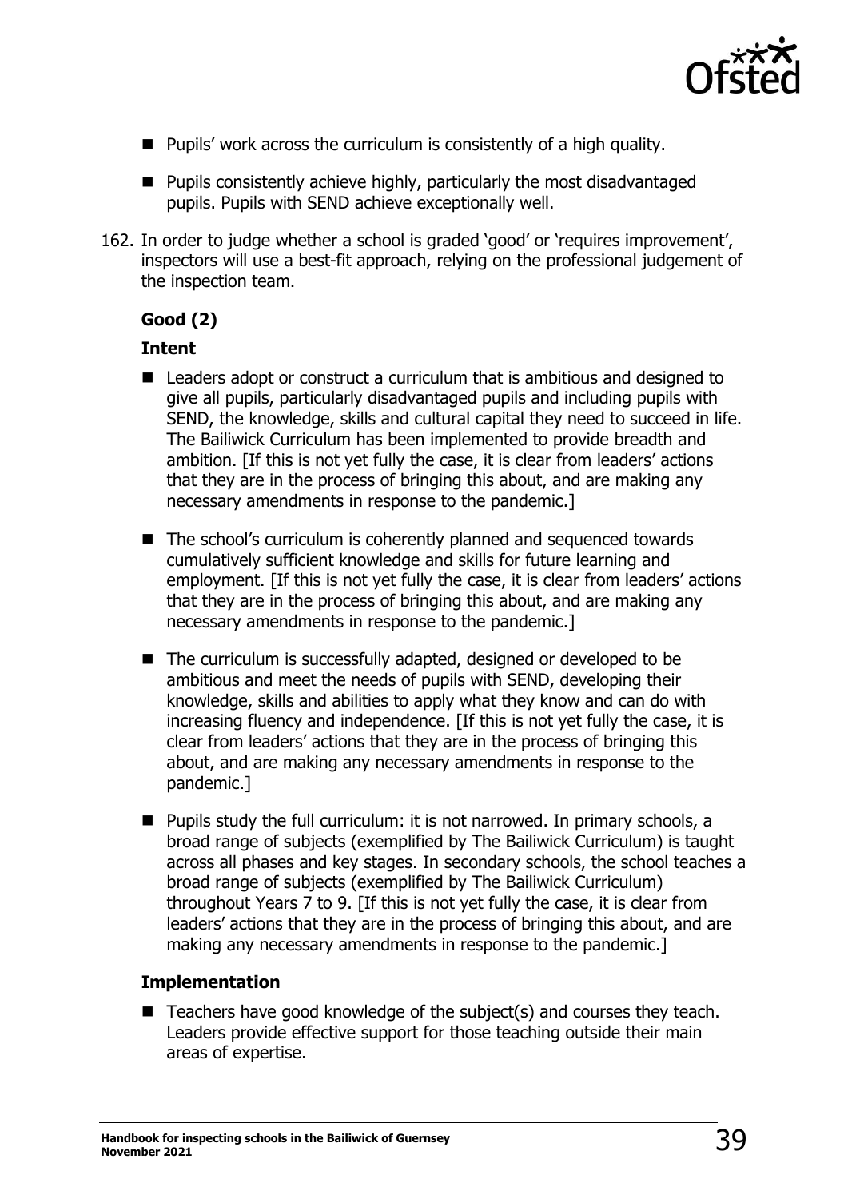- Pupils' work across the curriculum is consistently of a high quality.
- Pupils consistently achieve highly, particularly the most disadvantaged pupils. Pupils with SEND achieve exceptionally well.

162. In order to judge whether a school is graded 'good' or 'requires improvement', inspectors will use a best-fit approach, relying on the professional judgement of the inspection team.

**Good (2)**

**Intent**

- Leaders adopt or construct a curriculum that is ambitious and designed to give all pupils, particularly disadvantaged pupils and including pupils with SEND, the knowledge, skills and cultural capital they need to succeed in life. The Bailiwick Curriculum has been implemented to provide breadth and ambition. [If this is not yet fully the case, it is clear from leaders' actions that they are in the process of bringing this about, and are making any necessary amendments in response to the pandemic.]
- The school's curriculum is coherently planned and sequenced towards cumulatively sufficient knowledge and skills for future learning and employment. [If this is not yet fully the case, it is clear from leaders' actions that they are in the process of bringing this about, and are making any necessary amendments in response to the pandemic.]
- The curriculum is successfully adapted, designed or developed to be ambitious and meet the needs of pupils with SEND, developing their knowledge, skills and abilities to apply what they know and can do with increasing fluency and independence. [If this is not yet fully the case, it is clear from leaders' actions that they are in the process of bringing this about, and are making any necessary amendments in response to the pandemic.]
- Pupils study the full curriculum: it is not narrowed. In primary schools, a broad range of subjects (exemplified by The Bailiwick Curriculum) is taught across all phases and key stages. In secondary schools, the school teaches a broad range of subjects (exemplified by The Bailiwick Curriculum) throughout Years 7 to 9. [If this is not yet fully the case, it is clear from leaders' actions that they are in the process of bringing this about, and are making any necessary amendments in response to the pandemic.]

**Implementation**

- Teachers have good knowledge of the subject(s) and courses they teach. Leaders provide effective support for those teaching outside their main areas of expertise.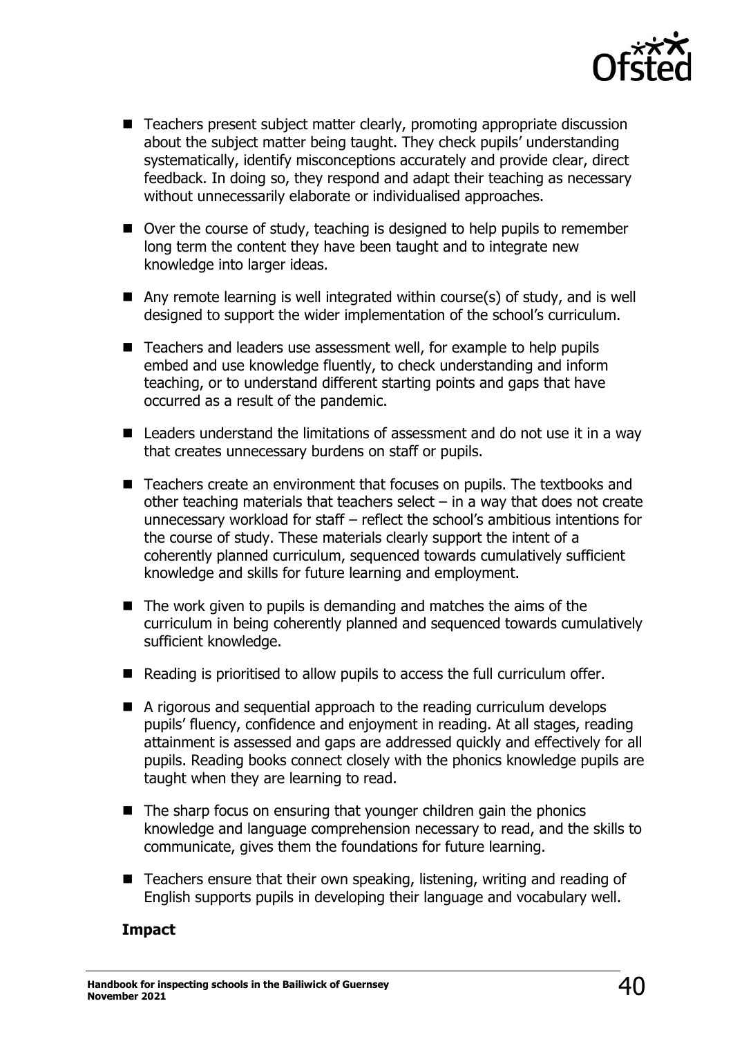- Teachers present subject matter clearly, promoting appropriate discussion about the subject matter being taught. They check pupils' understanding systematically, identify misconceptions accurately and provide clear, direct feedback. In doing so, they respond and adapt their teaching as necessary without unnecessarily elaborate or individualised approaches.
- Over the course of study, teaching is designed to help pupils to remember long term the content they have been taught and to integrate new knowledge into larger ideas.
- Any remote learning is well integrated within course(s) of study, and is well designed to support the wider implementation of the school's curriculum.
- Teachers and leaders use assessment well, for example to help pupils embed and use knowledge fluently, to check understanding and inform teaching, or to understand different starting points and gaps that have occurred as a result of the pandemic.
- Leaders understand the limitations of assessment and do not use it in a way that creates unnecessary burdens on staff or pupils.
- Teachers create an environment that focuses on pupils. The textbooks and other teaching materials that teachers select – in a way that does not create unnecessary workload for staff – reflect the school's ambitious intentions for the course of study. These materials clearly support the intent of a coherently planned curriculum, sequenced towards cumulatively sufficient knowledge and skills for future learning and employment.
- The work given to pupils is demanding and matches the aims of the curriculum in being coherently planned and sequenced towards cumulatively sufficient knowledge.
- Reading is prioritised to allow pupils to access the full curriculum offer.
- A rigorous and sequential approach to the reading curriculum develops pupils' fluency, confidence and enjoyment in reading. At all stages, reading attainment is assessed and gaps are addressed quickly and effectively for all pupils. Reading books connect closely with the phonics knowledge pupils are taught when they are learning to read.
- The sharp focus on ensuring that younger children gain the phonics knowledge and language comprehension necessary to read, and the skills to communicate, gives them the foundations for future learning.
- Teachers ensure that their own speaking, listening, writing and reading of English supports pupils in developing their language and vocabulary well.

**Impact**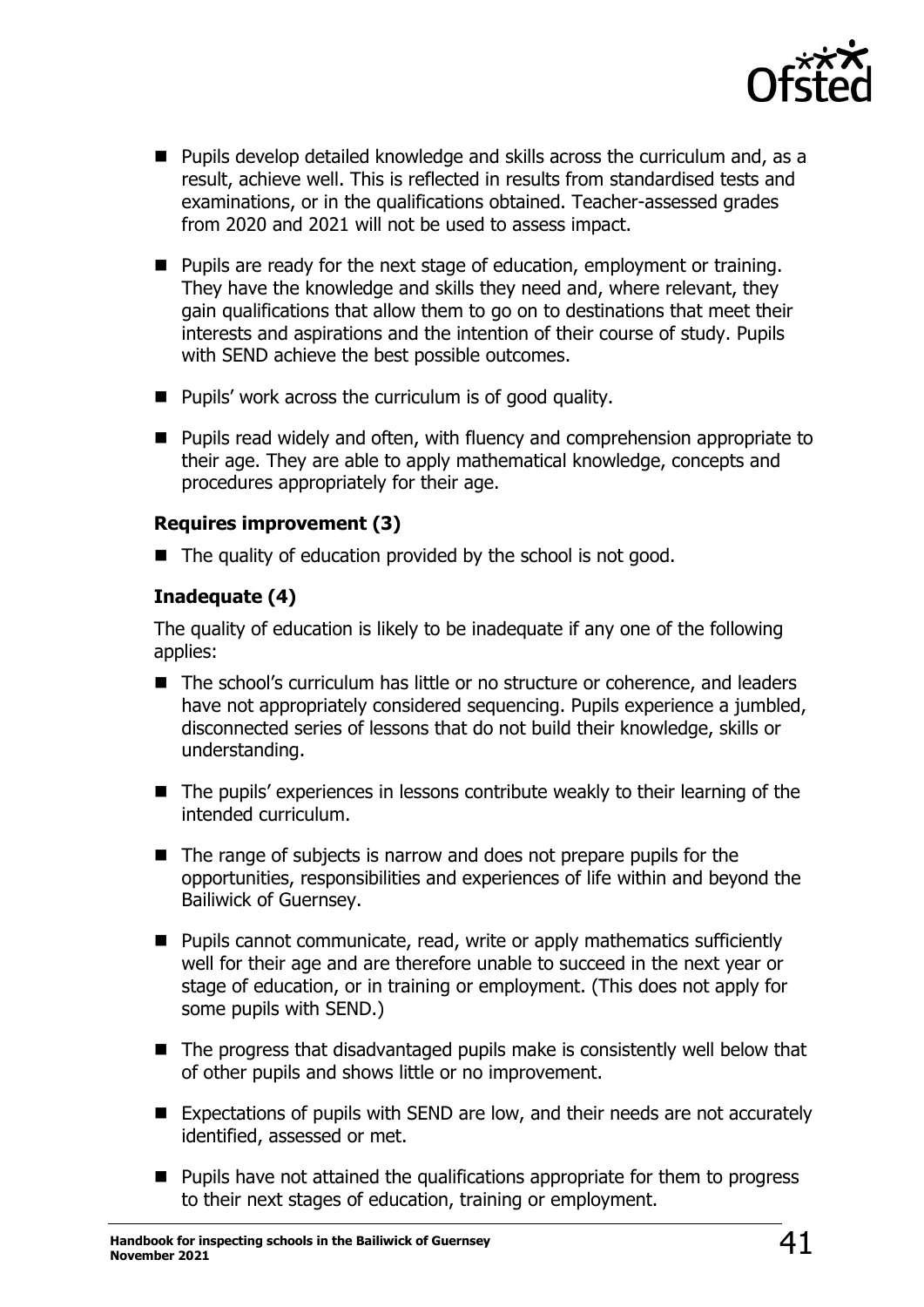- Pupils develop detailed knowledge and skills across the curriculum and, as a result, achieve well. This is reflected in results from standardised tests and examinations, or in the qualifications obtained. Teacher-assessed grades from 2020 and 2021 will not be used to assess impact.
- Pupils are ready for the next stage of education, employment or training. They have the knowledge and skills they need and, where relevant, they gain qualifications that allow them to go on to destinations that meet their interests and aspirations and the intention of their course of study. Pupils with SEND achieve the best possible outcomes.
- Pupils' work across the curriculum is of good quality.
- Pupils read widely and often, with fluency and comprehension appropriate to their age. They are able to apply mathematical knowledge, concepts and procedures appropriately for their age.

#### Requires improvement (3)

- The quality of education provided by the school is not good.

#### Inadequate (4)

The quality of education is likely to be inadequate if any one of the following applies:

- The school's curriculum has little or no structure or coherence, and leaders have not appropriately considered sequencing. Pupils experience a jumbled, disconnected series of lessons that do not build their knowledge, skills or understanding.
- The pupils' experiences in lessons contribute weakly to their learning of the intended curriculum.
- The range of subjects is narrow and does not prepare pupils for the opportunities, responsibilities and experiences of life within and beyond the Bailiwick of Guernsey.
- Pupils cannot communicate, read, write or apply mathematics sufficiently well for their age and are therefore unable to succeed in the next year or stage of education, or in training or employment. (This does not apply for some pupils with SEND.)
- The progress that disadvantaged pupils make is consistently well below that of other pupils and shows little or no improvement.
- Expectations of pupils with SEND are low, and their needs are not accurately identified, assessed or met.
- Pupils have not attained the qualifications appropriate for them to progress to their next stages of education, training or employment.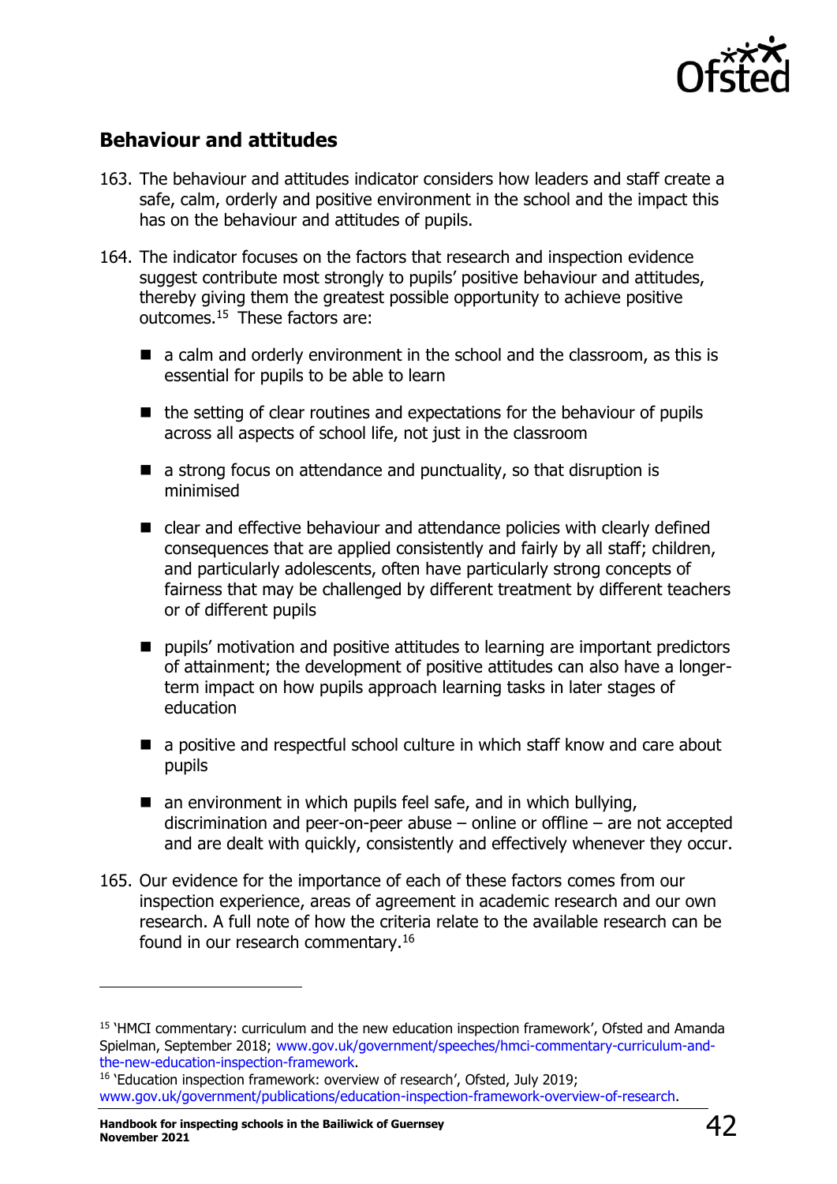## Behaviour and attitudes

163. The behaviour and attitudes indicator considers how leaders and staff create a safe, calm, orderly and positive environment in the school and the impact this has on the behaviour and attitudes of pupils.

164. The indicator focuses on the factors that research and inspection evidence suggest contribute most strongly to pupils' positive behaviour and attitudes, thereby giving them the greatest possible opportunity to achieve positive outcomes.[15] These factors are:

   - a calm and orderly environment in the school and the classroom, as this is essential for pupils to be able to learn
   - the setting of clear routines and expectations for the behaviour of pupils across all aspects of school life, not just in the classroom
   - a strong focus on attendance and punctuality, so that disruption is minimised
   - clear and effective behaviour and attendance policies with clearly defined consequences that are applied consistently and fairly by all staff; children, and particularly adolescents, often have particularly strong concepts of fairness that may be challenged by different treatment by different teachers or of different pupils
   - pupils' motivation and positive attitudes to learning are important predictors of attainment; the development of positive attitudes can also have a longer-term impact on how pupils approach learning tasks in later stages of education
   - a positive and respectful school culture in which staff know and care about pupils
   - an environment in which pupils feel safe, and in which bullying, discrimination and peer-on-peer abuse – online or offline – are not accepted and are dealt with quickly, consistently and effectively whenever they occur.

165. Our evidence for the importance of each of these factors comes from our inspection experience, areas of agreement in academic research and our own research. A full note of how the criteria relate to the available research can be found in our research commentary.[16]

---

[15] 'HMCI commentary: curriculum and the new education inspection framework', Ofsted and Amanda Spielman, September 2018; www.gov.uk/government/speeches/hmci-commentary-curriculum-and-the-new-education-inspection-framework.

[16] 'Education inspection framework: overview of research', Ofsted, July 2019; www.gov.uk/government/publications/education-inspection-framework-overview-of-research.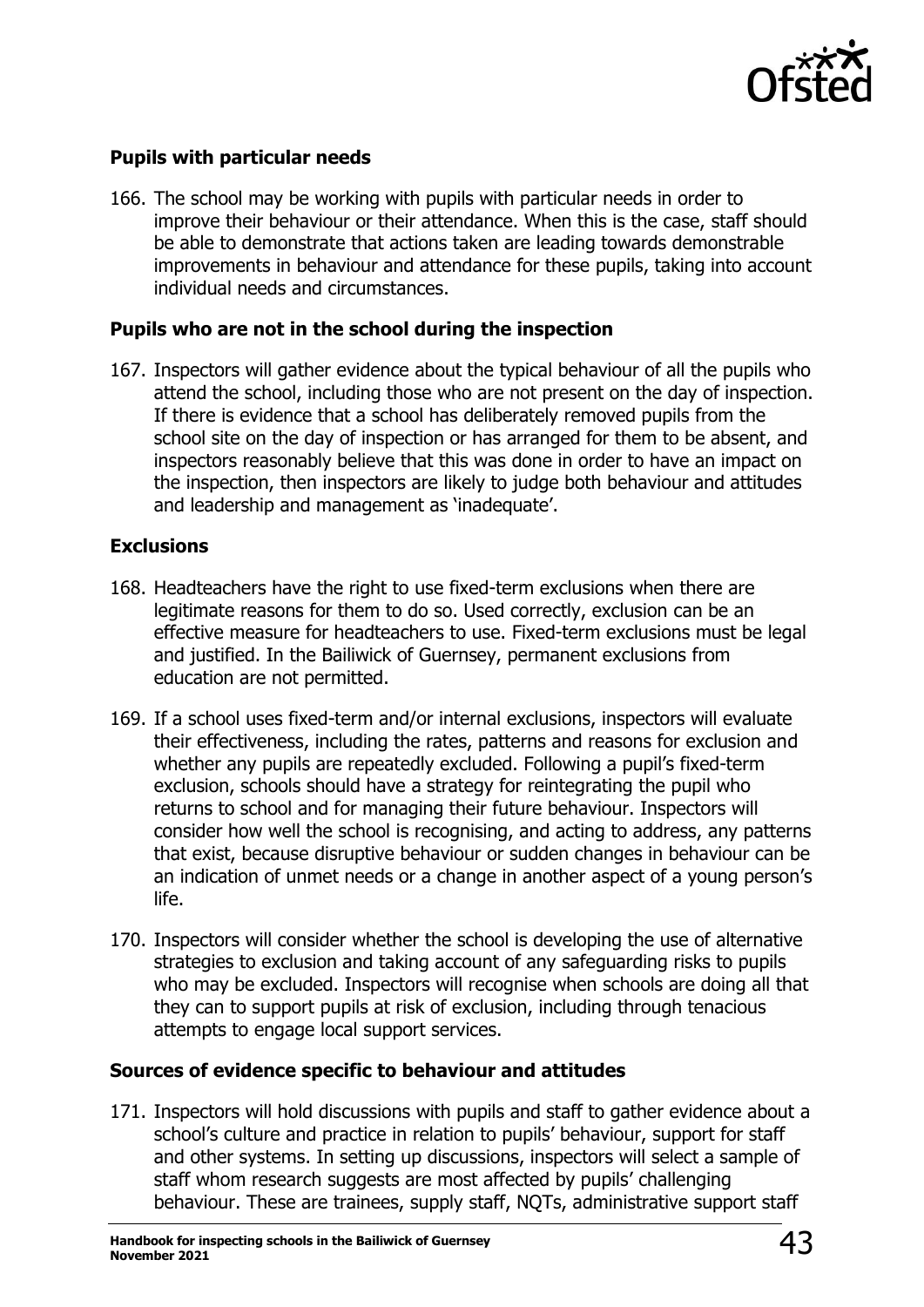### Pupils with particular needs

166. The school may be working with pupils with particular needs in order to improve their behaviour or their attendance. When this is the case, staff should be able to demonstrate that actions taken are leading towards demonstrable improvements in behaviour and attendance for these pupils, taking into account individual needs and circumstances.

### Pupils who are not in the school during the inspection

167. Inspectors will gather evidence about the typical behaviour of all the pupils who attend the school, including those who are not present on the day of inspection. If there is evidence that a school has deliberately removed pupils from the school site on the day of inspection or has arranged for them to be absent, and inspectors reasonably believe that this was done in order to have an impact on the inspection, then inspectors are likely to judge both behaviour and attitudes and leadership and management as 'inadequate'.

### Exclusions

168. Headteachers have the right to use fixed-term exclusions when there are legitimate reasons for them to do so. Used correctly, exclusion can be an effective measure for headteachers to use. Fixed-term exclusions must be legal and justified. In the Bailiwick of Guernsey, permanent exclusions from education are not permitted.

169. If a school uses fixed-term and/or internal exclusions, inspectors will evaluate their effectiveness, including the rates, patterns and reasons for exclusion and whether any pupils are repeatedly excluded. Following a pupil's fixed-term exclusion, schools should have a strategy for reintegrating the pupil who returns to school and for managing their future behaviour. Inspectors will consider how well the school is recognising, and acting to address, any patterns that exist, because disruptive behaviour or sudden changes in behaviour can be an indication of unmet needs or a change in another aspect of a young person's life.

170. Inspectors will consider whether the school is developing the use of alternative strategies to exclusion and taking account of any safeguarding risks to pupils who may be excluded. Inspectors will recognise when schools are doing all that they can to support pupils at risk of exclusion, including through tenacious attempts to engage local support services.

### Sources of evidence specific to behaviour and attitudes

171. Inspectors will hold discussions with pupils and staff to gather evidence about a school's culture and practice in relation to pupils' behaviour, support for staff and other systems. In setting up discussions, inspectors will select a sample of staff whom research suggests are most affected by pupils' challenging behaviour. These are trainees, supply staff, NQTs, administrative support staff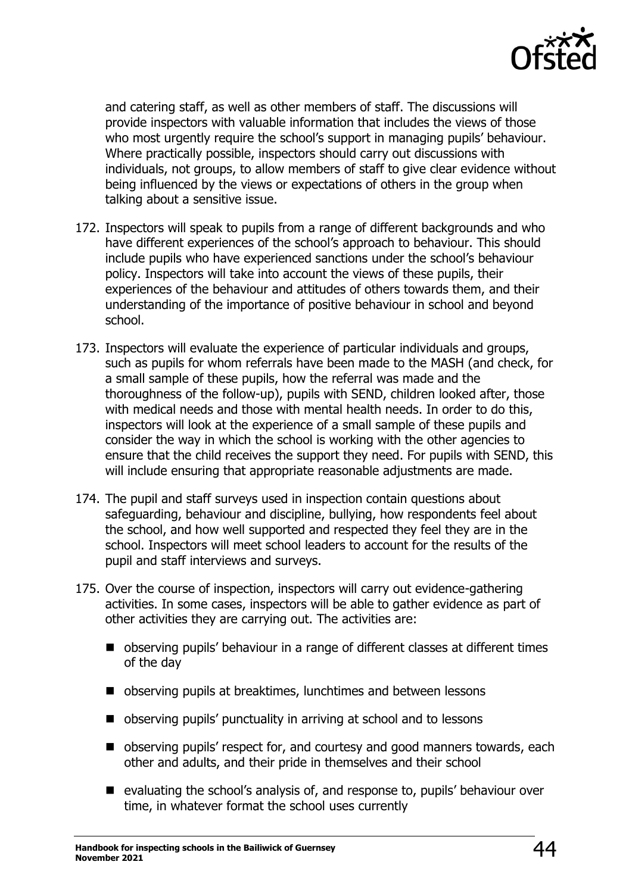and catering staff, as well as other members of staff. The discussions will provide inspectors with valuable information that includes the views of those who most urgently require the school's support in managing pupils' behaviour. Where practically possible, inspectors should carry out discussions with individuals, not groups, to allow members of staff to give clear evidence without being influenced by the views or expectations of others in the group when talking about a sensitive issue.

172. Inspectors will speak to pupils from a range of different backgrounds and who have different experiences of the school's approach to behaviour. This should include pupils who have experienced sanctions under the school's behaviour policy. Inspectors will take into account the views of these pupils, their experiences of the behaviour and attitudes of others towards them, and their understanding of the importance of positive behaviour in school and beyond school.

173. Inspectors will evaluate the experience of particular individuals and groups, such as pupils for whom referrals have been made to the MASH (and check, for a small sample of these pupils, how the referral was made and the thoroughness of the follow-up), pupils with SEND, children looked after, those with medical needs and those with mental health needs. In order to do this, inspectors will look at the experience of a small sample of these pupils and consider the way in which the school is working with the other agencies to ensure that the child receives the support they need. For pupils with SEND, this will include ensuring that appropriate reasonable adjustments are made.

174. The pupil and staff surveys used in inspection contain questions about safeguarding, behaviour and discipline, bullying, how respondents feel about the school, and how well supported and respected they feel they are in the school. Inspectors will meet school leaders to account for the results of the pupil and staff interviews and surveys.

175. Over the course of inspection, inspectors will carry out evidence-gathering activities. In some cases, inspectors will be able to gather evidence as part of other activities they are carrying out. The activities are:

- observing pupils' behaviour in a range of different classes at different times of the day
- observing pupils at breaktimes, lunchtimes and between lessons
- observing pupils' punctuality in arriving at school and to lessons
- observing pupils' respect for, and courtesy and good manners towards, each other and adults, and their pride in themselves and their school
- evaluating the school's analysis of, and response to, pupils' behaviour over time, in whatever format the school uses currently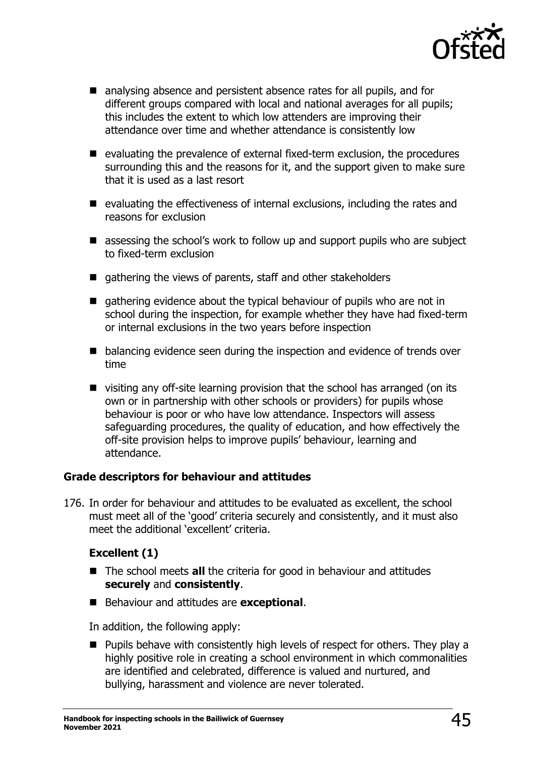- analysing absence and persistent absence rates for all pupils, and for different groups compared with local and national averages for all pupils; this includes the extent to which low attenders are improving their attendance over time and whether attendance is consistently low
- evaluating the prevalence of external fixed-term exclusion, the procedures surrounding this and the reasons for it, and the support given to make sure that it is used as a last resort
- evaluating the effectiveness of internal exclusions, including the rates and reasons for exclusion
- assessing the school's work to follow up and support pupils who are subject to fixed-term exclusion
- gathering the views of parents, staff and other stakeholders
- gathering evidence about the typical behaviour of pupils who are not in school during the inspection, for example whether they have had fixed-term or internal exclusions in the two years before inspection
- balancing evidence seen during the inspection and evidence of trends over time
- visiting any off-site learning provision that the school has arranged (on its own or in partnership with other schools or providers) for pupils whose behaviour is poor or who have low attendance. Inspectors will assess safeguarding procedures, the quality of education, and how effectively the off-site provision helps to improve pupils' behaviour, learning and attendance.

### Grade descriptors for behaviour and attitudes

176. In order for behaviour and attitudes to be evaluated as excellent, the school must meet all of the 'good' criteria securely and consistently, and it must also meet the additional 'excellent' criteria.

#### Excellent (1)

- The school meets **all** the criteria for good in behaviour and attitudes **securely** and **consistently**.
- Behaviour and attitudes are **exceptional**.

In addition, the following apply:

- Pupils behave with consistently high levels of respect for others. They play a highly positive role in creating a school environment in which commonalities are identified and celebrated, difference is valued and nurtured, and bullying, harassment and violence are never tolerated.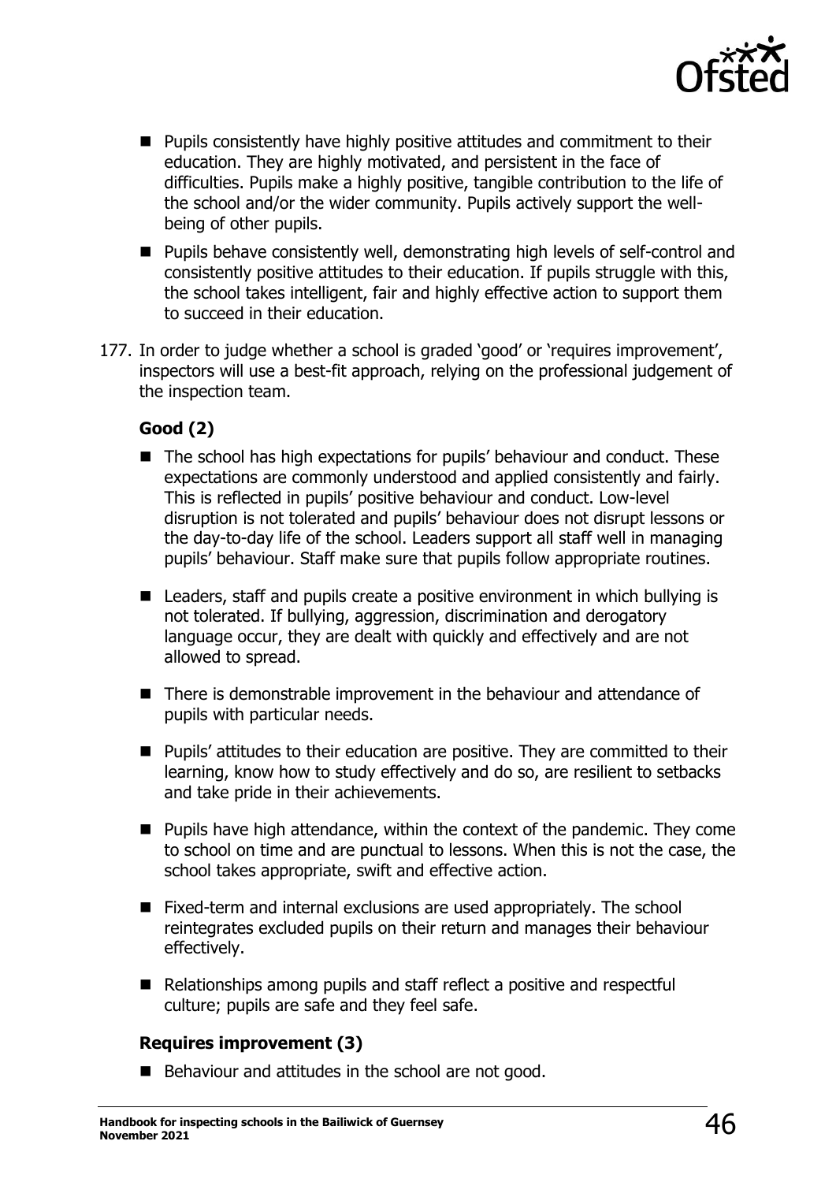- Pupils consistently have highly positive attitudes and commitment to their education. They are highly motivated, and persistent in the face of difficulties. Pupils make a highly positive, tangible contribution to the life of the school and/or the wider community. Pupils actively support the well-being of other pupils.
- Pupils behave consistently well, demonstrating high levels of self-control and consistently positive attitudes to their education. If pupils struggle with this, the school takes intelligent, fair and highly effective action to support them to succeed in their education.

177. In order to judge whether a school is graded 'good' or 'requires improvement', inspectors will use a best-fit approach, relying on the professional judgement of the inspection team.

**Good (2)**

- The school has high expectations for pupils' behaviour and conduct. These expectations are commonly understood and applied consistently and fairly. This is reflected in pupils' positive behaviour and conduct. Low-level disruption is not tolerated and pupils' behaviour does not disrupt lessons or the day-to-day life of the school. Leaders support all staff well in managing pupils' behaviour. Staff make sure that pupils follow appropriate routines.
- Leaders, staff and pupils create a positive environment in which bullying is not tolerated. If bullying, aggression, discrimination and derogatory language occur, they are dealt with quickly and effectively and are not allowed to spread.
- There is demonstrable improvement in the behaviour and attendance of pupils with particular needs.
- Pupils' attitudes to their education are positive. They are committed to their learning, know how to study effectively and do so, are resilient to setbacks and take pride in their achievements.
- Pupils have high attendance, within the context of the pandemic. They come to school on time and are punctual to lessons. When this is not the case, the school takes appropriate, swift and effective action.
- Fixed-term and internal exclusions are used appropriately. The school reintegrates excluded pupils on their return and manages their behaviour effectively.
- Relationships among pupils and staff reflect a positive and respectful culture; pupils are safe and they feel safe.

**Requires improvement (3)**

- Behaviour and attitudes in the school are not good.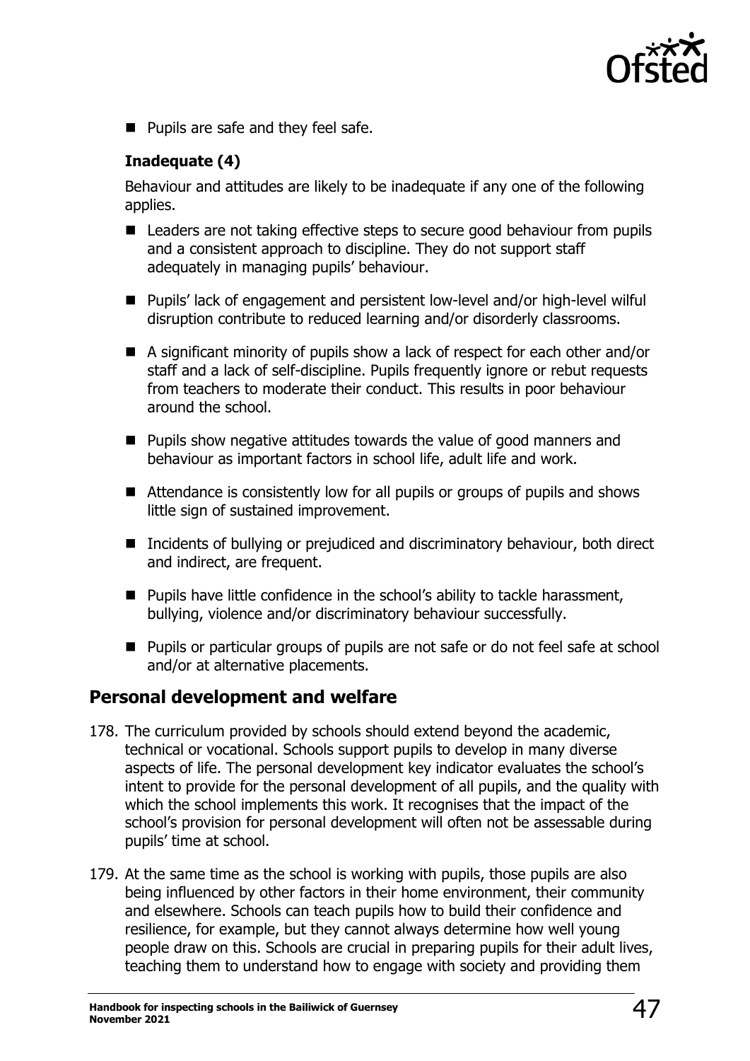- Pupils are safe and they feel safe.

### Inadequate (4)

Behaviour and attitudes are likely to be inadequate if any one of the following applies.

- Leaders are not taking effective steps to secure good behaviour from pupils and a consistent approach to discipline. They do not support staff adequately in managing pupils' behaviour.
- Pupils' lack of engagement and persistent low-level and/or high-level wilful disruption contribute to reduced learning and/or disorderly classrooms.
- A significant minority of pupils show a lack of respect for each other and/or staff and a lack of self-discipline. Pupils frequently ignore or rebut requests from teachers to moderate their conduct. This results in poor behaviour around the school.
- Pupils show negative attitudes towards the value of good manners and behaviour as important factors in school life, adult life and work.
- Attendance is consistently low for all pupils or groups of pupils and shows little sign of sustained improvement.
- Incidents of bullying or prejudiced and discriminatory behaviour, both direct and indirect, are frequent.
- Pupils have little confidence in the school's ability to tackle harassment, bullying, violence and/or discriminatory behaviour successfully.
- Pupils or particular groups of pupils are not safe or do not feel safe at school and/or at alternative placements.

## Personal development and welfare

178. The curriculum provided by schools should extend beyond the academic, technical or vocational. Schools support pupils to develop in many diverse aspects of life. The personal development key indicator evaluates the school's intent to provide for the personal development of all pupils, and the quality with which the school implements this work. It recognises that the impact of the school's provision for personal development will often not be assessable during pupils' time at school.

179. At the same time as the school is working with pupils, those pupils are also being influenced by other factors in their home environment, their community and elsewhere. Schools can teach pupils how to build their confidence and resilience, for example, but they cannot always determine how well young people draw on this. Schools are crucial in preparing pupils for their adult lives, teaching them to understand how to engage with society and providing them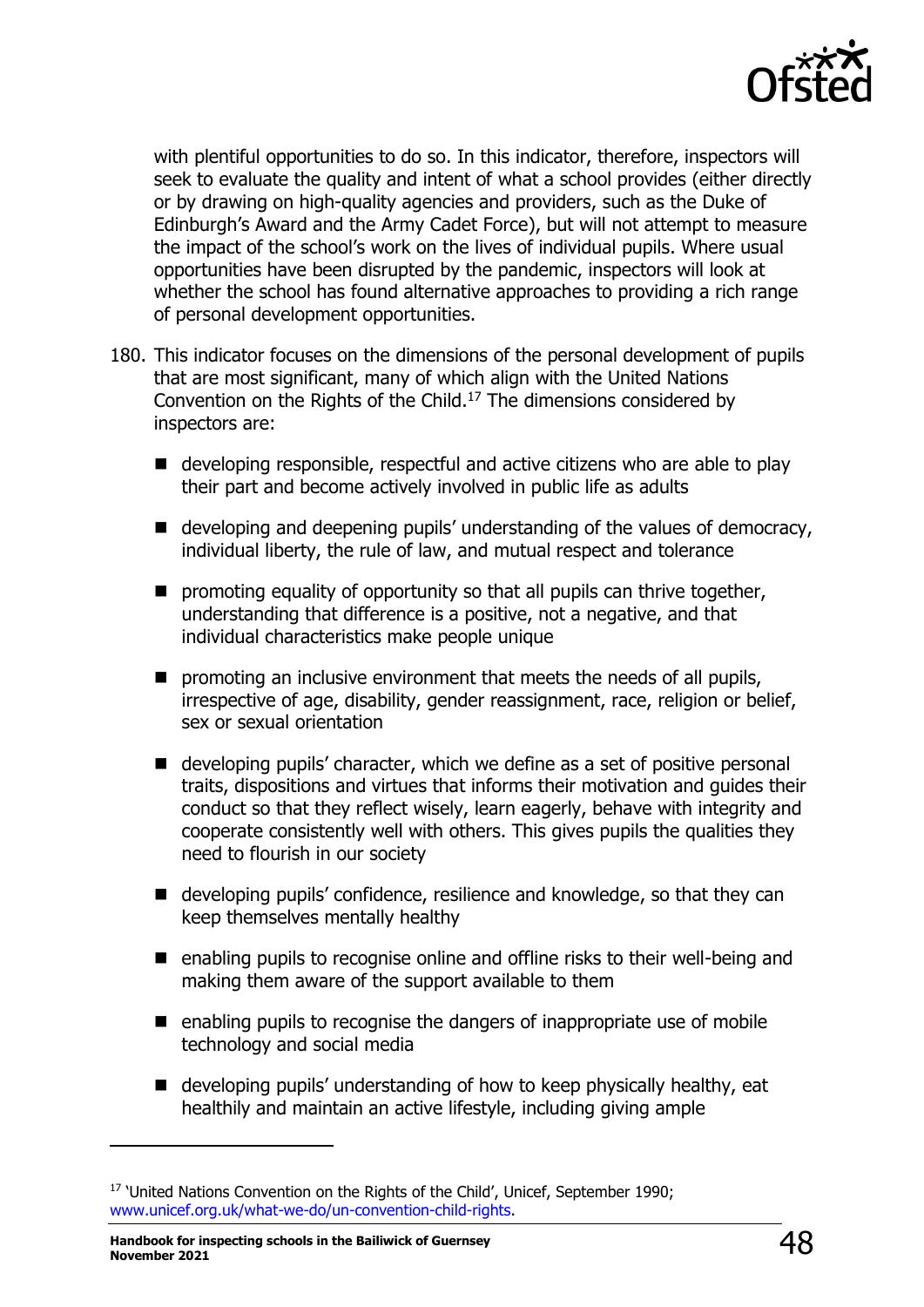with plentiful opportunities to do so. In this indicator, therefore, inspectors will seek to evaluate the quality and intent of what a school provides (either directly or by drawing on high-quality agencies and providers, such as the Duke of Edinburgh's Award and the Army Cadet Force), but will not attempt to measure the impact of the school's work on the lives of individual pupils. Where usual opportunities have been disrupted by the pandemic, inspectors will look at whether the school has found alternative approaches to providing a rich range of personal development opportunities.

180. This indicator focuses on the dimensions of the personal development of pupils that are most significant, many of which align with the United Nations Convention on the Rights of the Child.[17] The dimensions considered by inspectors are:

   - developing responsible, respectful and active citizens who are able to play their part and become actively involved in public life as adults
   - developing and deepening pupils' understanding of the values of democracy, individual liberty, the rule of law, and mutual respect and tolerance
   - promoting equality of opportunity so that all pupils can thrive together, understanding that difference is a positive, not a negative, and that individual characteristics make people unique
   - promoting an inclusive environment that meets the needs of all pupils, irrespective of age, disability, gender reassignment, race, religion or belief, sex or sexual orientation
   - developing pupils' character, which we define as a set of positive personal traits, dispositions and virtues that informs their motivation and guides their conduct so that they reflect wisely, learn eagerly, behave with integrity and cooperate consistently well with others. This gives pupils the qualities they need to flourish in our society
   - developing pupils' confidence, resilience and knowledge, so that they can keep themselves mentally healthy
   - enabling pupils to recognise online and offline risks to their well-being and making them aware of the support available to them
   - enabling pupils to recognise the dangers of inappropriate use of mobile technology and social media
   - developing pupils' understanding of how to keep physically healthy, eat healthily and maintain an active lifestyle, including giving ample

---

[17] 'United Nations Convention on the Rights of the Child', Unicef, September 1990; www.unicef.org.uk/what-we-do/un-convention-child-rights.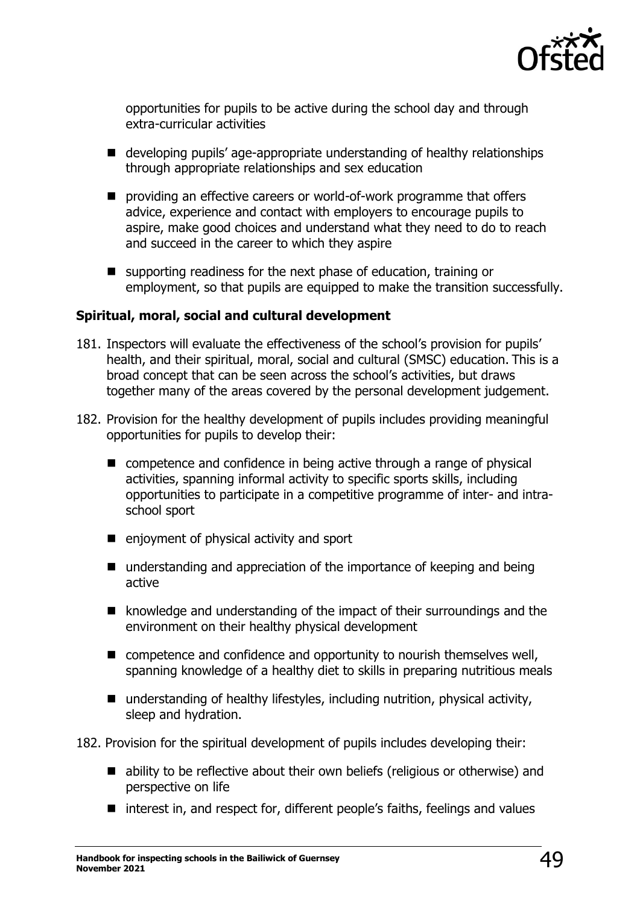opportunities for pupils to be active during the school day and through extra-curricular activities

- developing pupils' age-appropriate understanding of healthy relationships through appropriate relationships and sex education
- providing an effective careers or world-of-work programme that offers advice, experience and contact with employers to encourage pupils to aspire, make good choices and understand what they need to do to reach and succeed in the career to which they aspire
- supporting readiness for the next phase of education, training or employment, so that pupils are equipped to make the transition successfully.

### Spiritual, moral, social and cultural development

181. Inspectors will evaluate the effectiveness of the school's provision for pupils' health, and their spiritual, moral, social and cultural (SMSC) education. This is a broad concept that can be seen across the school's activities, but draws together many of the areas covered by the personal development judgement.

182. Provision for the healthy development of pupils includes providing meaningful opportunities for pupils to develop their:

    - competence and confidence in being active through a range of physical activities, spanning informal activity to specific sports skills, including opportunities to participate in a competitive programme of inter- and intra-school sport
    - enjoyment of physical activity and sport
    - understanding and appreciation of the importance of keeping and being active
    - knowledge and understanding of the impact of their surroundings and the environment on their healthy physical development
    - competence and confidence and opportunity to nourish themselves well, spanning knowledge of a healthy diet to skills in preparing nutritious meals
    - understanding of healthy lifestyles, including nutrition, physical activity, sleep and hydration.

182. Provision for the spiritual development of pupils includes developing their:

    - ability to be reflective about their own beliefs (religious or otherwise) and perspective on life
    - interest in, and respect for, different people's faiths, feelings and values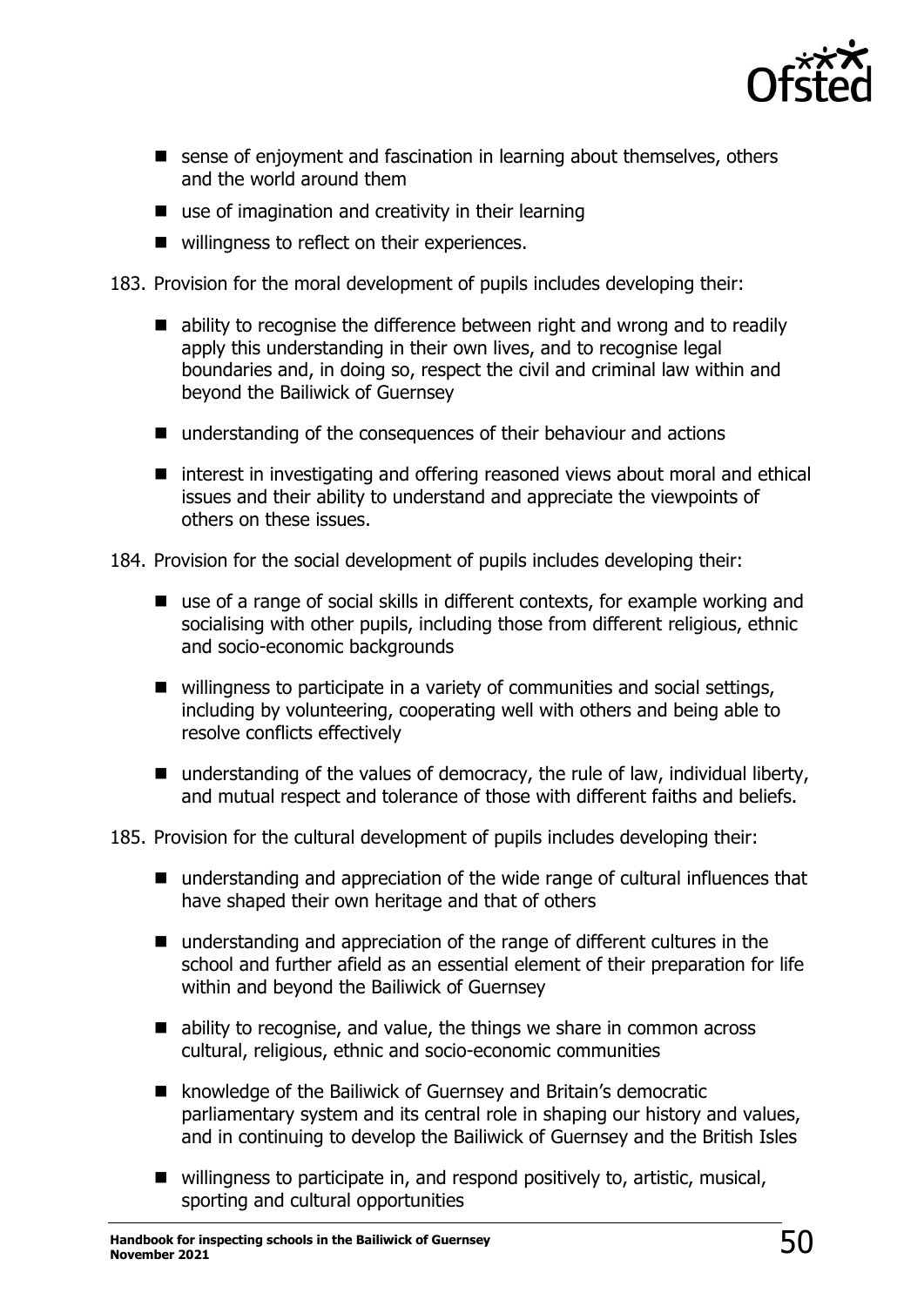- sense of enjoyment and fascination in learning about themselves, others and the world around them
- use of imagination and creativity in their learning
- willingness to reflect on their experiences.

183. Provision for the moral development of pupils includes developing their:

- ability to recognise the difference between right and wrong and to readily apply this understanding in their own lives, and to recognise legal boundaries and, in doing so, respect the civil and criminal law within and beyond the Bailiwick of Guernsey
- understanding of the consequences of their behaviour and actions
- interest in investigating and offering reasoned views about moral and ethical issues and their ability to understand and appreciate the viewpoints of others on these issues.

184. Provision for the social development of pupils includes developing their:

- use of a range of social skills in different contexts, for example working and socialising with other pupils, including those from different religious, ethnic and socio-economic backgrounds
- willingness to participate in a variety of communities and social settings, including by volunteering, cooperating well with others and being able to resolve conflicts effectively
- understanding of the values of democracy, the rule of law, individual liberty, and mutual respect and tolerance of those with different faiths and beliefs.

185. Provision for the cultural development of pupils includes developing their:

- understanding and appreciation of the wide range of cultural influences that have shaped their own heritage and that of others
- understanding and appreciation of the range of different cultures in the school and further afield as an essential element of their preparation for life within and beyond the Bailiwick of Guernsey
- ability to recognise, and value, the things we share in common across cultural, religious, ethnic and socio-economic communities
- knowledge of the Bailiwick of Guernsey and Britain's democratic parliamentary system and its central role in shaping our history and values, and in continuing to develop the Bailiwick of Guernsey and the British Isles
- willingness to participate in, and respond positively to, artistic, musical, sporting and cultural opportunities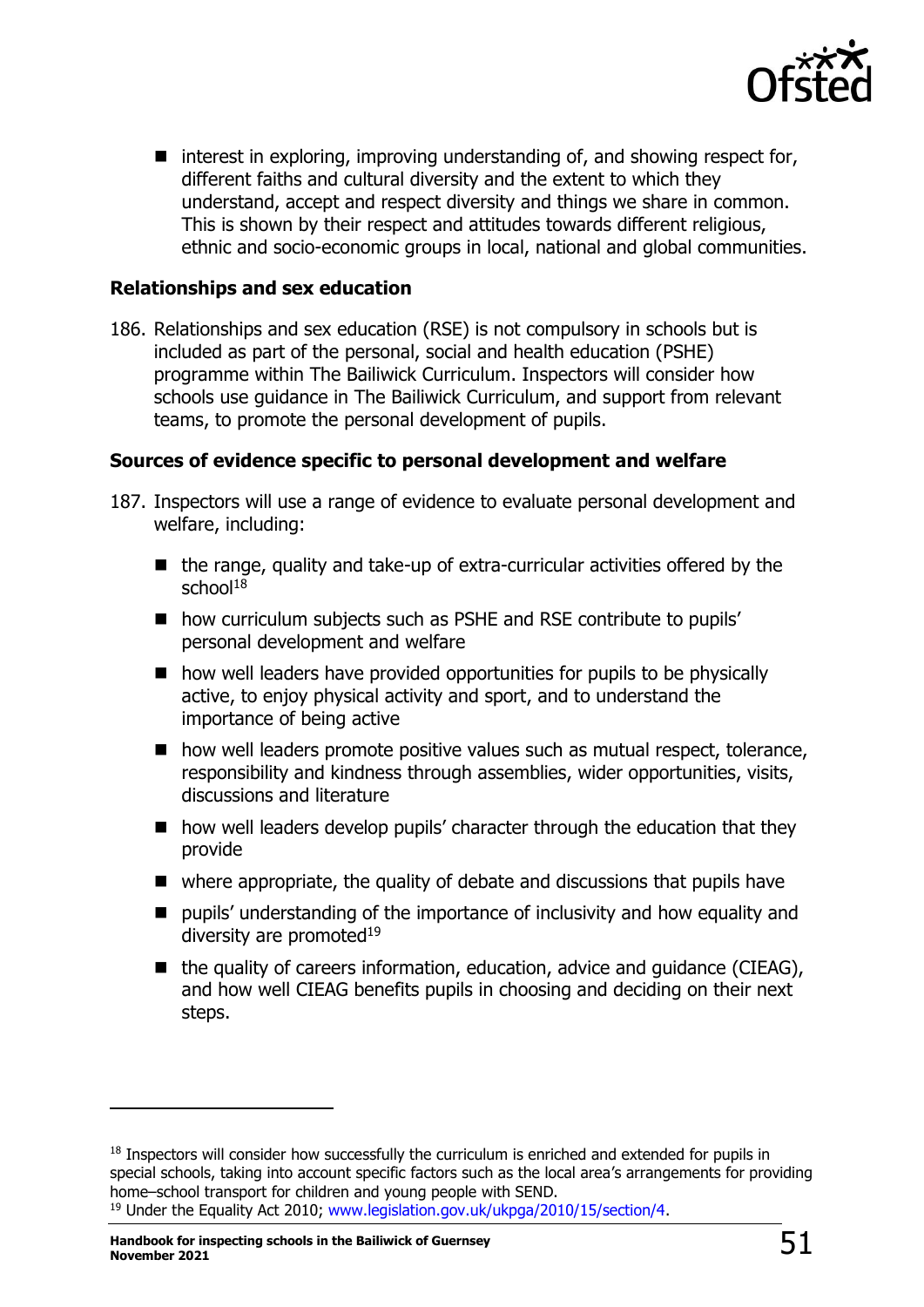- interest in exploring, improving understanding of, and showing respect for, different faiths and cultural diversity and the extent to which they understand, accept and respect diversity and things we share in common. This is shown by their respect and attitudes towards different religious, ethnic and socio-economic groups in local, national and global communities.

**Relationships and sex education**

186. Relationships and sex education (RSE) is not compulsory in schools but is included as part of the personal, social and health education (PSHE) programme within The Bailiwick Curriculum. Inspectors will consider how schools use guidance in The Bailiwick Curriculum, and support from relevant teams, to promote the personal development of pupils.

**Sources of evidence specific to personal development and welfare**

187. Inspectors will use a range of evidence to evaluate personal development and welfare, including:

    - the range, quality and take-up of extra-curricular activities offered by the school[18]
    - how curriculum subjects such as PSHE and RSE contribute to pupils' personal development and welfare
    - how well leaders have provided opportunities for pupils to be physically active, to enjoy physical activity and sport, and to understand the importance of being active
    - how well leaders promote positive values such as mutual respect, tolerance, responsibility and kindness through assemblies, wider opportunities, visits, discussions and literature
    - how well leaders develop pupils' character through the education that they provide
    - where appropriate, the quality of debate and discussions that pupils have
    - pupils' understanding of the importance of inclusivity and how equality and diversity are promoted[19]
    - the quality of careers information, education, advice and guidance (CIEAG), and how well CIEAG benefits pupils in choosing and deciding on their next steps.

---

[18] Inspectors will consider how successfully the curriculum is enriched and extended for pupils in special schools, taking into account specific factors such as the local area's arrangements for providing home–school transport for children and young people with SEND.

[19] Under the Equality Act 2010; www.legislation.gov.uk/ukpga/2010/15/section/4.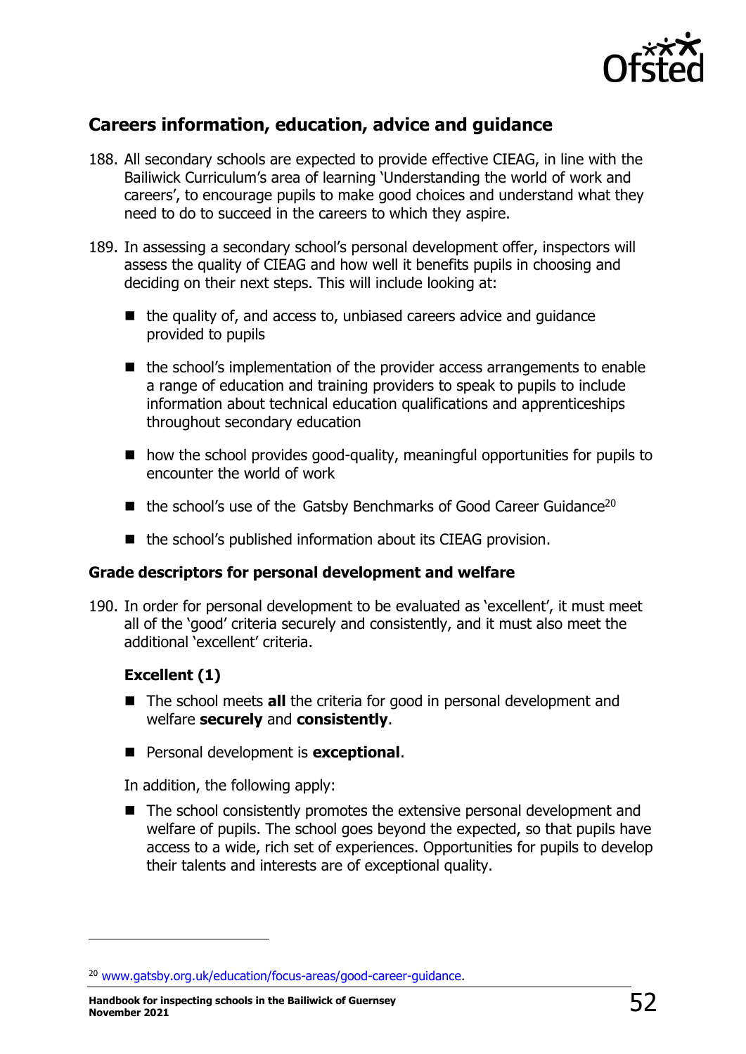## Careers information, education, advice and guidance

188. All secondary schools are expected to provide effective CIEAG, in line with the Bailiwick Curriculum's area of learning 'Understanding the world of work and careers', to encourage pupils to make good choices and understand what they need to do to succeed in the careers to which they aspire.

189. In assessing a secondary school's personal development offer, inspectors will assess the quality of CIEAG and how well it benefits pupils in choosing and deciding on their next steps. This will include looking at:

   - the quality of, and access to, unbiased careers advice and guidance provided to pupils
   - the school's implementation of the provider access arrangements to enable a range of education and training providers to speak to pupils to include information about technical education qualifications and apprenticeships throughout secondary education
   - how the school provides good-quality, meaningful opportunities for pupils to encounter the world of work
   - the school's use of the Gatsby Benchmarks of Good Career Guidance[20]
   - the school's published information about its CIEAG provision.

### Grade descriptors for personal development and welfare

190. In order for personal development to be evaluated as 'excellent', it must meet all of the 'good' criteria securely and consistently, and it must also meet the additional 'excellent' criteria.

#### Excellent (1)

- The school meets **all** the criteria for good in personal development and welfare **securely** and **consistently**.
- Personal development is **exceptional**.

In addition, the following apply:

- The school consistently promotes the extensive personal development and welfare of pupils. The school goes beyond the expected, so that pupils have access to a wide, rich set of experiences. Opportunities for pupils to develop their talents and interests are of exceptional quality.

---

[20] www.gatsby.org.uk/education/focus-areas/good-career-guidance.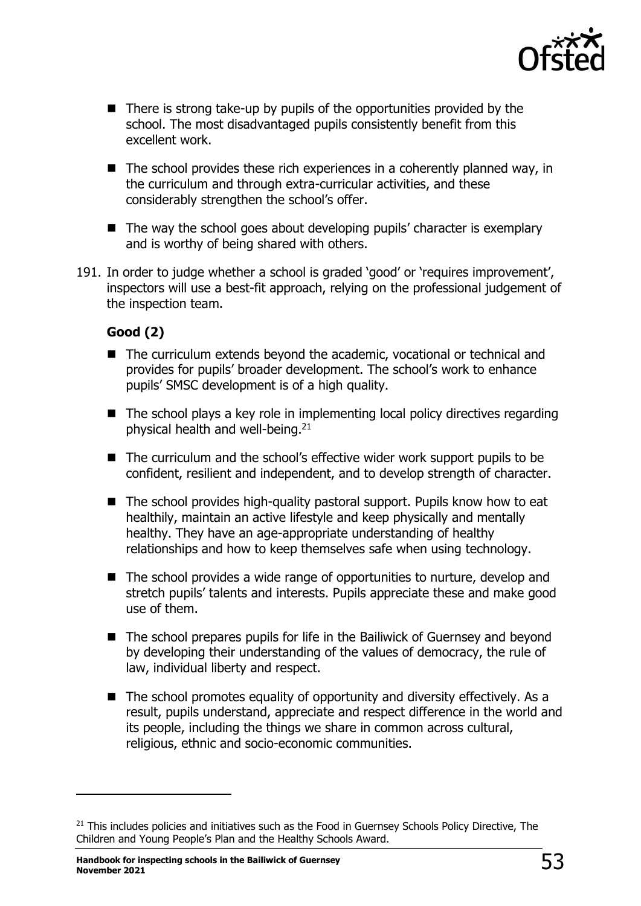- There is strong take-up by pupils of the opportunities provided by the school. The most disadvantaged pupils consistently benefit from this excellent work.
- The school provides these rich experiences in a coherently planned way, in the curriculum and through extra-curricular activities, and these considerably strengthen the school's offer.
- The way the school goes about developing pupils' character is exemplary and is worthy of being shared with others.

191. In order to judge whether a school is graded 'good' or 'requires improvement', inspectors will use a best-fit approach, relying on the professional judgement of the inspection team.

**Good (2)**

- The curriculum extends beyond the academic, vocational or technical and provides for pupils' broader development. The school's work to enhance pupils' SMSC development is of a high quality.
- The school plays a key role in implementing local policy directives regarding physical health and well-being.[21]
- The curriculum and the school's effective wider work support pupils to be confident, resilient and independent, and to develop strength of character.
- The school provides high-quality pastoral support. Pupils know how to eat healthily, maintain an active lifestyle and keep physically and mentally healthy. They have an age-appropriate understanding of healthy relationships and how to keep themselves safe when using technology.
- The school provides a wide range of opportunities to nurture, develop and stretch pupils' talents and interests. Pupils appreciate these and make good use of them.
- The school prepares pupils for life in the Bailiwick of Guernsey and beyond by developing their understanding of the values of democracy, the rule of law, individual liberty and respect.
- The school promotes equality of opportunity and diversity effectively. As a result, pupils understand, appreciate and respect difference in the world and its people, including the things we share in common across cultural, religious, ethnic and socio-economic communities.

---

[21] This includes policies and initiatives such as the Food in Guernsey Schools Policy Directive, The Children and Young People's Plan and the Healthy Schools Award.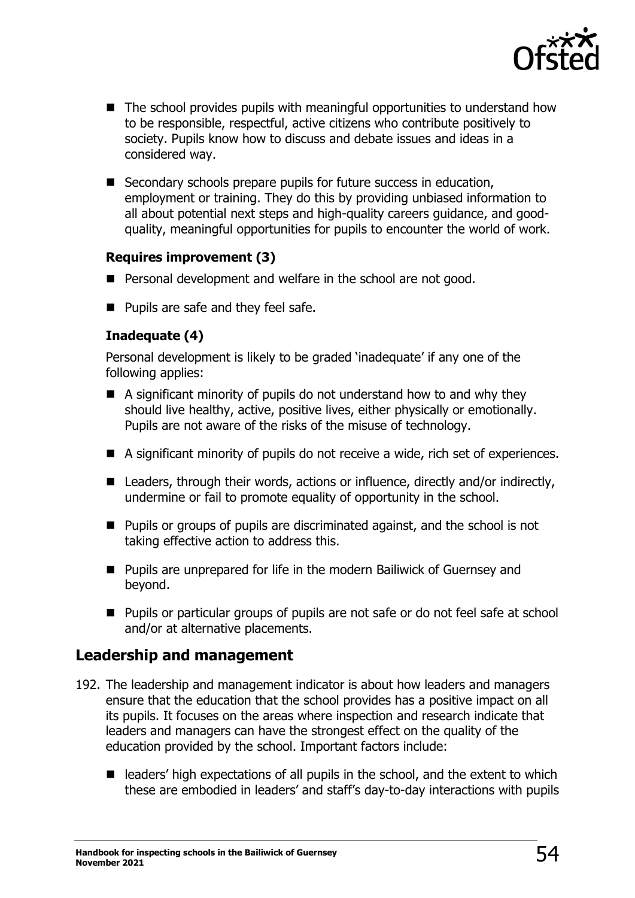- The school provides pupils with meaningful opportunities to understand how to be responsible, respectful, active citizens who contribute positively to society. Pupils know how to discuss and debate issues and ideas in a considered way.
- Secondary schools prepare pupils for future success in education, employment or training. They do this by providing unbiased information to all about potential next steps and high-quality careers guidance, and good-quality, meaningful opportunities for pupils to encounter the world of work.

#### Requires improvement (3)

- Personal development and welfare in the school are not good.
- Pupils are safe and they feel safe.

#### Inadequate (4)

Personal development is likely to be graded 'inadequate' if any one of the following applies:

- A significant minority of pupils do not understand how to and why they should live healthy, active, positive lives, either physically or emotionally. Pupils are not aware of the risks of the misuse of technology.
- A significant minority of pupils do not receive a wide, rich set of experiences.
- Leaders, through their words, actions or influence, directly and/or indirectly, undermine or fail to promote equality of opportunity in the school.
- Pupils or groups of pupils are discriminated against, and the school is not taking effective action to address this.
- Pupils are unprepared for life in the modern Bailiwick of Guernsey and beyond.
- Pupils or particular groups of pupils are not safe or do not feel safe at school and/or at alternative placements.

## Leadership and management

192. The leadership and management indicator is about how leaders and managers ensure that the education that the school provides has a positive impact on all its pupils. It focuses on the areas where inspection and research indicate that leaders and managers can have the strongest effect on the quality of the education provided by the school. Important factors include:

   - leaders' high expectations of all pupils in the school, and the extent to which these are embodied in leaders' and staff's day-to-day interactions with pupils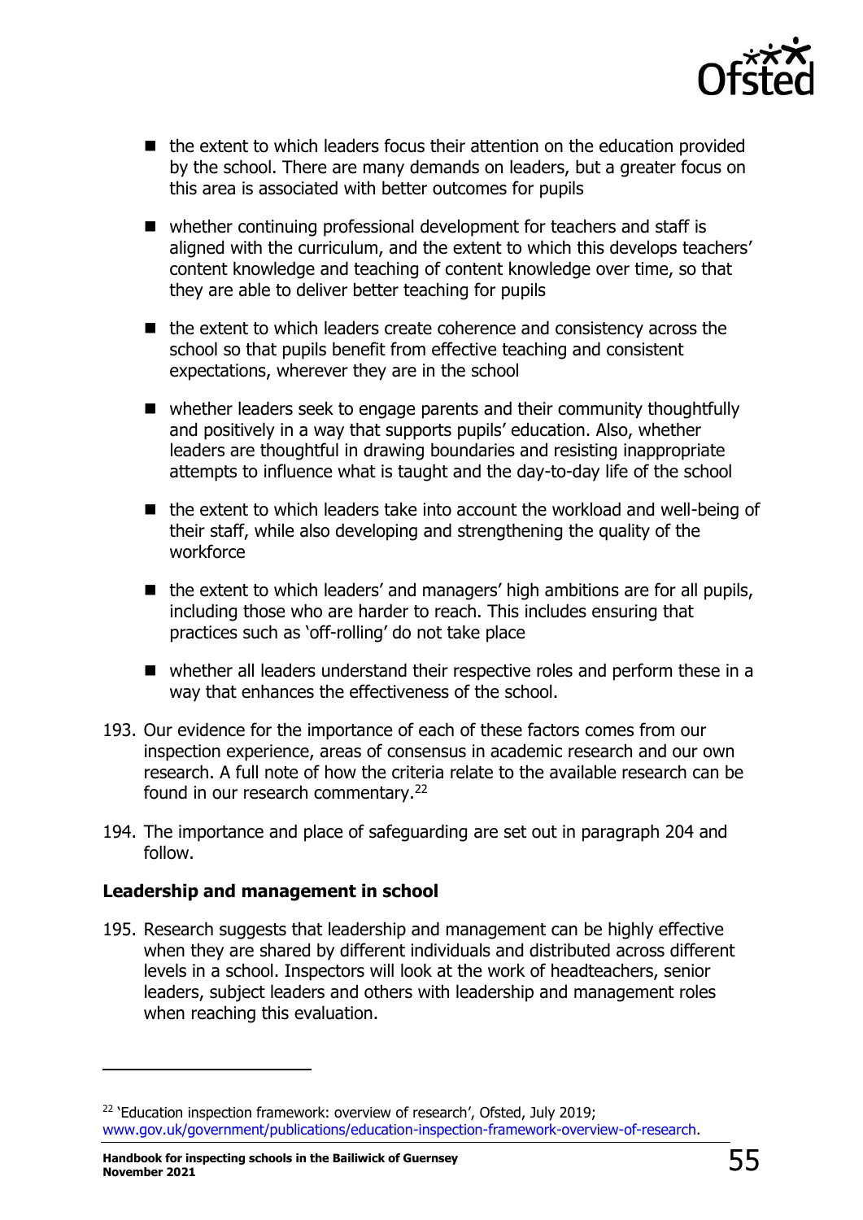- the extent to which leaders focus their attention on the education provided by the school. There are many demands on leaders, but a greater focus on this area is associated with better outcomes for pupils
- whether continuing professional development for teachers and staff is aligned with the curriculum, and the extent to which this develops teachers' content knowledge and teaching of content knowledge over time, so that they are able to deliver better teaching for pupils
- the extent to which leaders create coherence and consistency across the school so that pupils benefit from effective teaching and consistent expectations, wherever they are in the school
- whether leaders seek to engage parents and their community thoughtfully and positively in a way that supports pupils' education. Also, whether leaders are thoughtful in drawing boundaries and resisting inappropriate attempts to influence what is taught and the day-to-day life of the school
- the extent to which leaders take into account the workload and well-being of their staff, while also developing and strengthening the quality of the workforce
- the extent to which leaders' and managers' high ambitions are for all pupils, including those who are harder to reach. This includes ensuring that practices such as 'off-rolling' do not take place
- whether all leaders understand their respective roles and perform these in a way that enhances the effectiveness of the school.

193. Our evidence for the importance of each of these factors comes from our inspection experience, areas of consensus in academic research and our own research. A full note of how the criteria relate to the available research can be found in our research commentary.[22]

194. The importance and place of safeguarding are set out in paragraph 204 and follow.

**Leadership and management in school**

195. Research suggests that leadership and management can be highly effective when they are shared by different individuals and distributed across different levels in a school. Inspectors will look at the work of headteachers, senior leaders, subject leaders and others with leadership and management roles when reaching this evaluation.

[22] 'Education inspection framework: overview of research', Ofsted, July 2019; www.gov.uk/government/publications/education-inspection-framework-overview-of-research.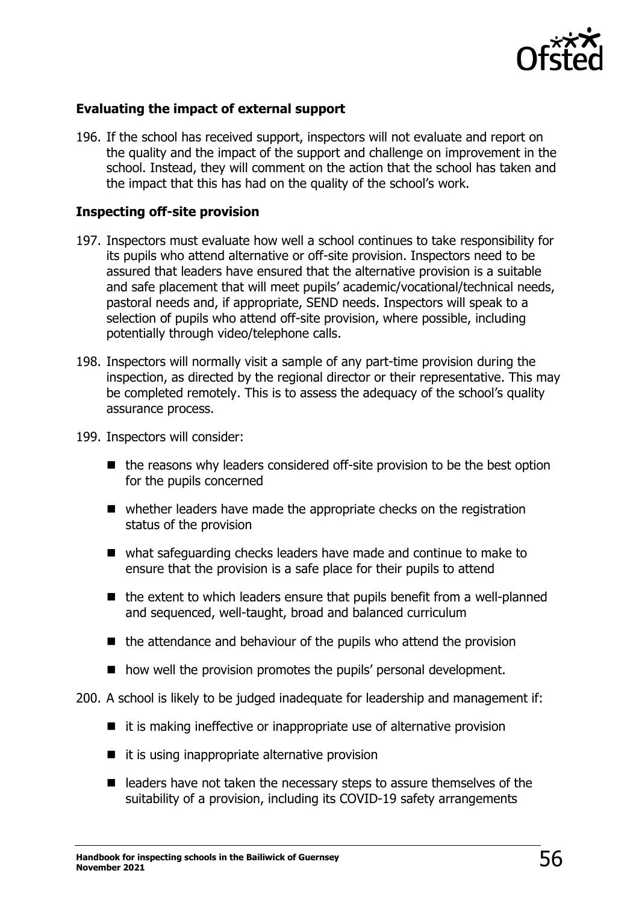### Evaluating the impact of external support

196. If the school has received support, inspectors will not evaluate and report on the quality and the impact of the support and challenge on improvement in the school. Instead, they will comment on the action that the school has taken and the impact that this has had on the quality of the school's work.

### Inspecting off-site provision

197. Inspectors must evaluate how well a school continues to take responsibility for its pupils who attend alternative or off-site provision. Inspectors need to be assured that leaders have ensured that the alternative provision is a suitable and safe placement that will meet pupils' academic/vocational/technical needs, pastoral needs and, if appropriate, SEND needs. Inspectors will speak to a selection of pupils who attend off-site provision, where possible, including potentially through video/telephone calls.

198. Inspectors will normally visit a sample of any part-time provision during the inspection, as directed by the regional director or their representative. This may be completed remotely. This is to assess the adequacy of the school's quality assurance process.

199. Inspectors will consider:

- the reasons why leaders considered off-site provision to be the best option for the pupils concerned
- whether leaders have made the appropriate checks on the registration status of the provision
- what safeguarding checks leaders have made and continue to make to ensure that the provision is a safe place for their pupils to attend
- the extent to which leaders ensure that pupils benefit from a well-planned and sequenced, well-taught, broad and balanced curriculum
- the attendance and behaviour of the pupils who attend the provision
- how well the provision promotes the pupils' personal development.

200. A school is likely to be judged inadequate for leadership and management if:

- it is making ineffective or inappropriate use of alternative provision
- it is using inappropriate alternative provision
- leaders have not taken the necessary steps to assure themselves of the suitability of a provision, including its COVID-19 safety arrangements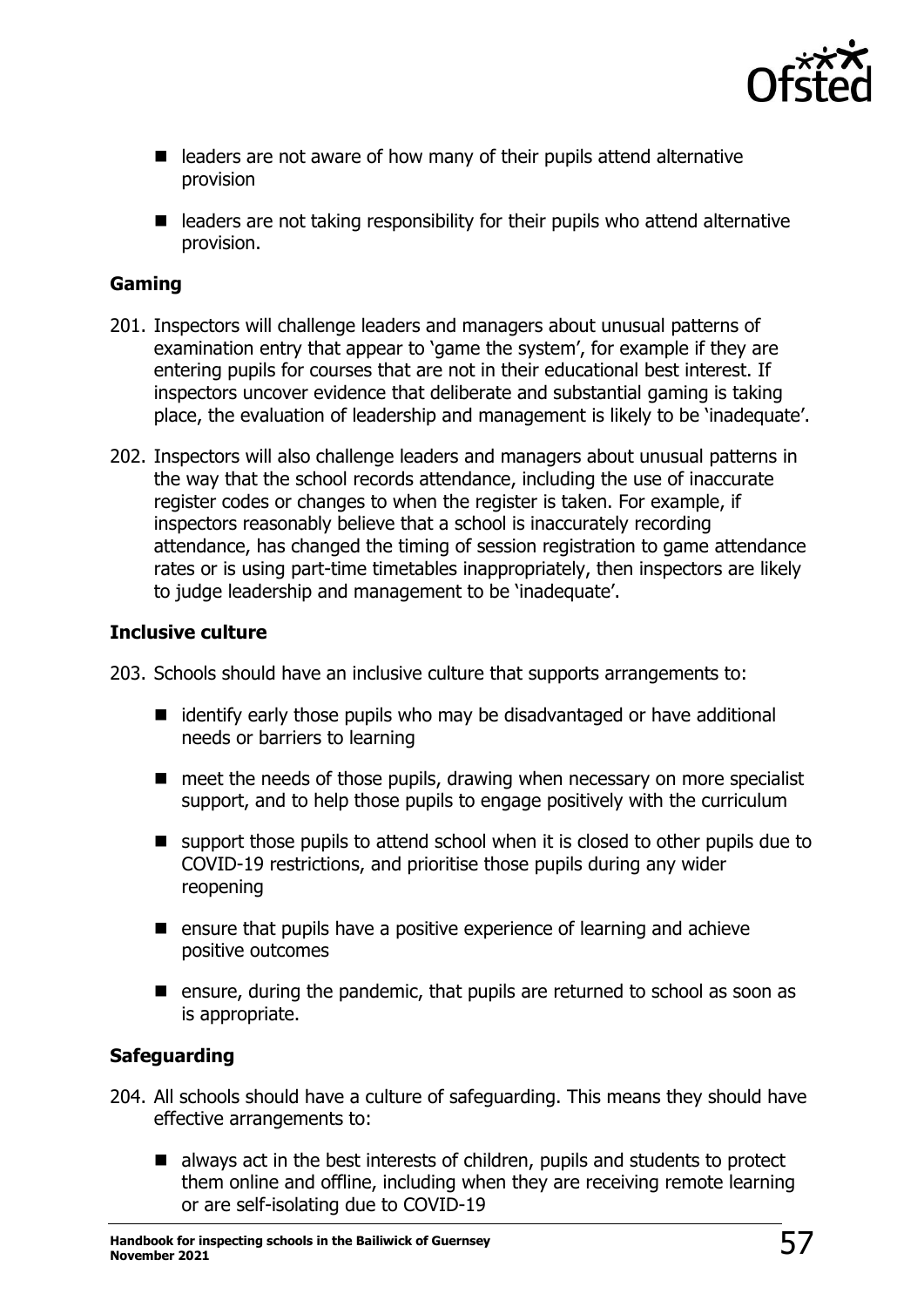- leaders are not aware of how many of their pupils attend alternative provision
- leaders are not taking responsibility for their pupils who attend alternative provision.

### Gaming

201. Inspectors will challenge leaders and managers about unusual patterns of examination entry that appear to 'game the system', for example if they are entering pupils for courses that are not in their educational best interest. If inspectors uncover evidence that deliberate and substantial gaming is taking place, the evaluation of leadership and management is likely to be 'inadequate'.

202. Inspectors will also challenge leaders and managers about unusual patterns in the way that the school records attendance, including the use of inaccurate register codes or changes to when the register is taken. For example, if inspectors reasonably believe that a school is inaccurately recording attendance, has changed the timing of session registration to game attendance rates or is using part-time timetables inappropriately, then inspectors are likely to judge leadership and management to be 'inadequate'.

### Inclusive culture

203. Schools should have an inclusive culture that supports arrangements to:

   - identify early those pupils who may be disadvantaged or have additional needs or barriers to learning
   - meet the needs of those pupils, drawing when necessary on more specialist support, and to help those pupils to engage positively with the curriculum
   - support those pupils to attend school when it is closed to other pupils due to COVID-19 restrictions, and prioritise those pupils during any wider reopening
   - ensure that pupils have a positive experience of learning and achieve positive outcomes
   - ensure, during the pandemic, that pupils are returned to school as soon as is appropriate.

### Safeguarding

204. All schools should have a culture of safeguarding. This means they should have effective arrangements to:

   - always act in the best interests of children, pupils and students to protect them online and offline, including when they are receiving remote learning or are self-isolating due to COVID-19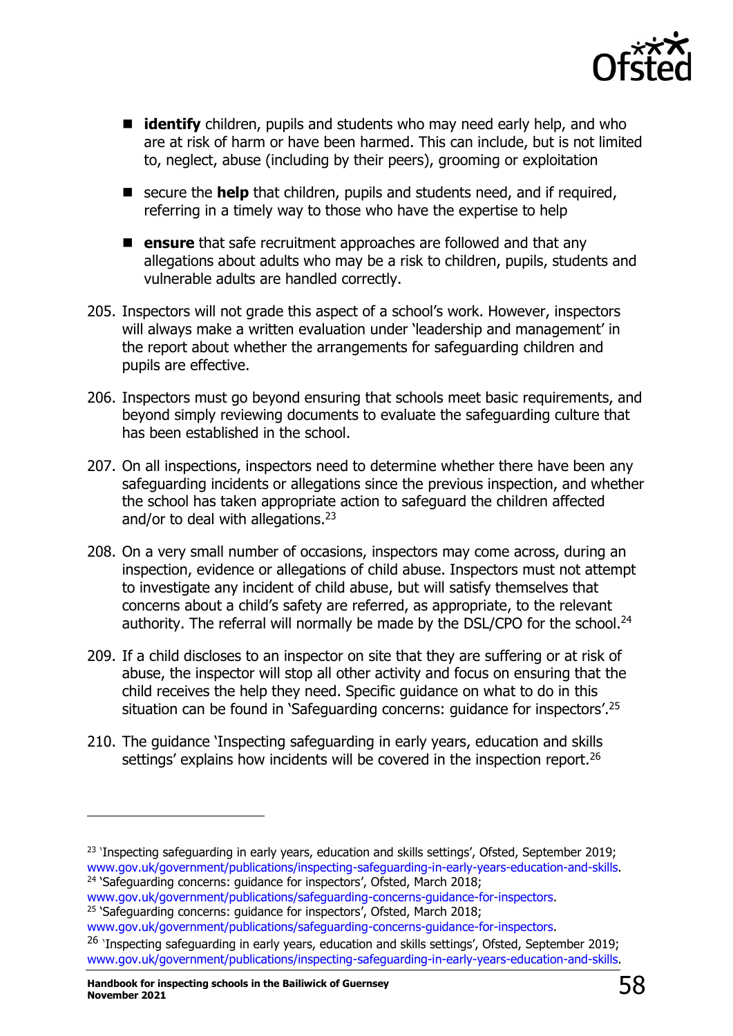- **identify** children, pupils and students who may need early help, and who are at risk of harm or have been harmed. This can include, but is not limited to, neglect, abuse (including by their peers), grooming or exploitation
- secure the **help** that children, pupils and students need, and if required, referring in a timely way to those who have the expertise to help
- **ensure** that safe recruitment approaches are followed and that any allegations about adults who may be a risk to children, pupils, students and vulnerable adults are handled correctly.

205. Inspectors will not grade this aspect of a school's work. However, inspectors will always make a written evaluation under 'leadership and management' in the report about whether the arrangements for safeguarding children and pupils are effective.

206. Inspectors must go beyond ensuring that schools meet basic requirements, and beyond simply reviewing documents to evaluate the safeguarding culture that has been established in the school.

207. On all inspections, inspectors need to determine whether there have been any safeguarding incidents or allegations since the previous inspection, and whether the school has taken appropriate action to safeguard the children affected and/or to deal with allegations.[23]

208. On a very small number of occasions, inspectors may come across, during an inspection, evidence or allegations of child abuse. Inspectors must not attempt to investigate any incident of child abuse, but will satisfy themselves that concerns about a child's safety are referred, as appropriate, to the relevant authority. The referral will normally be made by the DSL/CPO for the school.[24]

209. If a child discloses to an inspector on site that they are suffering or at risk of abuse, the inspector will stop all other activity and focus on ensuring that the child receives the help they need. Specific guidance on what to do in this situation can be found in 'Safeguarding concerns: guidance for inspectors'.[25]

210. The guidance 'Inspecting safeguarding in early years, education and skills settings' explains how incidents will be covered in the inspection report.[26]

---

[23] 'Inspecting safeguarding in early years, education and skills settings', Ofsted, September 2019; www.gov.uk/government/publications/inspecting-safeguarding-in-early-years-education-and-skills.

[24] 'Safeguarding concerns: guidance for inspectors', Ofsted, March 2018; www.gov.uk/government/publications/safeguarding-concerns-guidance-for-inspectors.

[25] 'Safeguarding concerns: guidance for inspectors', Ofsted, March 2018; www.gov.uk/government/publications/safeguarding-concerns-guidance-for-inspectors.

[26] 'Inspecting safeguarding in early years, education and skills settings', Ofsted, September 2019; www.gov.uk/government/publications/inspecting-safeguarding-in-early-years-education-and-skills.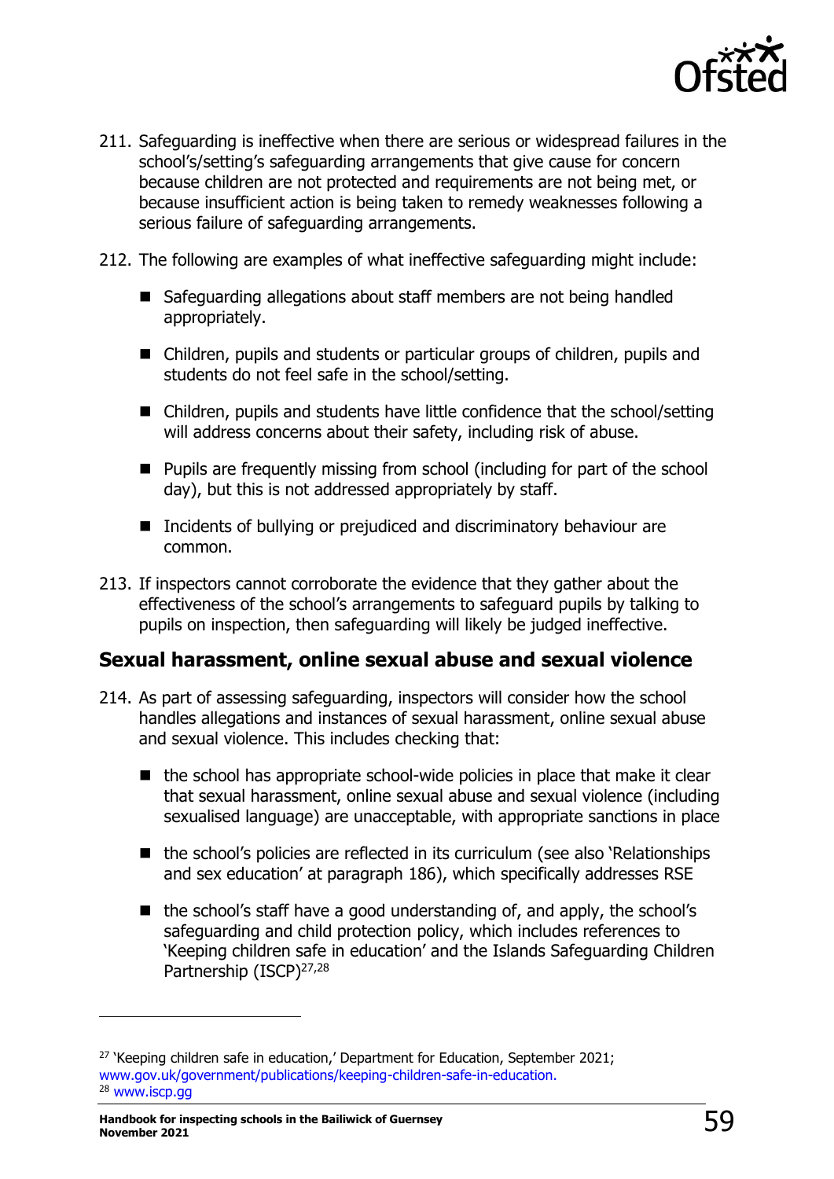211. Safeguarding is ineffective when there are serious or widespread failures in the school's/setting's safeguarding arrangements that give cause for concern because children are not protected and requirements are not being met, or because insufficient action is being taken to remedy weaknesses following a serious failure of safeguarding arrangements.

212. The following are examples of what ineffective safeguarding might include:

- Safeguarding allegations about staff members are not being handled appropriately.
- Children, pupils and students or particular groups of children, pupils and students do not feel safe in the school/setting.
- Children, pupils and students have little confidence that the school/setting will address concerns about their safety, including risk of abuse.
- Pupils are frequently missing from school (including for part of the school day), but this is not addressed appropriately by staff.
- Incidents of bullying or prejudiced and discriminatory behaviour are common.

213. If inspectors cannot corroborate the evidence that they gather about the effectiveness of the school's arrangements to safeguard pupils by talking to pupils on inspection, then safeguarding will likely be judged ineffective.

## Sexual harassment, online sexual abuse and sexual violence

214. As part of assessing safeguarding, inspectors will consider how the school handles allegations and instances of sexual harassment, online sexual abuse and sexual violence. This includes checking that:

- the school has appropriate school-wide policies in place that make it clear that sexual harassment, online sexual abuse and sexual violence (including sexualised language) are unacceptable, with appropriate sanctions in place
- the school's policies are reflected in its curriculum (see also 'Relationships and sex education' at paragraph 186), which specifically addresses RSE
- the school's staff have a good understanding of, and apply, the school's safeguarding and child protection policy, which includes references to 'Keeping children safe in education' and the Islands Safeguarding Children Partnership (ISCP)[27,28]

---

[27] 'Keeping children safe in education,' Department for Education, September 2021; www.gov.uk/government/publications/keeping-children-safe-in-education.

[28] www.iscp.gg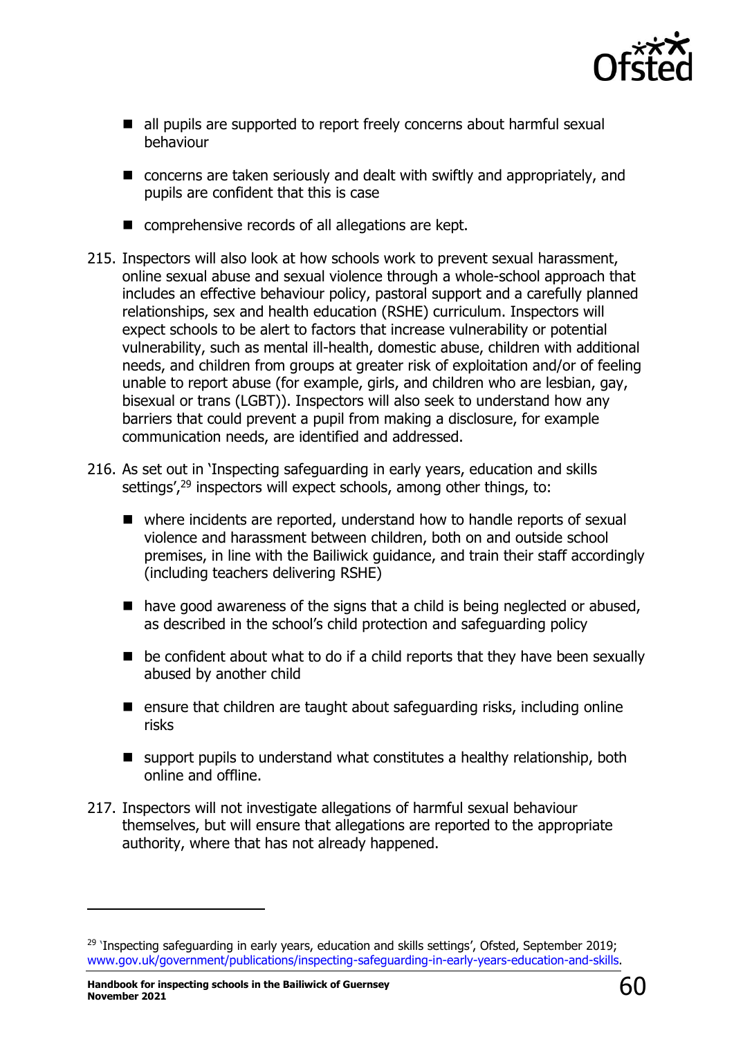- all pupils are supported to report freely concerns about harmful sexual behaviour
- concerns are taken seriously and dealt with swiftly and appropriately, and pupils are confident that this is case
- comprehensive records of all allegations are kept.

215. Inspectors will also look at how schools work to prevent sexual harassment, online sexual abuse and sexual violence through a whole-school approach that includes an effective behaviour policy, pastoral support and a carefully planned relationships, sex and health education (RSHE) curriculum. Inspectors will expect schools to be alert to factors that increase vulnerability or potential vulnerability, such as mental ill-health, domestic abuse, children with additional needs, and children from groups at greater risk of exploitation and/or of feeling unable to report abuse (for example, girls, and children who are lesbian, gay, bisexual or trans (LGBT)). Inspectors will also seek to understand how any barriers that could prevent a pupil from making a disclosure, for example communication needs, are identified and addressed.

216. As set out in 'Inspecting safeguarding in early years, education and skills settings',[29] inspectors will expect schools, among other things, to:

- where incidents are reported, understand how to handle reports of sexual violence and harassment between children, both on and outside school premises, in line with the Bailiwick guidance, and train their staff accordingly (including teachers delivering RSHE)
- have good awareness of the signs that a child is being neglected or abused, as described in the school's child protection and safeguarding policy
- be confident about what to do if a child reports that they have been sexually abused by another child
- ensure that children are taught about safeguarding risks, including online risks
- support pupils to understand what constitutes a healthy relationship, both online and offline.

217. Inspectors will not investigate allegations of harmful sexual behaviour themselves, but will ensure that allegations are reported to the appropriate authority, where that has not already happened.

---

[29] 'Inspecting safeguarding in early years, education and skills settings', Ofsted, September 2019; www.gov.uk/government/publications/inspecting-safeguarding-in-early-years-education-and-skills.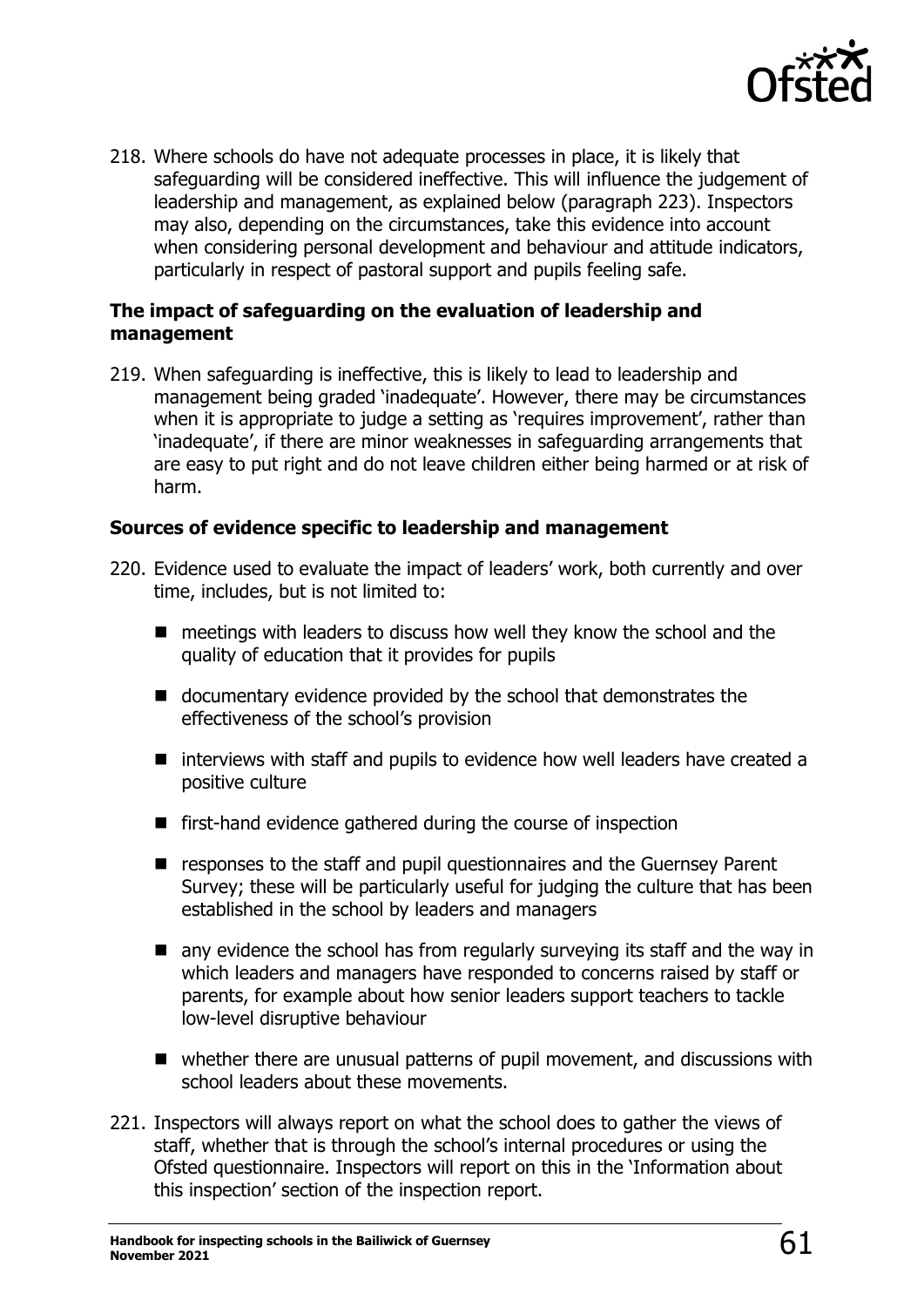218. Where schools do have not adequate processes in place, it is likely that safeguarding will be considered ineffective. This will influence the judgement of leadership and management, as explained below (paragraph 223). Inspectors may also, depending on the circumstances, take this evidence into account when considering personal development and behaviour and attitude indicators, particularly in respect of pastoral support and pupils feeling safe.

**The impact of safeguarding on the evaluation of leadership and management**

219. When safeguarding is ineffective, this is likely to lead to leadership and management being graded 'inadequate'. However, there may be circumstances when it is appropriate to judge a setting as 'requires improvement', rather than 'inadequate', if there are minor weaknesses in safeguarding arrangements that are easy to put right and do not leave children either being harmed or at risk of harm.

**Sources of evidence specific to leadership and management**

220. Evidence used to evaluate the impact of leaders' work, both currently and over time, includes, but is not limited to:

- meetings with leaders to discuss how well they know the school and the quality of education that it provides for pupils
- documentary evidence provided by the school that demonstrates the effectiveness of the school's provision
- interviews with staff and pupils to evidence how well leaders have created a positive culture
- first-hand evidence gathered during the course of inspection
- responses to the staff and pupil questionnaires and the Guernsey Parent Survey; these will be particularly useful for judging the culture that has been established in the school by leaders and managers
- any evidence the school has from regularly surveying its staff and the way in which leaders and managers have responded to concerns raised by staff or parents, for example about how senior leaders support teachers to tackle low-level disruptive behaviour
- whether there are unusual patterns of pupil movement, and discussions with school leaders about these movements.

221. Inspectors will always report on what the school does to gather the views of staff, whether that is through the school's internal procedures or using the Ofsted questionnaire. Inspectors will report on this in the 'Information about this inspection' section of the inspection report.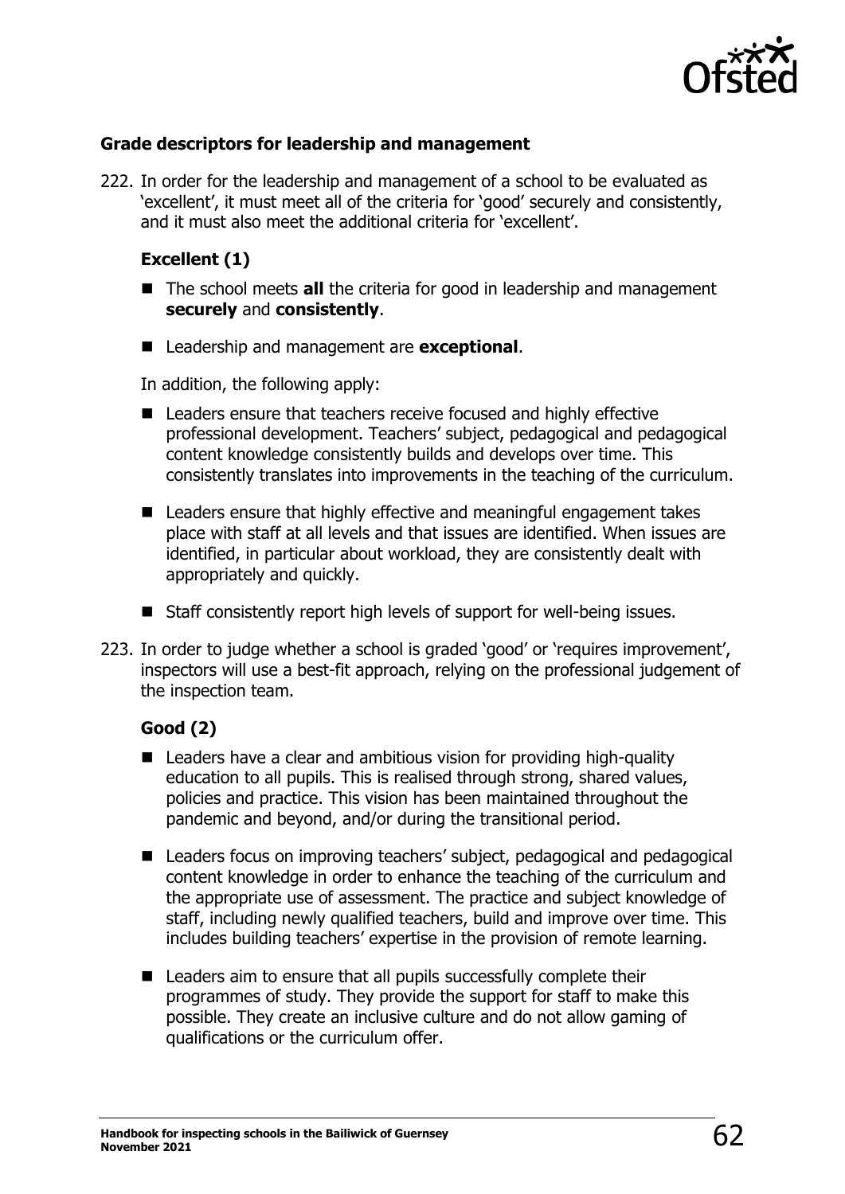### Grade descriptors for leadership and management

222. In order for the leadership and management of a school to be evaluated as 'excellent', it must meet all of the criteria for 'good' securely and consistently, and it must also meet the additional criteria for 'excellent'.

#### Excellent (1)

- The school meets **all** the criteria for good in leadership and management **securely** and **consistently**.
- Leadership and management are **exceptional**.

In addition, the following apply:

- Leaders ensure that teachers receive focused and highly effective professional development. Teachers' subject, pedagogical and pedagogical content knowledge consistently builds and develops over time. This consistently translates into improvements in the teaching of the curriculum.
- Leaders ensure that highly effective and meaningful engagement takes place with staff at all levels and that issues are identified. When issues are identified, in particular about workload, they are consistently dealt with appropriately and quickly.
- Staff consistently report high levels of support for well-being issues.

223. In order to judge whether a school is graded 'good' or 'requires improvement', inspectors will use a best-fit approach, relying on the professional judgement of the inspection team.

#### Good (2)

- Leaders have a clear and ambitious vision for providing high-quality education to all pupils. This is realised through strong, shared values, policies and practice. This vision has been maintained throughout the pandemic and beyond, and/or during the transitional period.
- Leaders focus on improving teachers' subject, pedagogical and pedagogical content knowledge in order to enhance the teaching of the curriculum and the appropriate use of assessment. The practice and subject knowledge of staff, including newly qualified teachers, build and improve over time. This includes building teachers' expertise in the provision of remote learning.
- Leaders aim to ensure that all pupils successfully complete their programmes of study. They provide the support for staff to make this possible. They create an inclusive culture and do not allow gaming of qualifications or the curriculum offer.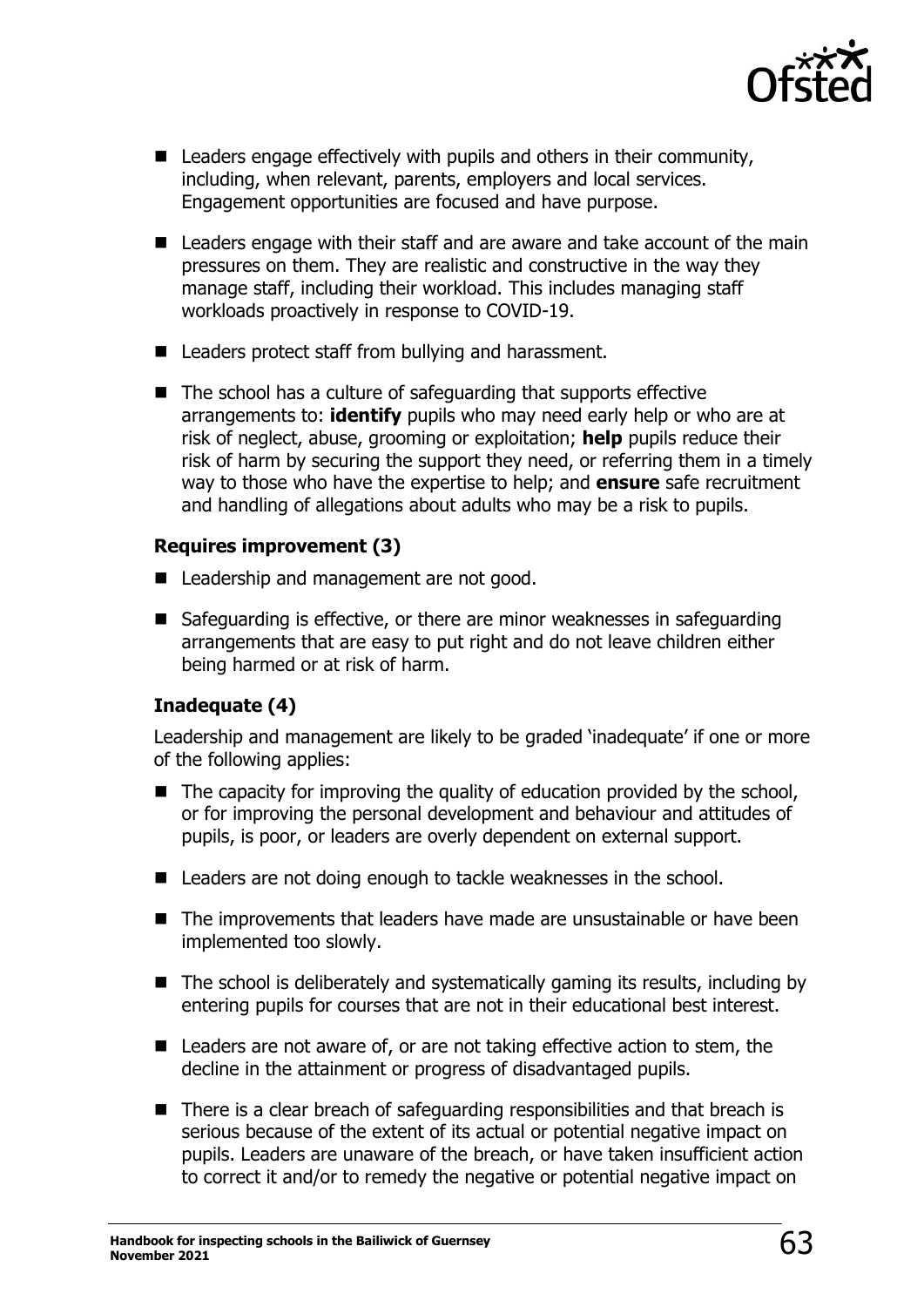- Leaders engage effectively with pupils and others in their community, including, when relevant, parents, employers and local services. Engagement opportunities are focused and have purpose.
- Leaders engage with their staff and are aware and take account of the main pressures on them. They are realistic and constructive in the way they manage staff, including their workload. This includes managing staff workloads proactively in response to COVID-19.
- Leaders protect staff from bullying and harassment.
- The school has a culture of safeguarding that supports effective arrangements to: **identify** pupils who may need early help or who are at risk of neglect, abuse, grooming or exploitation; **help** pupils reduce their risk of harm by securing the support they need, or referring them in a timely way to those who have the expertise to help; and **ensure** safe recruitment and handling of allegations about adults who may be a risk to pupils.

### Requires improvement (3)

- Leadership and management are not good.
- Safeguarding is effective, or there are minor weaknesses in safeguarding arrangements that are easy to put right and do not leave children either being harmed or at risk of harm.

### Inadequate (4)

Leadership and management are likely to be graded 'inadequate' if one or more of the following applies:

- The capacity for improving the quality of education provided by the school, or for improving the personal development and behaviour and attitudes of pupils, is poor, or leaders are overly dependent on external support.
- Leaders are not doing enough to tackle weaknesses in the school.
- The improvements that leaders have made are unsustainable or have been implemented too slowly.
- The school is deliberately and systematically gaming its results, including by entering pupils for courses that are not in their educational best interest.
- Leaders are not aware of, or are not taking effective action to stem, the decline in the attainment or progress of disadvantaged pupils.
- There is a clear breach of safeguarding responsibilities and that breach is serious because of the extent of its actual or potential negative impact on pupils. Leaders are unaware of the breach, or have taken insufficient action to correct it and/or to remedy the negative or potential negative impact on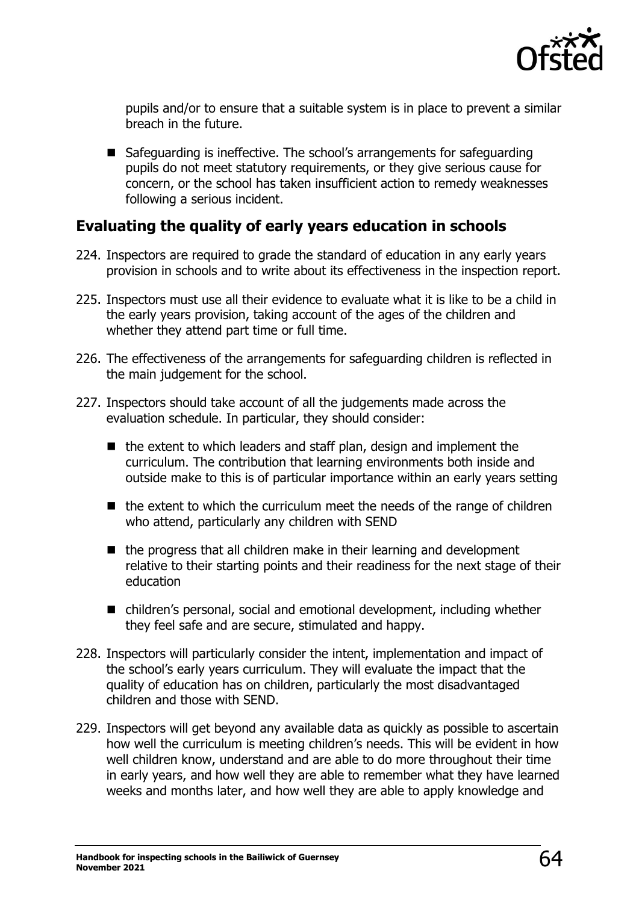pupils and/or to ensure that a suitable system is in place to prevent a similar breach in the future.

- Safeguarding is ineffective. The school's arrangements for safeguarding pupils do not meet statutory requirements, or they give serious cause for concern, or the school has taken insufficient action to remedy weaknesses following a serious incident.

## Evaluating the quality of early years education in schools

224. Inspectors are required to grade the standard of education in any early years provision in schools and to write about its effectiveness in the inspection report.

225. Inspectors must use all their evidence to evaluate what it is like to be a child in the early years provision, taking account of the ages of the children and whether they attend part time or full time.

226. The effectiveness of the arrangements for safeguarding children is reflected in the main judgement for the school.

227. Inspectors should take account of all the judgements made across the evaluation schedule. In particular, they should consider:

    - the extent to which leaders and staff plan, design and implement the curriculum. The contribution that learning environments both inside and outside make to this is of particular importance within an early years setting
    - the extent to which the curriculum meet the needs of the range of children who attend, particularly any children with SEND
    - the progress that all children make in their learning and development relative to their starting points and their readiness for the next stage of their education
    - children's personal, social and emotional development, including whether they feel safe and are secure, stimulated and happy.

228. Inspectors will particularly consider the intent, implementation and impact of the school's early years curriculum. They will evaluate the impact that the quality of education has on children, particularly the most disadvantaged children and those with SEND.

229. Inspectors will get beyond any available data as quickly as possible to ascertain how well the curriculum is meeting children's needs. This will be evident in how well children know, understand and are able to do more throughout their time in early years, and how well they are able to remember what they have learned weeks and months later, and how well they are able to apply knowledge and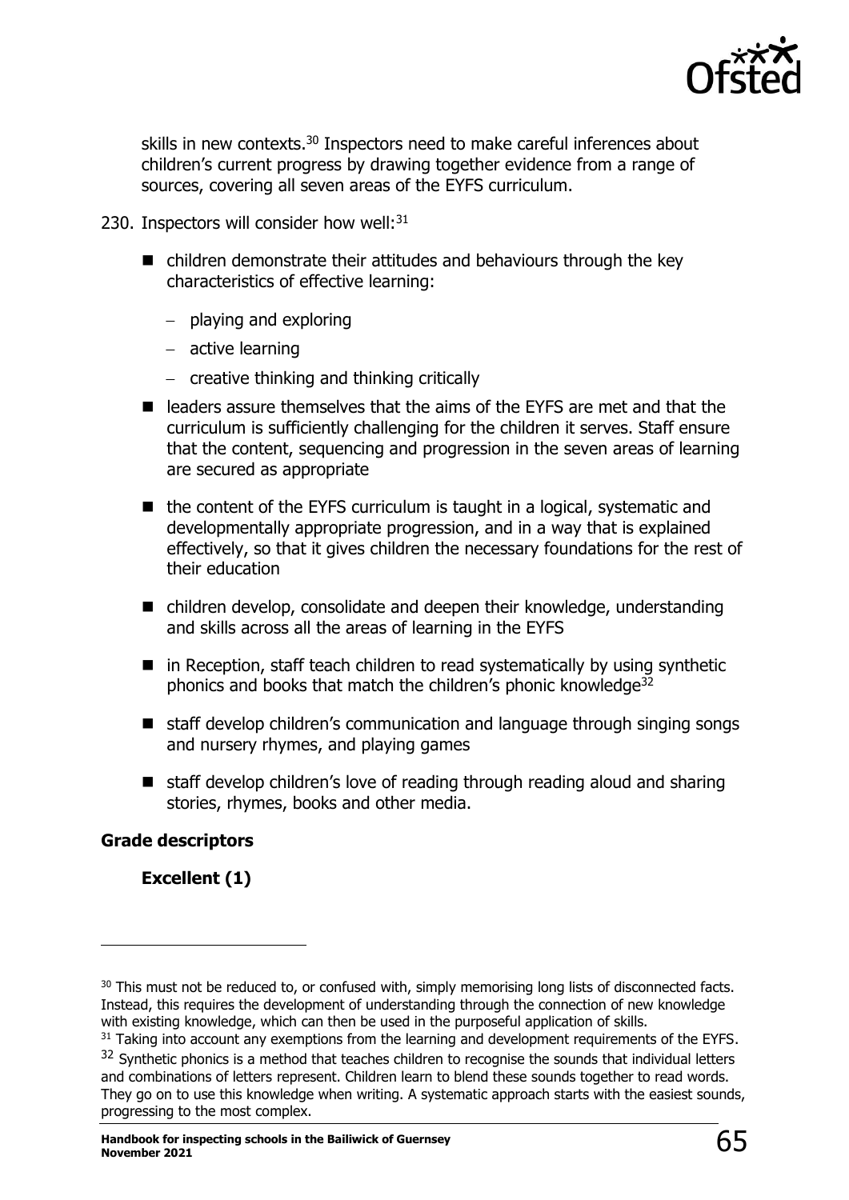skills in new contexts.[30] Inspectors need to make careful inferences about children's current progress by drawing together evidence from a range of sources, covering all seven areas of the EYFS curriculum.

230. Inspectors will consider how well:[31]

- children demonstrate their attitudes and behaviours through the key characteristics of effective learning:
  - playing and exploring
  - active learning
  - creative thinking and thinking critically
- leaders assure themselves that the aims of the EYFS are met and that the curriculum is sufficiently challenging for the children it serves. Staff ensure that the content, sequencing and progression in the seven areas of learning are secured as appropriate
- the content of the EYFS curriculum is taught in a logical, systematic and developmentally appropriate progression, and in a way that is explained effectively, so that it gives children the necessary foundations for the rest of their education
- children develop, consolidate and deepen their knowledge, understanding and skills across all the areas of learning in the EYFS
- in Reception, staff teach children to read systematically by using synthetic phonics and books that match the children's phonic knowledge[32]
- staff develop children's communication and language through singing songs and nursery rhymes, and playing games
- staff develop children's love of reading through reading aloud and sharing stories, rhymes, books and other media.

**Grade descriptors**

**Excellent (1)**

---

[30] This must not be reduced to, or confused with, simply memorising long lists of disconnected facts. Instead, this requires the development of understanding through the connection of new knowledge with existing knowledge, which can then be used in the purposeful application of skills.

[31] Taking into account any exemptions from the learning and development requirements of the EYFS.

[32] Synthetic phonics is a method that teaches children to recognise the sounds that individual letters and combinations of letters represent. Children learn to blend these sounds together to read words. They go on to use this knowledge when writing. A systematic approach starts with the easiest sounds, progressing to the most complex.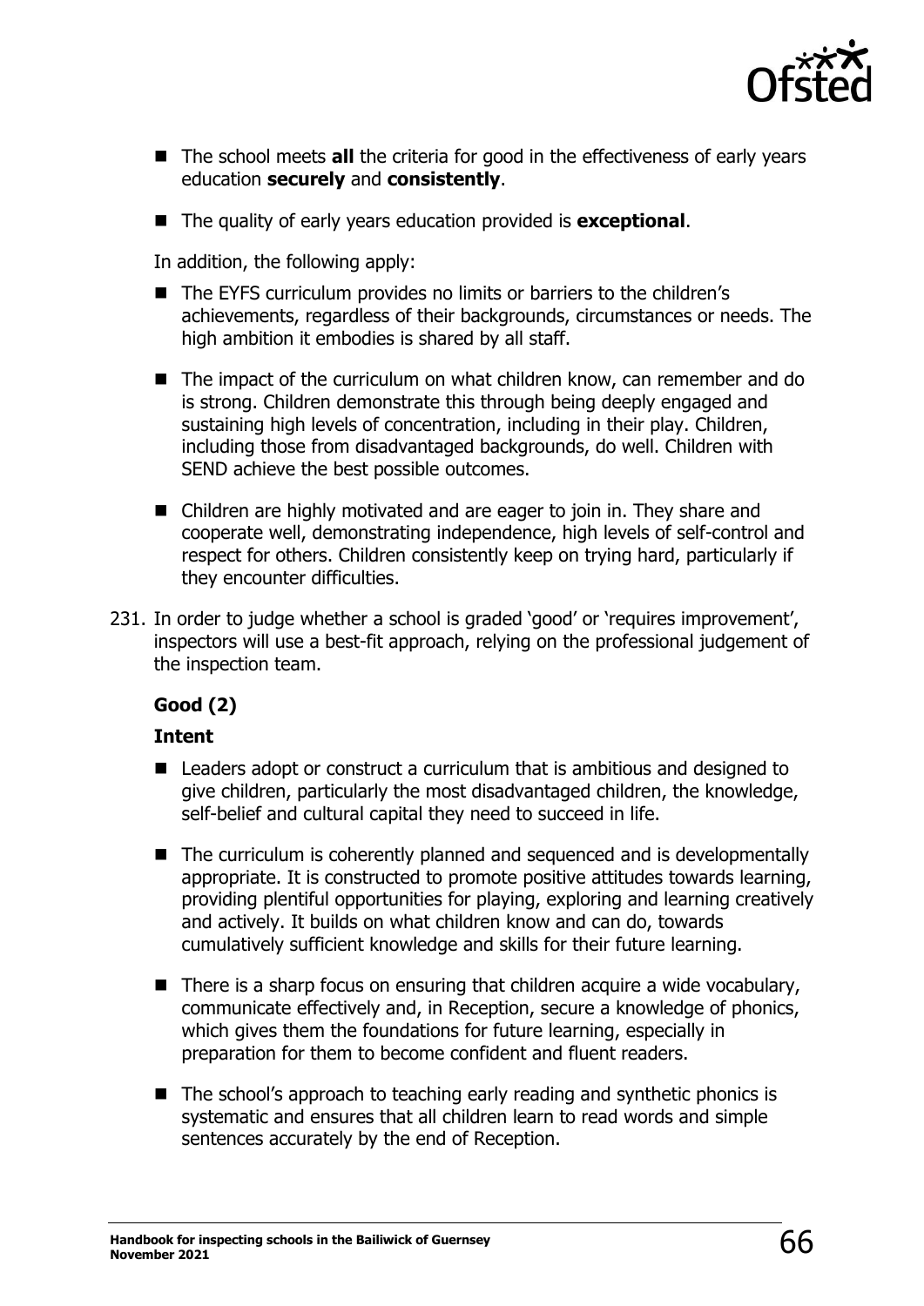- The school meets **all** the criteria for good in the effectiveness of early years education **securely** and **consistently**.
- The quality of early years education provided is **exceptional**.

In addition, the following apply:

- The EYFS curriculum provides no limits or barriers to the children's achievements, regardless of their backgrounds, circumstances or needs. The high ambition it embodies is shared by all staff.
- The impact of the curriculum on what children know, can remember and do is strong. Children demonstrate this through being deeply engaged and sustaining high levels of concentration, including in their play. Children, including those from disadvantaged backgrounds, do well. Children with SEND achieve the best possible outcomes.
- Children are highly motivated and are eager to join in. They share and cooperate well, demonstrating independence, high levels of self-control and respect for others. Children consistently keep on trying hard, particularly if they encounter difficulties.

231. In order to judge whether a school is graded 'good' or 'requires improvement', inspectors will use a best-fit approach, relying on the professional judgement of the inspection team.

**Good (2)**

**Intent**

- Leaders adopt or construct a curriculum that is ambitious and designed to give children, particularly the most disadvantaged children, the knowledge, self-belief and cultural capital they need to succeed in life.
- The curriculum is coherently planned and sequenced and is developmentally appropriate. It is constructed to promote positive attitudes towards learning, providing plentiful opportunities for playing, exploring and learning creatively and actively. It builds on what children know and can do, towards cumulatively sufficient knowledge and skills for their future learning.
- There is a sharp focus on ensuring that children acquire a wide vocabulary, communicate effectively and, in Reception, secure a knowledge of phonics, which gives them the foundations for future learning, especially in preparation for them to become confident and fluent readers.
- The school's approach to teaching early reading and synthetic phonics is systematic and ensures that all children learn to read words and simple sentences accurately by the end of Reception.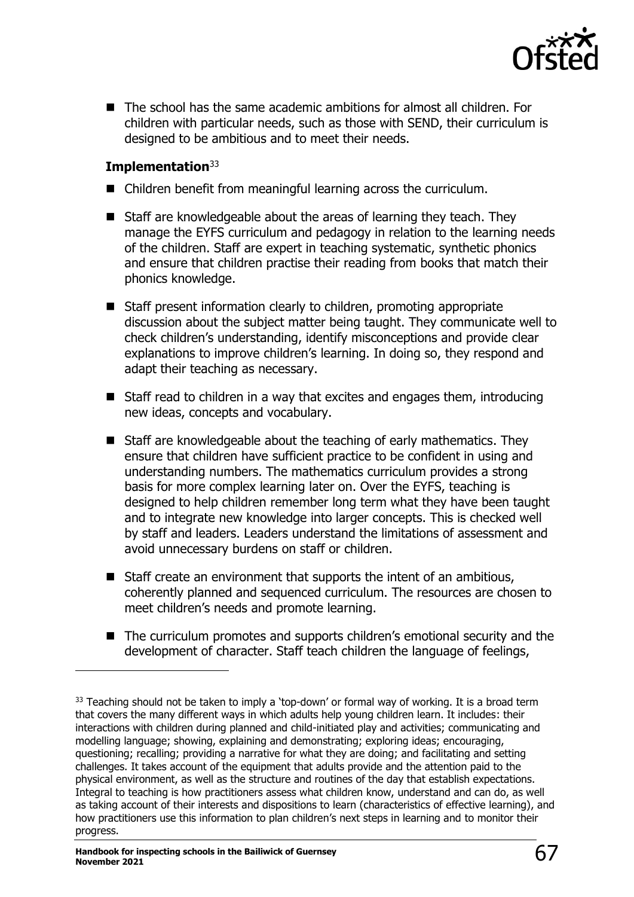- The school has the same academic ambitions for almost all children. For children with particular needs, such as those with SEND, their curriculum is designed to be ambitious and to meet their needs.

**Implementation**[33]

- Children benefit from meaningful learning across the curriculum.
- Staff are knowledgeable about the areas of learning they teach. They manage the EYFS curriculum and pedagogy in relation to the learning needs of the children. Staff are expert in teaching systematic, synthetic phonics and ensure that children practise their reading from books that match their phonics knowledge.
- Staff present information clearly to children, promoting appropriate discussion about the subject matter being taught. They communicate well to check children's understanding, identify misconceptions and provide clear explanations to improve children's learning. In doing so, they respond and adapt their teaching as necessary.
- Staff read to children in a way that excites and engages them, introducing new ideas, concepts and vocabulary.
- Staff are knowledgeable about the teaching of early mathematics. They ensure that children have sufficient practice to be confident in using and understanding numbers. The mathematics curriculum provides a strong basis for more complex learning later on. Over the EYFS, teaching is designed to help children remember long term what they have been taught and to integrate new knowledge into larger concepts. This is checked well by staff and leaders. Leaders understand the limitations of assessment and avoid unnecessary burdens on staff or children.
- Staff create an environment that supports the intent of an ambitious, coherently planned and sequenced curriculum. The resources are chosen to meet children's needs and promote learning.
- The curriculum promotes and supports children's emotional security and the development of character. Staff teach children the language of feelings,

[33] Teaching should not be taken to imply a 'top-down' or formal way of working. It is a broad term that covers the many different ways in which adults help young children learn. It includes: their interactions with children during planned and child-initiated play and activities; communicating and modelling language; showing, explaining and demonstrating; exploring ideas; encouraging, questioning; recalling; providing a narrative for what they are doing; and facilitating and setting challenges. It takes account of the equipment that adults provide and the attention paid to the physical environment, as well as the structure and routines of the day that establish expectations. Integral to teaching is how practitioners assess what children know, understand and can do, as well as taking account of their interests and dispositions to learn (characteristics of effective learning), and how practitioners use this information to plan children's next steps in learning and to monitor their progress.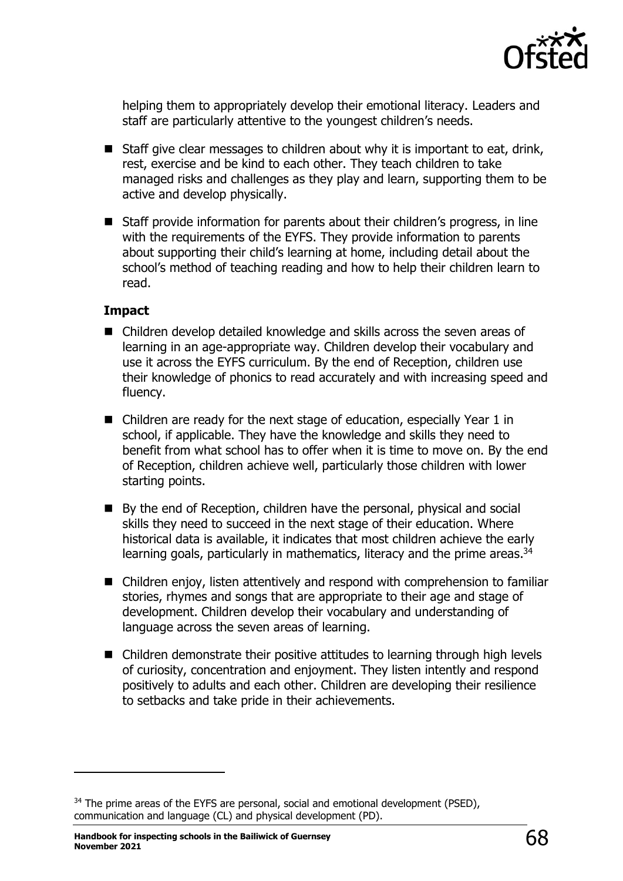helping them to appropriately develop their emotional literacy. Leaders and staff are particularly attentive to the youngest children's needs.

- Staff give clear messages to children about why it is important to eat, drink, rest, exercise and be kind to each other. They teach children to take managed risks and challenges as they play and learn, supporting them to be active and develop physically.
- Staff provide information for parents about their children's progress, in line with the requirements of the EYFS. They provide information to parents about supporting their child's learning at home, including detail about the school's method of teaching reading and how to help their children learn to read.

**Impact**

- Children develop detailed knowledge and skills across the seven areas of learning in an age-appropriate way. Children develop their vocabulary and use it across the EYFS curriculum. By the end of Reception, children use their knowledge of phonics to read accurately and with increasing speed and fluency.
- Children are ready for the next stage of education, especially Year 1 in school, if applicable. They have the knowledge and skills they need to benefit from what school has to offer when it is time to move on. By the end of Reception, children achieve well, particularly those children with lower starting points.
- By the end of Reception, children have the personal, physical and social skills they need to succeed in the next stage of their education. Where historical data is available, it indicates that most children achieve the early learning goals, particularly in mathematics, literacy and the prime areas.[34]
- Children enjoy, listen attentively and respond with comprehension to familiar stories, rhymes and songs that are appropriate to their age and stage of development. Children develop their vocabulary and understanding of language across the seven areas of learning.
- Children demonstrate their positive attitudes to learning through high levels of curiosity, concentration and enjoyment. They listen intently and respond positively to adults and each other. Children are developing their resilience to setbacks and take pride in their achievements.

---

[34] The prime areas of the EYFS are personal, social and emotional development (PSED), communication and language (CL) and physical development (PD).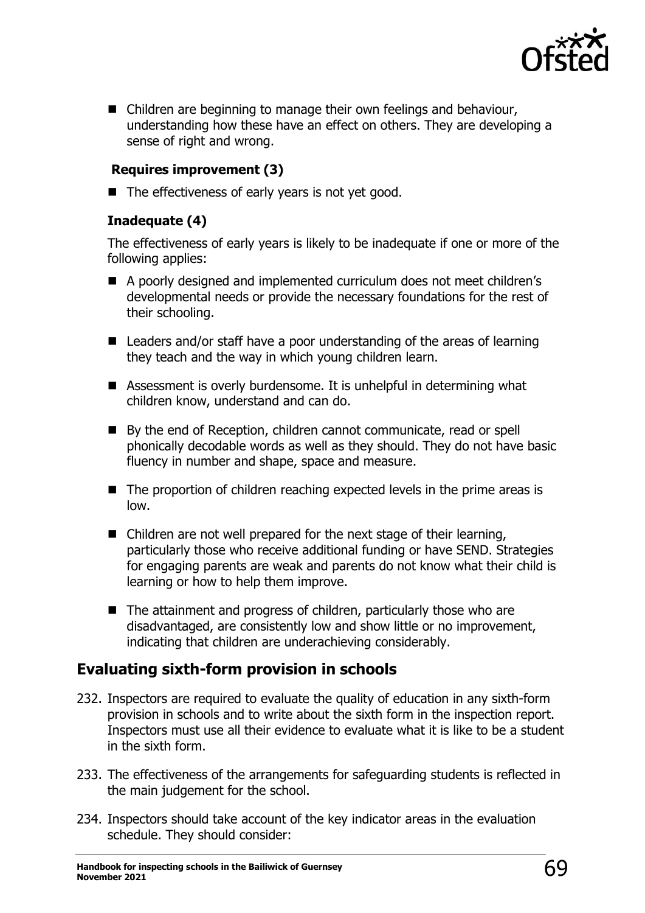- Children are beginning to manage their own feelings and behaviour, understanding how these have an effect on others. They are developing a sense of right and wrong.

**Requires improvement (3)**

- The effectiveness of early years is not yet good.

**Inadequate (4)**

The effectiveness of early years is likely to be inadequate if one or more of the following applies:

- A poorly designed and implemented curriculum does not meet children's developmental needs or provide the necessary foundations for the rest of their schooling.
- Leaders and/or staff have a poor understanding of the areas of learning they teach and the way in which young children learn.
- Assessment is overly burdensome. It is unhelpful in determining what children know, understand and can do.
- By the end of Reception, children cannot communicate, read or spell phonically decodable words as well as they should. They do not have basic fluency in number and shape, space and measure.
- The proportion of children reaching expected levels in the prime areas is low.
- Children are not well prepared for the next stage of their learning, particularly those who receive additional funding or have SEND. Strategies for engaging parents are weak and parents do not know what their child is learning or how to help them improve.
- The attainment and progress of children, particularly those who are disadvantaged, are consistently low and show little or no improvement, indicating that children are underachieving considerably.

## Evaluating sixth-form provision in schools

232. Inspectors are required to evaluate the quality of education in any sixth-form provision in schools and to write about the sixth form in the inspection report. Inspectors must use all their evidence to evaluate what it is like to be a student in the sixth form.

233. The effectiveness of the arrangements for safeguarding students is reflected in the main judgement for the school.

234. Inspectors should take account of the key indicator areas in the evaluation schedule. They should consider: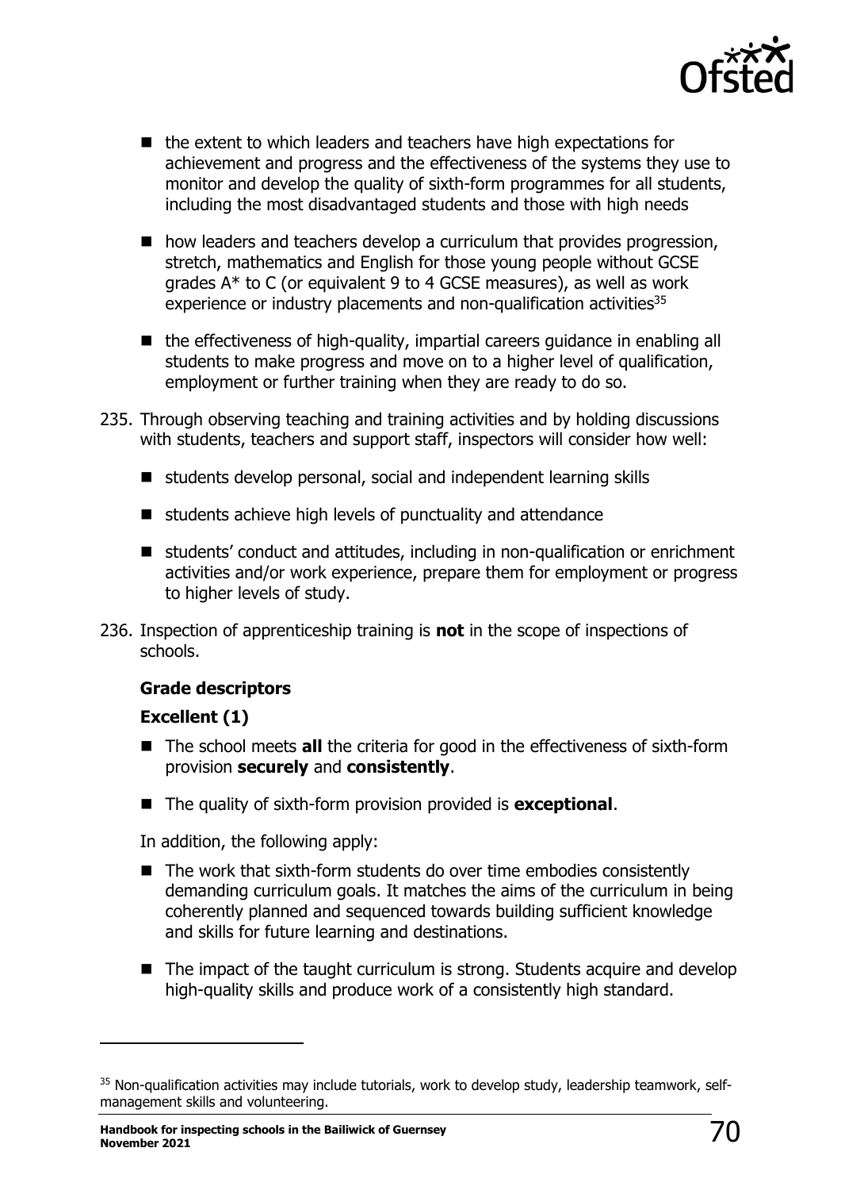- the extent to which leaders and teachers have high expectations for achievement and progress and the effectiveness of the systems they use to monitor and develop the quality of sixth-form programmes for all students, including the most disadvantaged students and those with high needs
- how leaders and teachers develop a curriculum that provides progression, stretch, mathematics and English for those young people without GCSE grades A* to C (or equivalent 9 to 4 GCSE measures), as well as work experience or industry placements and non-qualification activities[35]
- the effectiveness of high-quality, impartial careers guidance in enabling all students to make progress and move on to a higher level of qualification, employment or further training when they are ready to do so.

235. Through observing teaching and training activities and by holding discussions with students, teachers and support staff, inspectors will consider how well:

   - students develop personal, social and independent learning skills
   - students achieve high levels of punctuality and attendance
   - students' conduct and attitudes, including in non-qualification or enrichment activities and/or work experience, prepare them for employment or progress to higher levels of study.

236. Inspection of apprenticeship training is **not** in the scope of inspections of schools.

### Grade descriptors

#### Excellent (1)

- The school meets **all** the criteria for good in the effectiveness of sixth-form provision **securely** and **consistently**.
- The quality of sixth-form provision provided is **exceptional**.

In addition, the following apply:

- The work that sixth-form students do over time embodies consistently demanding curriculum goals. It matches the aims of the curriculum in being coherently planned and sequenced towards building sufficient knowledge and skills for future learning and destinations.
- The impact of the taught curriculum is strong. Students acquire and develop high-quality skills and produce work of a consistently high standard.

---

[35] Non-qualification activities may include tutorials, work to develop study, leadership teamwork, self-management skills and volunteering.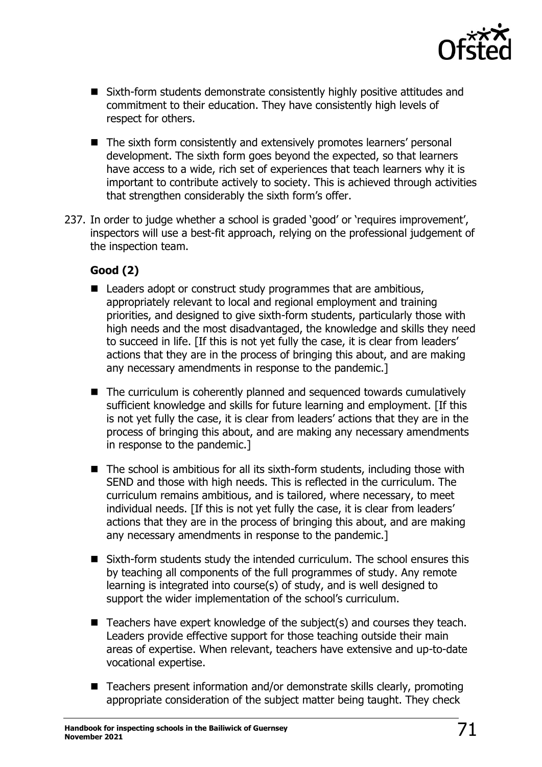- Sixth-form students demonstrate consistently highly positive attitudes and commitment to their education. They have consistently high levels of respect for others.
- The sixth form consistently and extensively promotes learners' personal development. The sixth form goes beyond the expected, so that learners have access to a wide, rich set of experiences that teach learners why it is important to contribute actively to society. This is achieved through activities that strengthen considerably the sixth form's offer.

237. In order to judge whether a school is graded 'good' or 'requires improvement', inspectors will use a best-fit approach, relying on the professional judgement of the inspection team.

**Good (2)**

- Leaders adopt or construct study programmes that are ambitious, appropriately relevant to local and regional employment and training priorities, and designed to give sixth-form students, particularly those with high needs and the most disadvantaged, the knowledge and skills they need to succeed in life. [If this is not yet fully the case, it is clear from leaders' actions that they are in the process of bringing this about, and are making any necessary amendments in response to the pandemic.]
- The curriculum is coherently planned and sequenced towards cumulatively sufficient knowledge and skills for future learning and employment. [If this is not yet fully the case, it is clear from leaders' actions that they are in the process of bringing this about, and are making any necessary amendments in response to the pandemic.]
- The school is ambitious for all its sixth-form students, including those with SEND and those with high needs. This is reflected in the curriculum. The curriculum remains ambitious, and is tailored, where necessary, to meet individual needs. [If this is not yet fully the case, it is clear from leaders' actions that they are in the process of bringing this about, and are making any necessary amendments in response to the pandemic.]
- Sixth-form students study the intended curriculum. The school ensures this by teaching all components of the full programmes of study. Any remote learning is integrated into course(s) of study, and is well designed to support the wider implementation of the school's curriculum.
- Teachers have expert knowledge of the subject(s) and courses they teach. Leaders provide effective support for those teaching outside their main areas of expertise. When relevant, teachers have extensive and up-to-date vocational expertise.
- Teachers present information and/or demonstrate skills clearly, promoting appropriate consideration of the subject matter being taught. They check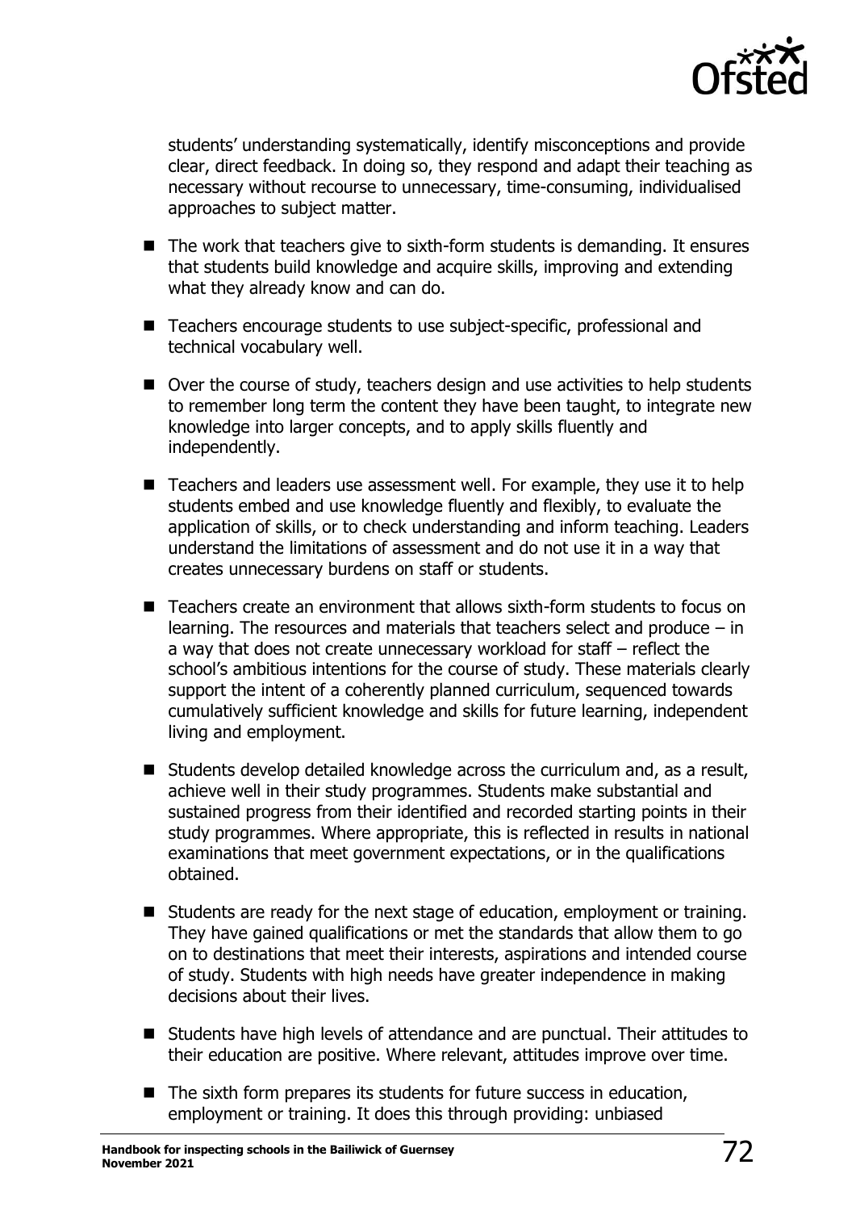students' understanding systematically, identify misconceptions and provide clear, direct feedback. In doing so, they respond and adapt their teaching as necessary without recourse to unnecessary, time-consuming, individualised approaches to subject matter.

- The work that teachers give to sixth-form students is demanding. It ensures that students build knowledge and acquire skills, improving and extending what they already know and can do.
- Teachers encourage students to use subject-specific, professional and technical vocabulary well.
- Over the course of study, teachers design and use activities to help students to remember long term the content they have been taught, to integrate new knowledge into larger concepts, and to apply skills fluently and independently.
- Teachers and leaders use assessment well. For example, they use it to help students embed and use knowledge fluently and flexibly, to evaluate the application of skills, or to check understanding and inform teaching. Leaders understand the limitations of assessment and do not use it in a way that creates unnecessary burdens on staff or students.
- Teachers create an environment that allows sixth-form students to focus on learning. The resources and materials that teachers select and produce – in a way that does not create unnecessary workload for staff – reflect the school's ambitious intentions for the course of study. These materials clearly support the intent of a coherently planned curriculum, sequenced towards cumulatively sufficient knowledge and skills for future learning, independent living and employment.
- Students develop detailed knowledge across the curriculum and, as a result, achieve well in their study programmes. Students make substantial and sustained progress from their identified and recorded starting points in their study programmes. Where appropriate, this is reflected in results in national examinations that meet government expectations, or in the qualifications obtained.
- Students are ready for the next stage of education, employment or training. They have gained qualifications or met the standards that allow them to go on to destinations that meet their interests, aspirations and intended course of study. Students with high needs have greater independence in making decisions about their lives.
- Students have high levels of attendance and are punctual. Their attitudes to their education are positive. Where relevant, attitudes improve over time.
- The sixth form prepares its students for future success in education, employment or training. It does this through providing: unbiased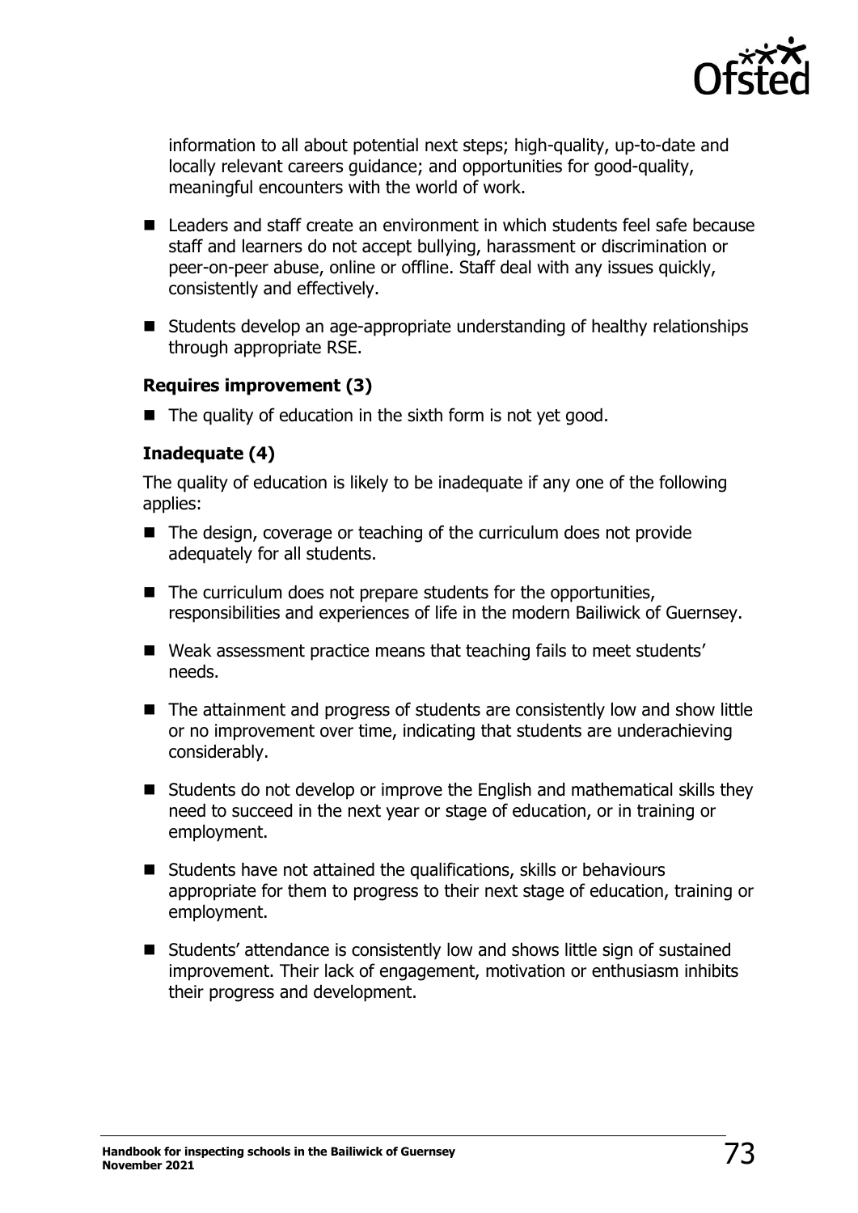information to all about potential next steps; high-quality, up-to-date and locally relevant careers guidance; and opportunities for good-quality, meaningful encounters with the world of work.

- Leaders and staff create an environment in which students feel safe because staff and learners do not accept bullying, harassment or discrimination or peer-on-peer abuse, online or offline. Staff deal with any issues quickly, consistently and effectively.
- Students develop an age-appropriate understanding of healthy relationships through appropriate RSE.

**Requires improvement (3)**

- The quality of education in the sixth form is not yet good.

**Inadequate (4)**

The quality of education is likely to be inadequate if any one of the following applies:

- The design, coverage or teaching of the curriculum does not provide adequately for all students.
- The curriculum does not prepare students for the opportunities, responsibilities and experiences of life in the modern Bailiwick of Guernsey.
- Weak assessment practice means that teaching fails to meet students' needs.
- The attainment and progress of students are consistently low and show little or no improvement over time, indicating that students are underachieving considerably.
- Students do not develop or improve the English and mathematical skills they need to succeed in the next year or stage of education, or in training or employment.
- Students have not attained the qualifications, skills or behaviours appropriate for them to progress to their next stage of education, training or employment.
- Students' attendance is consistently low and shows little sign of sustained improvement. Their lack of engagement, motivation or enthusiasm inhibits their progress and development.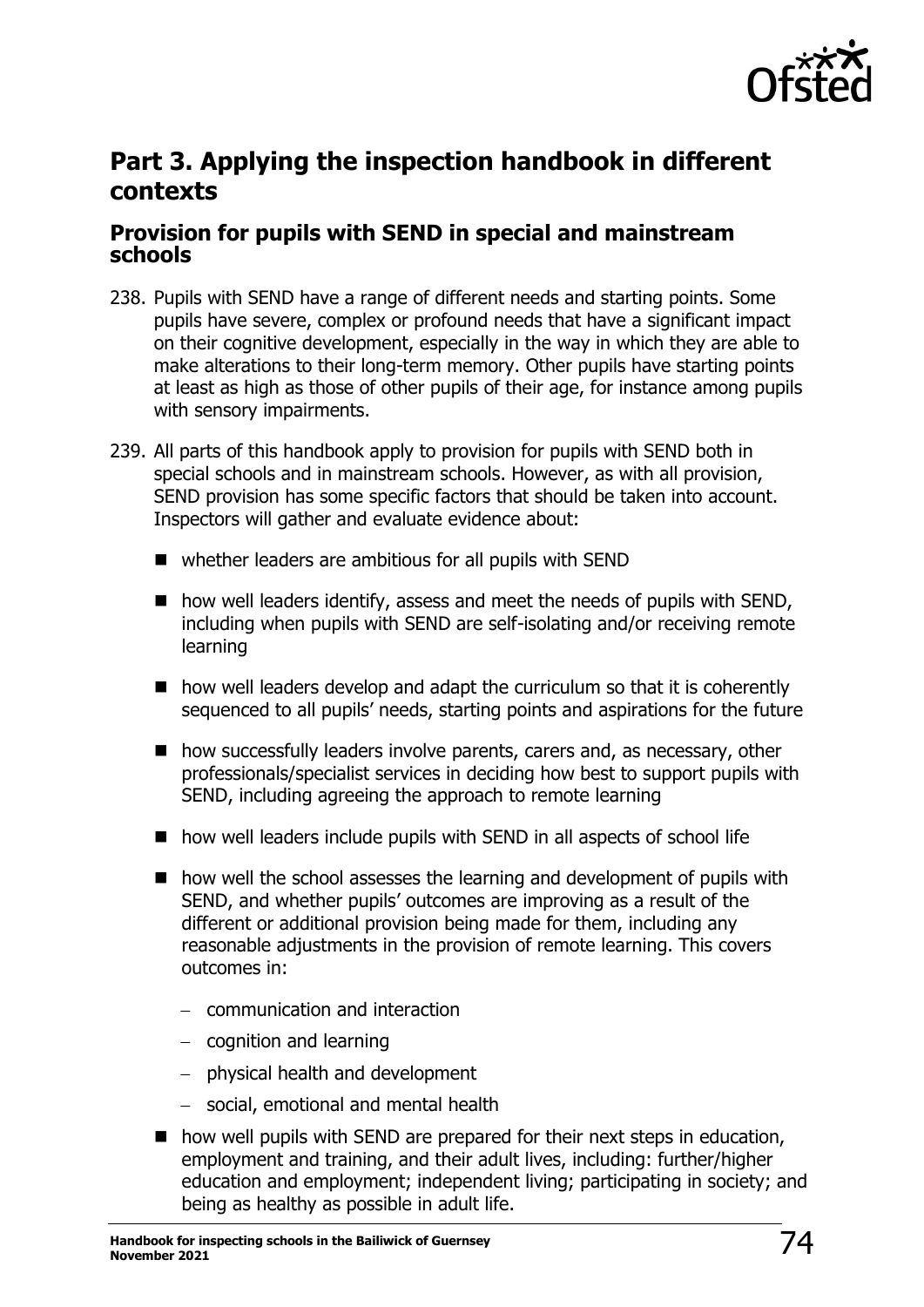## Part 3. Applying the inspection handbook in different contexts

### Provision for pupils with SEND in special and mainstream schools

238. Pupils with SEND have a range of different needs and starting points. Some pupils have severe, complex or profound needs that have a significant impact on their cognitive development, especially in the way in which they are able to make alterations to their long-term memory. Other pupils have starting points at least as high as those of other pupils of their age, for instance among pupils with sensory impairments.

239. All parts of this handbook apply to provision for pupils with SEND both in special schools and in mainstream schools. However, as with all provision, SEND provision has some specific factors that should be taken into account. Inspectors will gather and evaluate evidence about:

    - whether leaders are ambitious for all pupils with SEND
    - how well leaders identify, assess and meet the needs of pupils with SEND, including when pupils with SEND are self-isolating and/or receiving remote learning
    - how well leaders develop and adapt the curriculum so that it is coherently sequenced to all pupils' needs, starting points and aspirations for the future
    - how successfully leaders involve parents, carers and, as necessary, other professionals/specialist services in deciding how best to support pupils with SEND, including agreeing the approach to remote learning
    - how well leaders include pupils with SEND in all aspects of school life
    - how well the school assesses the learning and development of pupils with SEND, and whether pupils' outcomes are improving as a result of the different or additional provision being made for them, including any reasonable adjustments in the provision of remote learning. This covers outcomes in:
        - communication and interaction
        - cognition and learning
        - physical health and development
        - social, emotional and mental health
    - how well pupils with SEND are prepared for their next steps in education, employment and training, and their adult lives, including: further/higher education and employment; independent living; participating in society; and being as healthy as possible in adult life.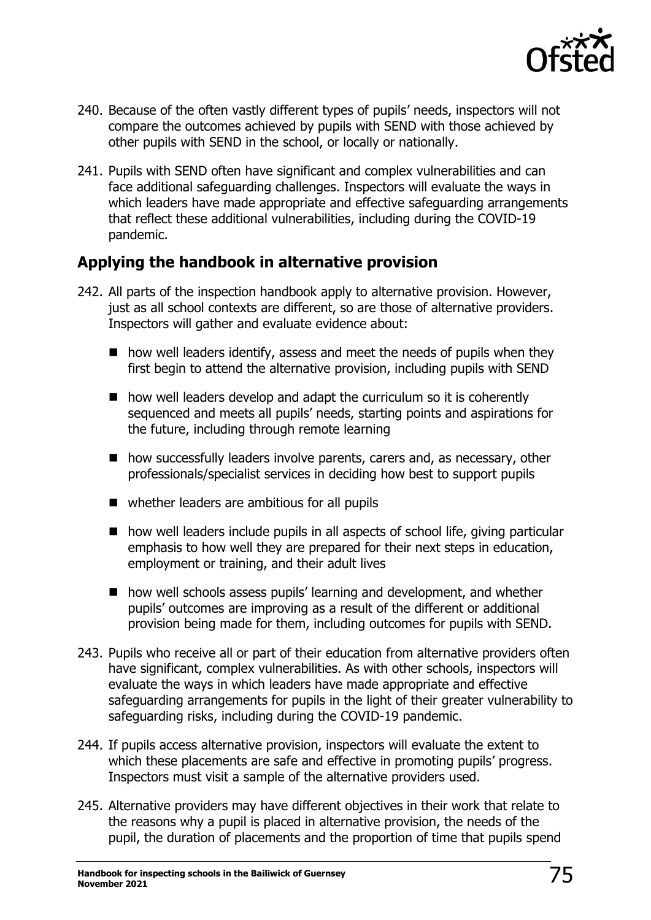240. Because of the often vastly different types of pupils' needs, inspectors will not compare the outcomes achieved by pupils with SEND with those achieved by other pupils with SEND in the school, or locally or nationally.

241. Pupils with SEND often have significant and complex vulnerabilities and can face additional safeguarding challenges. Inspectors will evaluate the ways in which leaders have made appropriate and effective safeguarding arrangements that reflect these additional vulnerabilities, including during the COVID-19 pandemic.

## Applying the handbook in alternative provision

242. All parts of the inspection handbook apply to alternative provision. However, just as all school contexts are different, so are those of alternative providers. Inspectors will gather and evaluate evidence about:

   - how well leaders identify, assess and meet the needs of pupils when they first begin to attend the alternative provision, including pupils with SEND
   - how well leaders develop and adapt the curriculum so it is coherently sequenced and meets all pupils' needs, starting points and aspirations for the future, including through remote learning
   - how successfully leaders involve parents, carers and, as necessary, other professionals/specialist services in deciding how best to support pupils
   - whether leaders are ambitious for all pupils
   - how well leaders include pupils in all aspects of school life, giving particular emphasis to how well they are prepared for their next steps in education, employment or training, and their adult lives
   - how well schools assess pupils' learning and development, and whether pupils' outcomes are improving as a result of the different or additional provision being made for them, including outcomes for pupils with SEND.

243. Pupils who receive all or part of their education from alternative providers often have significant, complex vulnerabilities. As with other schools, inspectors will evaluate the ways in which leaders have made appropriate and effective safeguarding arrangements for pupils in the light of their greater vulnerability to safeguarding risks, including during the COVID-19 pandemic.

244. If pupils access alternative provision, inspectors will evaluate the extent to which these placements are safe and effective in promoting pupils' progress. Inspectors must visit a sample of the alternative providers used.

245. Alternative providers may have different objectives in their work that relate to the reasons why a pupil is placed in alternative provision, the needs of the pupil, the duration of placements and the proportion of time that pupils spend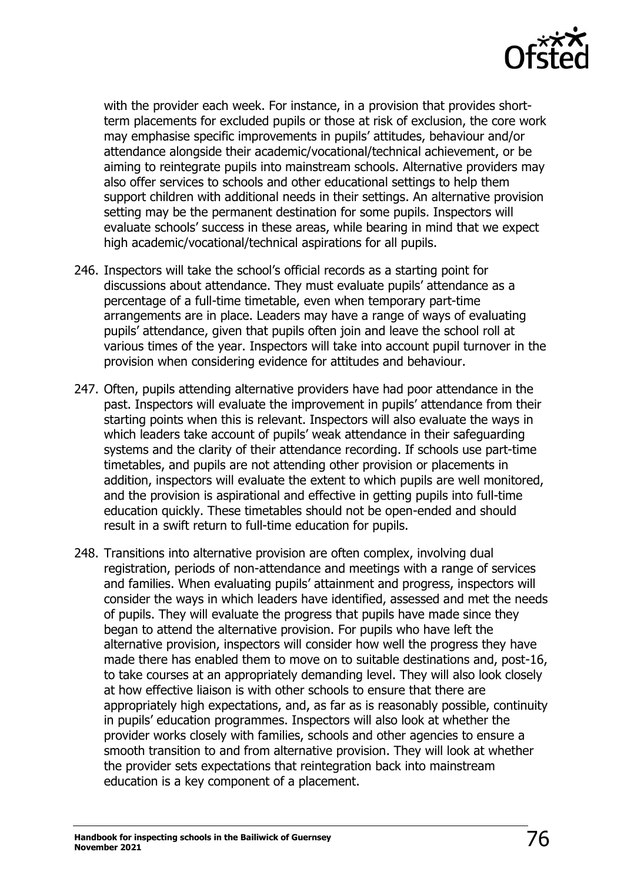with the provider each week. For instance, in a provision that provides short-term placements for excluded pupils or those at risk of exclusion, the core work may emphasise specific improvements in pupils' attitudes, behaviour and/or attendance alongside their academic/vocational/technical achievement, or be aiming to reintegrate pupils into mainstream schools. Alternative providers may also offer services to schools and other educational settings to help them support children with additional needs in their settings. An alternative provision setting may be the permanent destination for some pupils. Inspectors will evaluate schools' success in these areas, while bearing in mind that we expect high academic/vocational/technical aspirations for all pupils.

246. Inspectors will take the school's official records as a starting point for discussions about attendance. They must evaluate pupils' attendance as a percentage of a full-time timetable, even when temporary part-time arrangements are in place. Leaders may have a range of ways of evaluating pupils' attendance, given that pupils often join and leave the school roll at various times of the year. Inspectors will take into account pupil turnover in the provision when considering evidence for attitudes and behaviour.

247. Often, pupils attending alternative providers have had poor attendance in the past. Inspectors will evaluate the improvement in pupils' attendance from their starting points when this is relevant. Inspectors will also evaluate the ways in which leaders take account of pupils' weak attendance in their safeguarding systems and the clarity of their attendance recording. If schools use part-time timetables, and pupils are not attending other provision or placements in addition, inspectors will evaluate the extent to which pupils are well monitored, and the provision is aspirational and effective in getting pupils into full-time education quickly. These timetables should not be open-ended and should result in a swift return to full-time education for pupils.

248. Transitions into alternative provision are often complex, involving dual registration, periods of non-attendance and meetings with a range of services and families. When evaluating pupils' attainment and progress, inspectors will consider the ways in which leaders have identified, assessed and met the needs of pupils. They will evaluate the progress that pupils have made since they began to attend the alternative provision. For pupils who have left the alternative provision, inspectors will consider how well the progress they have made there has enabled them to move on to suitable destinations and, post-16, to take courses at an appropriately demanding level. They will also look closely at how effective liaison is with other schools to ensure that there are appropriately high expectations, and, as far as is reasonably possible, continuity in pupils' education programmes. Inspectors will also look at whether the provider works closely with families, schools and other agencies to ensure a smooth transition to and from alternative provision. They will look at whether the provider sets expectations that reintegration back into mainstream education is a key component of a placement.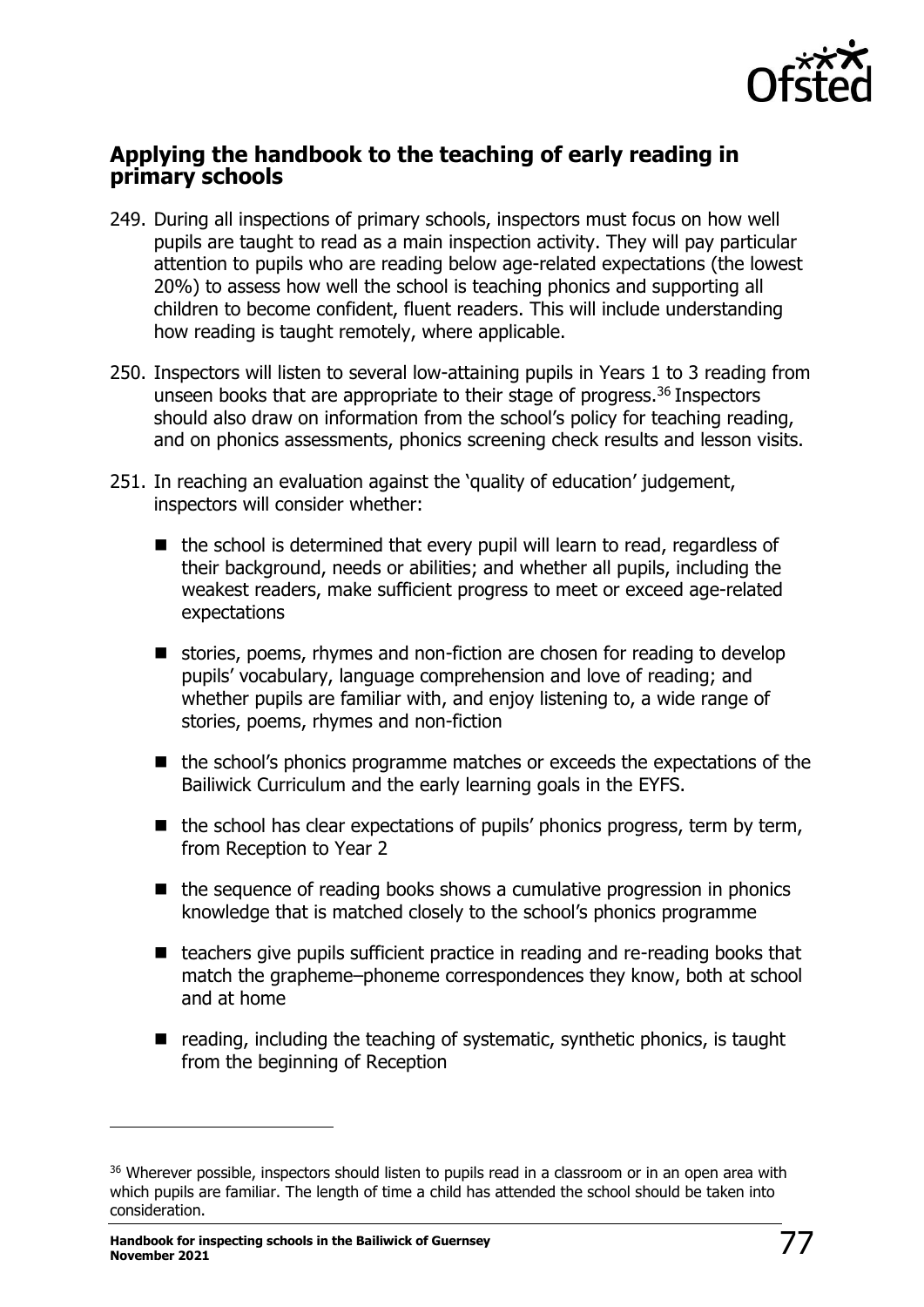## Applying the handbook to the teaching of early reading in primary schools

249. During all inspections of primary schools, inspectors must focus on how well pupils are taught to read as a main inspection activity. They will pay particular attention to pupils who are reading below age-related expectations (the lowest 20%) to assess how well the school is teaching phonics and supporting all children to become confident, fluent readers. This will include understanding how reading is taught remotely, where applicable.

250. Inspectors will listen to several low-attaining pupils in Years 1 to 3 reading from unseen books that are appropriate to their stage of progress.[36] Inspectors should also draw on information from the school's policy for teaching reading, and on phonics assessments, phonics screening check results and lesson visits.

251. In reaching an evaluation against the 'quality of education' judgement, inspectors will consider whether:

- the school is determined that every pupil will learn to read, regardless of their background, needs or abilities; and whether all pupils, including the weakest readers, make sufficient progress to meet or exceed age-related expectations
- stories, poems, rhymes and non-fiction are chosen for reading to develop pupils' vocabulary, language comprehension and love of reading; and whether pupils are familiar with, and enjoy listening to, a wide range of stories, poems, rhymes and non-fiction
- the school's phonics programme matches or exceeds the expectations of the Bailiwick Curriculum and the early learning goals in the EYFS.
- the school has clear expectations of pupils' phonics progress, term by term, from Reception to Year 2
- the sequence of reading books shows a cumulative progression in phonics knowledge that is matched closely to the school's phonics programme
- teachers give pupils sufficient practice in reading and re-reading books that match the grapheme–phoneme correspondences they know, both at school and at home
- reading, including the teaching of systematic, synthetic phonics, is taught from the beginning of Reception

[36] Wherever possible, inspectors should listen to pupils read in a classroom or in an open area with which pupils are familiar. The length of time a child has attended the school should be taken into consideration.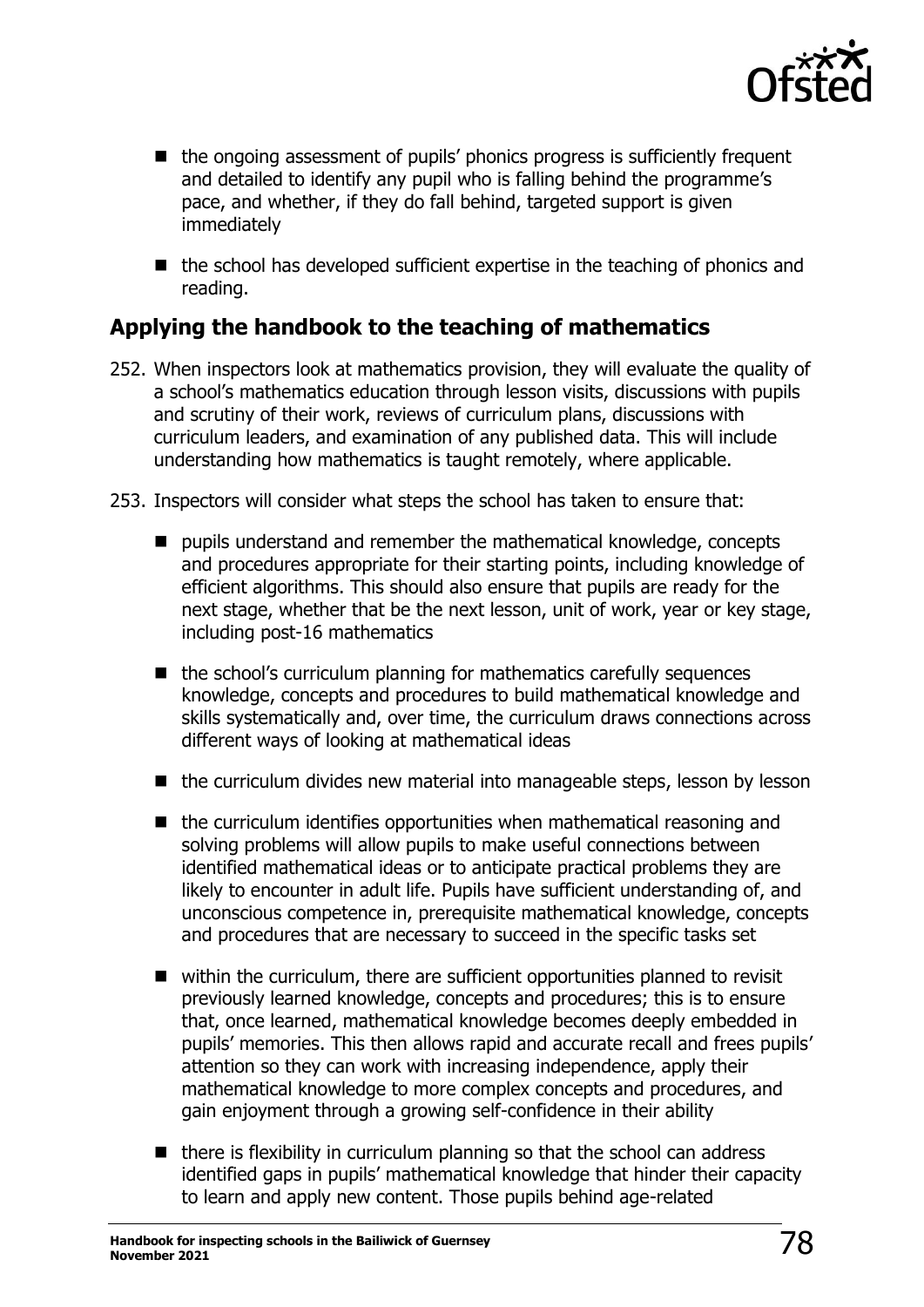- the ongoing assessment of pupils' phonics progress is sufficiently frequent and detailed to identify any pupil who is falling behind the programme's pace, and whether, if they do fall behind, targeted support is given immediately
- the school has developed sufficient expertise in the teaching of phonics and reading.

## Applying the handbook to the teaching of mathematics

252. When inspectors look at mathematics provision, they will evaluate the quality of a school's mathematics education through lesson visits, discussions with pupils and scrutiny of their work, reviews of curriculum plans, discussions with curriculum leaders, and examination of any published data. This will include understanding how mathematics is taught remotely, where applicable.

253. Inspectors will consider what steps the school has taken to ensure that:

- pupils understand and remember the mathematical knowledge, concepts and procedures appropriate for their starting points, including knowledge of efficient algorithms. This should also ensure that pupils are ready for the next stage, whether that be the next lesson, unit of work, year or key stage, including post-16 mathematics
- the school's curriculum planning for mathematics carefully sequences knowledge, concepts and procedures to build mathematical knowledge and skills systematically and, over time, the curriculum draws connections across different ways of looking at mathematical ideas
- the curriculum divides new material into manageable steps, lesson by lesson
- the curriculum identifies opportunities when mathematical reasoning and solving problems will allow pupils to make useful connections between identified mathematical ideas or to anticipate practical problems they are likely to encounter in adult life. Pupils have sufficient understanding of, and unconscious competence in, prerequisite mathematical knowledge, concepts and procedures that are necessary to succeed in the specific tasks set
- within the curriculum, there are sufficient opportunities planned to revisit previously learned knowledge, concepts and procedures; this is to ensure that, once learned, mathematical knowledge becomes deeply embedded in pupils' memories. This then allows rapid and accurate recall and frees pupils' attention so they can work with increasing independence, apply their mathematical knowledge to more complex concepts and procedures, and gain enjoyment through a growing self-confidence in their ability
- there is flexibility in curriculum planning so that the school can address identified gaps in pupils' mathematical knowledge that hinder their capacity to learn and apply new content. Those pupils behind age-related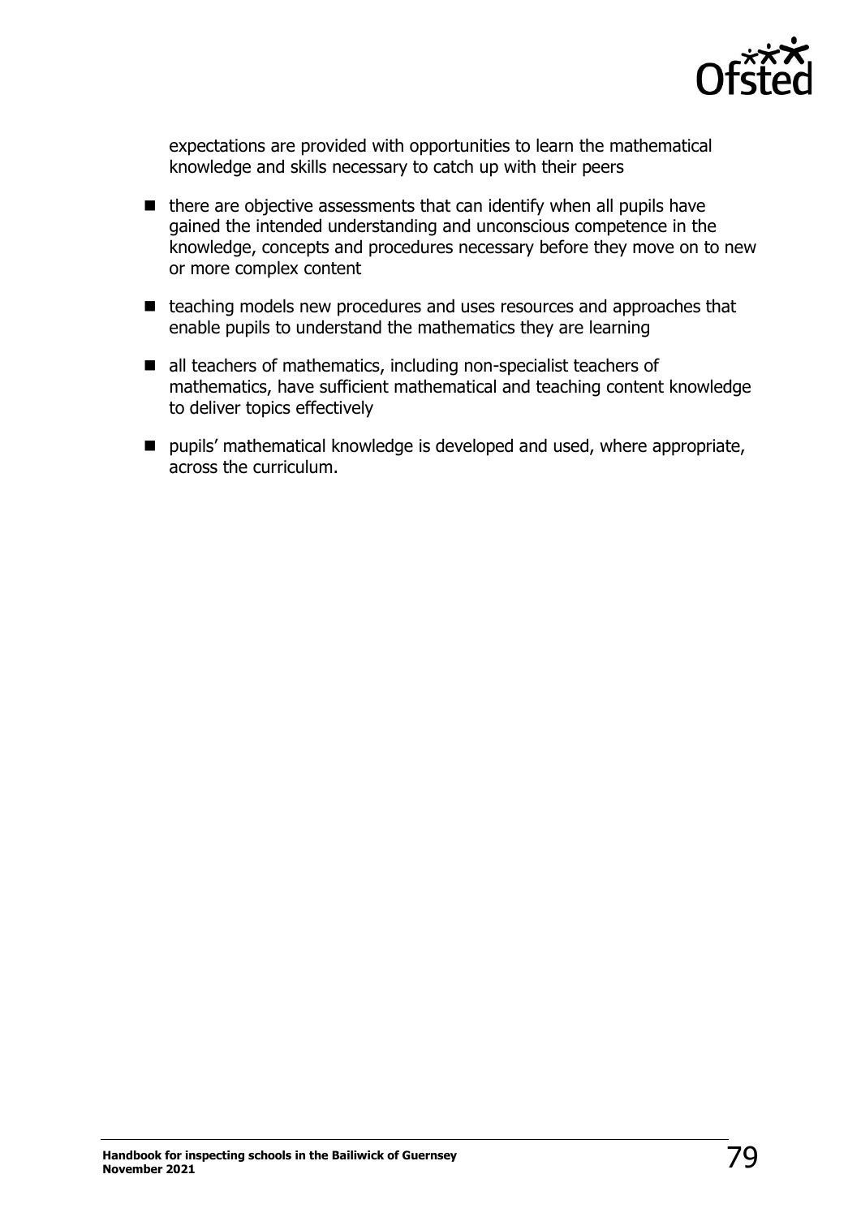expectations are provided with opportunities to learn the mathematical knowledge and skills necessary to catch up with their peers

- there are objective assessments that can identify when all pupils have gained the intended understanding and unconscious competence in the knowledge, concepts and procedures necessary before they move on to new or more complex content
- teaching models new procedures and uses resources and approaches that enable pupils to understand the mathematics they are learning
- all teachers of mathematics, including non-specialist teachers of mathematics, have sufficient mathematical and teaching content knowledge to deliver topics effectively
- pupils' mathematical knowledge is developed and used, where appropriate, across the curriculum.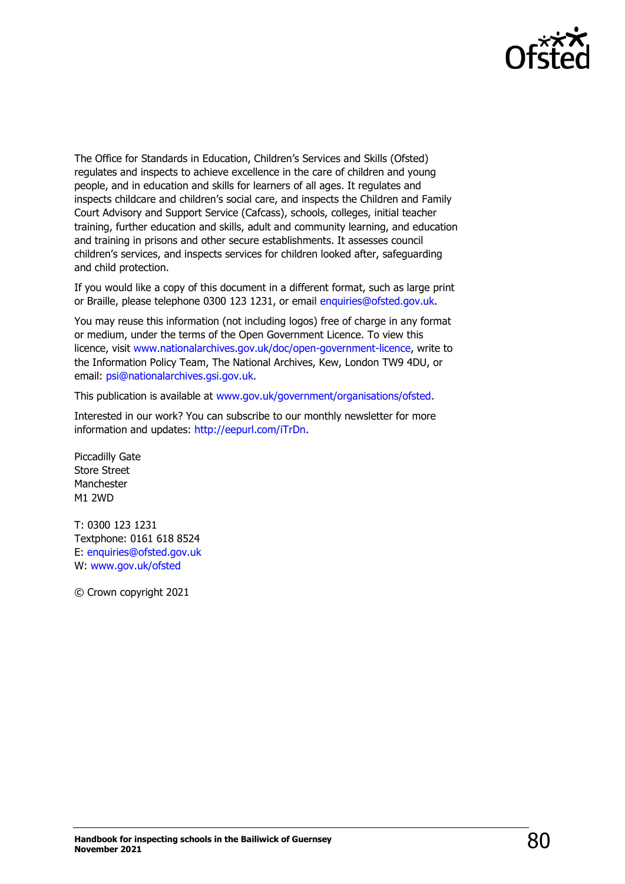The Office for Standards in Education, Children's Services and Skills (Ofsted) regulates and inspects to achieve excellence in the care of children and young people, and in education and skills for learners of all ages. It regulates and inspects childcare and children's social care, and inspects the Children and Family Court Advisory and Support Service (Cafcass), schools, colleges, initial teacher training, further education and skills, adult and community learning, and education and training in prisons and other secure establishments. It assesses council children's services, and inspects services for children looked after, safeguarding and child protection.

If you would like a copy of this document in a different format, such as large print or Braille, please telephone 0300 123 1231, or email enquiries@ofsted.gov.uk.

You may reuse this information (not including logos) free of charge in any format or medium, under the terms of the Open Government Licence. To view this licence, visit www.nationalarchives.gov.uk/doc/open-government-licence, write to the Information Policy Team, The National Archives, Kew, London TW9 4DU, or email: psi@nationalarchives.gsi.gov.uk.

This publication is available at www.gov.uk/government/organisations/ofsted.

Interested in our work? You can subscribe to our monthly newsletter for more information and updates: http://eepurl.com/iTrDn.

Piccadilly Gate
Store Street
Manchester
M1 2WD

T: 0300 123 1231
Textphone: 0161 618 8524
E: enquiries@ofsted.gov.uk
W: www.gov.uk/ofsted

© Crown copyright 2021